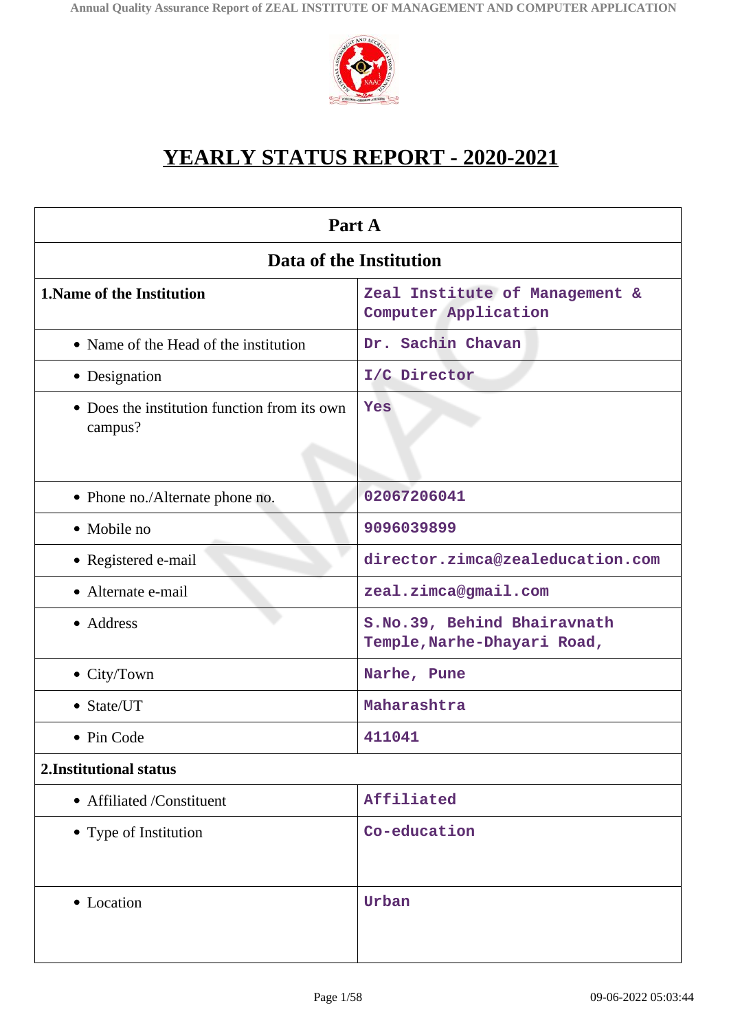# YEARLY STATUS REPORT - 2020-2021

| Part A | |
|---|---|
| **Data of the Institution** | |
| **1.Name of the Institution** | Zeal Institute of Management & Computer Application |
| • Name of the Head of the institution | Dr. Sachin Chavan |
| • Designation | I/C Director |
| • Does the institution function from its own campus? | Yes |
| • Phone no./Alternate phone no. | 02067206041 |
| • Mobile no | 9096039899 |
| • Registered e-mail | director.zimca@zealeducation.com |
| • Alternate e-mail | zeal.zimca@gmail.com |
| • Address | S.No.39, Behind Bhairavnath Temple,Narhe-Dhayari Road, |
| • City/Town | Narhe, Pune |
| • State/UT | Maharashtra |
| • Pin Code | 411041 |
| **2.Institutional status** | |
| • Affiliated /Constituent | Affiliated |
| • Type of Institution | Co-education |
| • Location | Urban |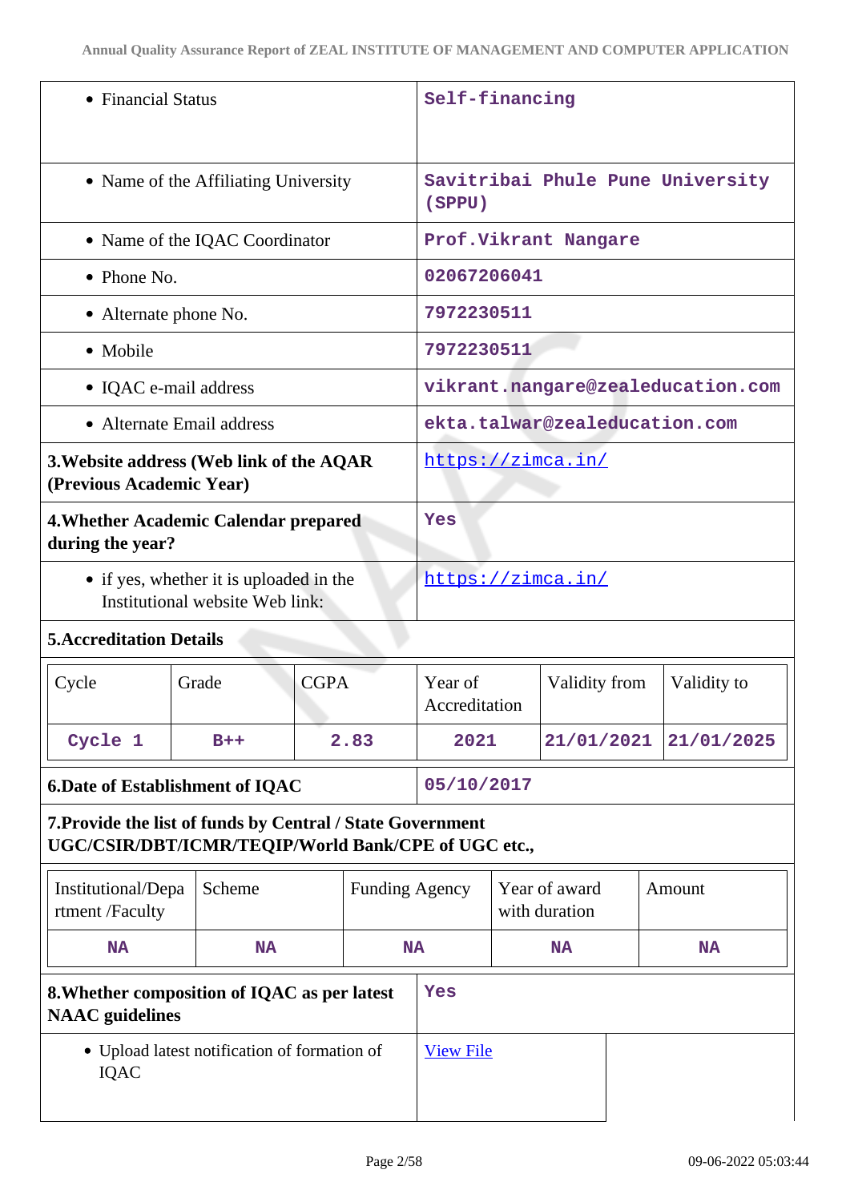| | |
|---|---|
| • Financial Status | Self-financing |
| • Name of the Affiliating University | Savitribai Phule Pune University (SPPU) |
| • Name of the IQAC Coordinator | Prof.Vikrant Nangare |
| • Phone No. | 02067206041 |
| • Alternate phone No. | 7972230511 |
| • Mobile | 7972230511 |
| • IQAC e-mail address | vikrant.nangare@zealeducation.com |
| • Alternate Email address | ekta.talwar@zealeducation.com |
| **3.Website address (Web link of the AQAR (Previous Academic Year)** | https://zimca.in/ |
| **4.Whether Academic Calendar prepared during the year?** | Yes |
| • if yes, whether it is uploaded in the Institutional website Web link: | https://zimca.in/ |

**5.Accreditation Details**

| Cycle | Grade | CGPA | Year of Accreditation | Validity from | Validity to |
|---|---|---|---|---|---|
| Cycle 1 | B++ | 2.83 | 2021 | 21/01/2021 | 21/01/2025 |

| | |
|---|---|
| **6.Date of Establishment of IQAC** | 05/10/2017 |

**7.Provide the list of funds by Central / State Government UGC/CSIR/DBT/ICMR/TEQIP/World Bank/CPE of UGC etc.,**

| Institutional/Department /Faculty | Scheme | Funding Agency | Year of award with duration | Amount |
|---|---|---|---|---|
| NA | NA | NA | NA | NA |

| | |
|---|---|
| **8.Whether composition of IQAC as per latest NAAC guidelines** | Yes |
| • Upload latest notification of formation of IQAC | View File |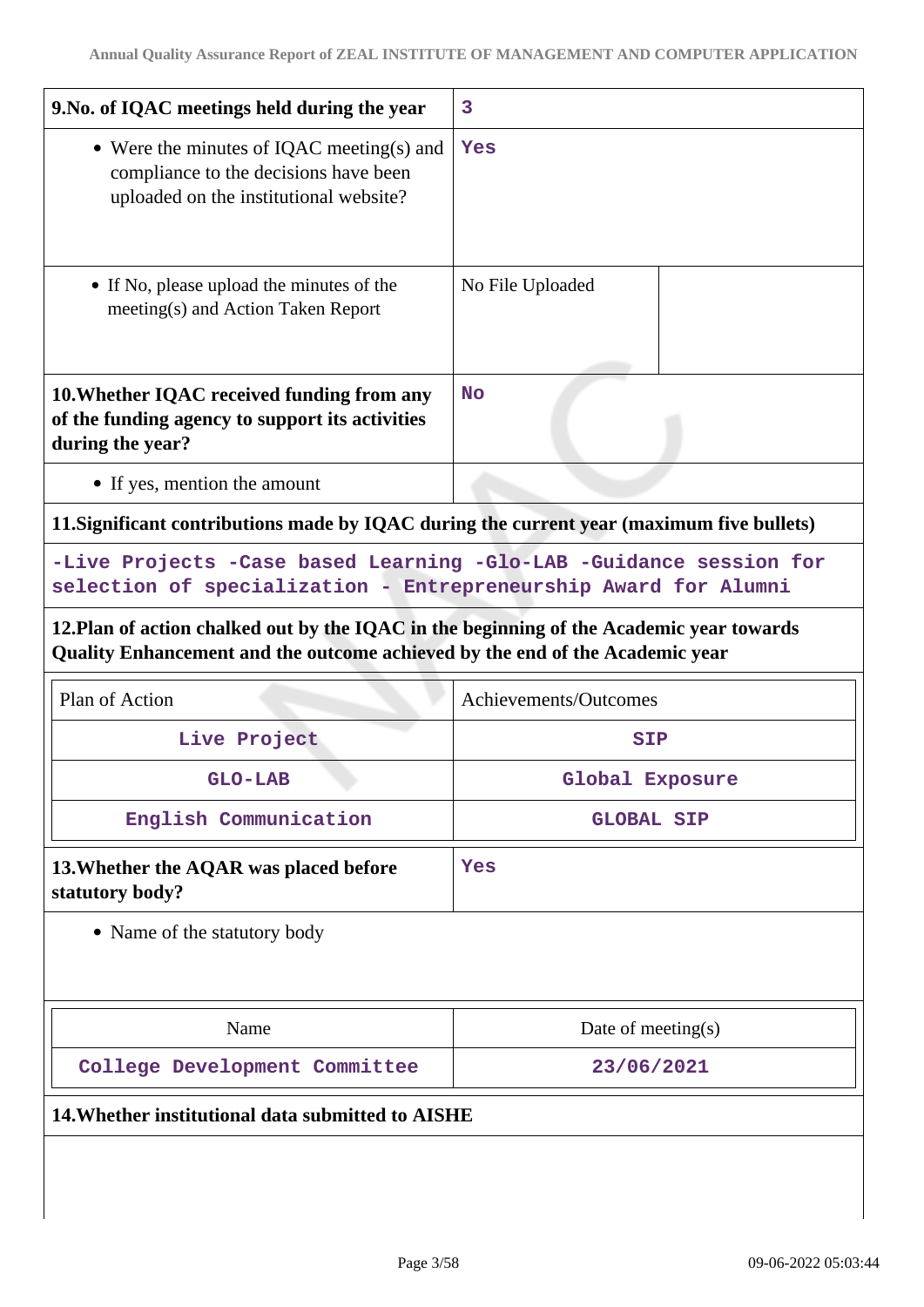| 9.No. of IQAC meetings held during the year | 3 |
|---|---|
| • Were the minutes of IQAC meeting(s) and compliance to the decisions have been uploaded on the institutional website? | Yes |
| • If No, please upload the minutes of the meeting(s) and Action Taken Report | No File Uploaded |

| 10.Whether IQAC received funding from any of the funding agency to support its activities during the year? | No |
|---|---|
| • If yes, mention the amount | |

**11.Significant contributions made by IQAC during the current year (maximum five bullets)**

-Live Projects -Case based Learning -Glo-LAB -Guidance session for selection of specialization - Entrepreneurship Award for Alumni

**12.Plan of action chalked out by the IQAC in the beginning of the Academic year towards Quality Enhancement and the outcome achieved by the end of the Academic year**

| Plan of Action | Achievements/Outcomes |
|---|---|
| Live Project | SIP |
| GLO-LAB | Global Exposure |
| English Communication | GLOBAL SIP |

| 13.Whether the AQAR was placed before statutory body? | Yes |
|---|---|

• Name of the statutory body

| Name | Date of meeting(s) |
|---|---|
| College Development Committee | 23/06/2021 |

**14.Whether institutional data submitted to AISHE**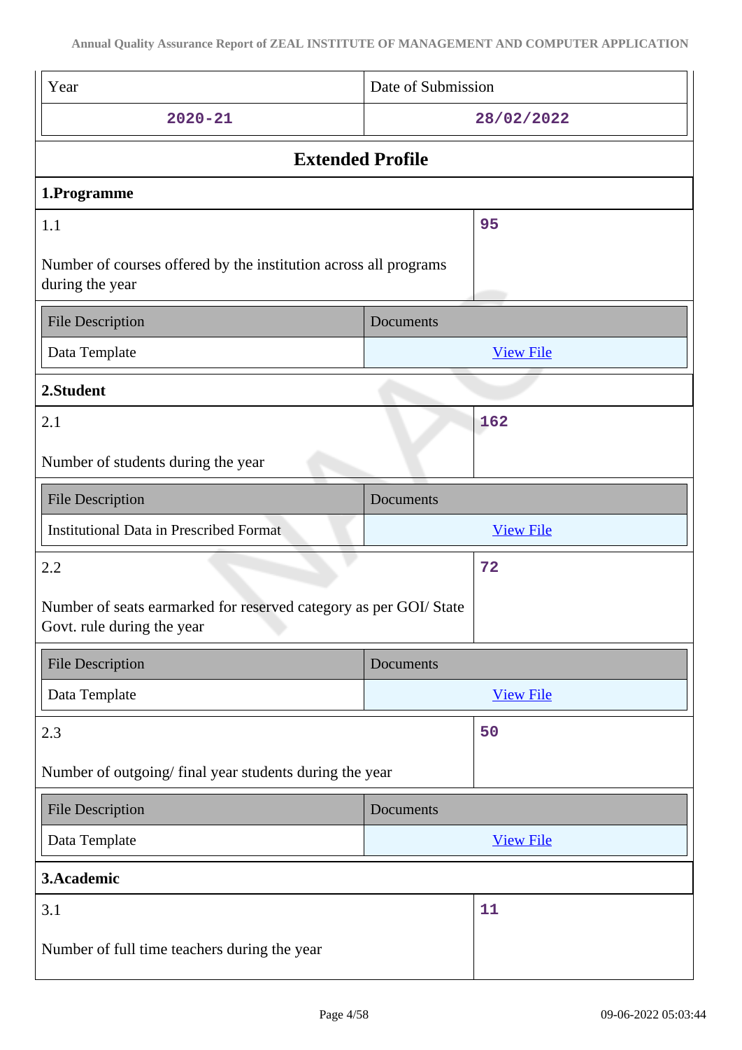| Year | Date of Submission |
|---|---|
| 2020-21 | 28/02/2022 |

## Extended Profile

### 1.Programme

| 1.1<br><br>Number of courses offered by the institution across all programs during the year | 95 |
|---|---|

| File Description | Documents |
|---|---|
| Data Template | View File |

### 2.Student

| 2.1<br><br>Number of students during the year | 162 |
|---|---|

| File Description | Documents |
|---|---|
| Institutional Data in Prescribed Format | View File |

| 2.2<br><br>Number of seats earmarked for reserved category as per GOI/ State Govt. rule during the year | 72 |
|---|---|

| File Description | Documents |
|---|---|
| Data Template | View File |

| 2.3<br><br>Number of outgoing/ final year students during the year | 50 |
|---|---|

| File Description | Documents |
|---|---|
| Data Template | View File |

### 3.Academic

| 3.1<br><br>Number of full time teachers during the year | 11 |
|---|---|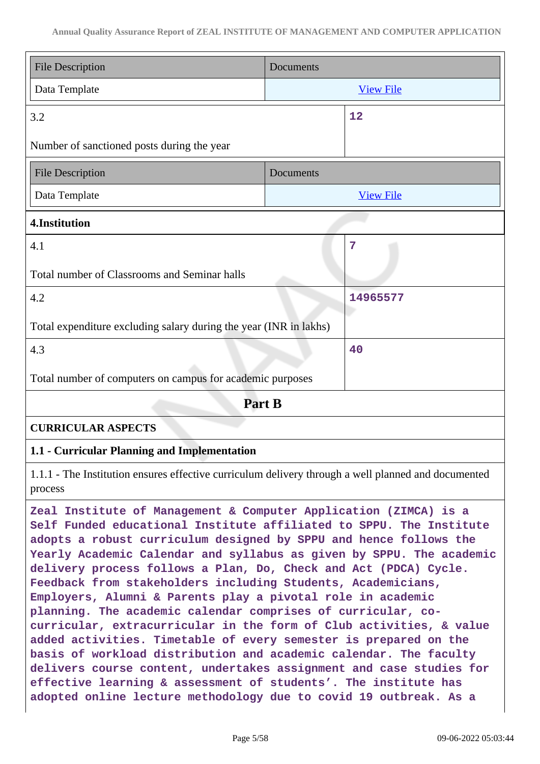| File Description | Documents |
|---|---|
| Data Template | View File |

| 3.2 | 12 |
|---|---|
| Number of sanctioned posts during the year | |

| File Description | Documents |
|---|---|
| Data Template | View File |

**4.Institution**

| 4.1 | 7 |
|---|---|
| Total number of Classrooms and Seminar halls | |
| 4.2 | 14965577 |
| Total expenditure excluding salary during the year (INR in lakhs) | |
| 4.3 | 40 |
| Total number of computers on campus for academic purposes | |

## Part B

**CURRICULAR ASPECTS**

**1.1 - Curricular Planning and Implementation**

1.1.1 - The Institution ensures effective curriculum delivery through a well planned and documented process

Zeal Institute of Management & Computer Application (ZIMCA) is a Self Funded educational Institute affiliated to SPPU. The Institute adopts a robust curriculum designed by SPPU and hence follows the Yearly Academic Calendar and syllabus as given by SPPU. The academic delivery process follows a Plan, Do, Check and Act (PDCA) Cycle. Feedback from stakeholders including Students, Academicians, Employers, Alumni & Parents play a pivotal role in academic planning. The academic calendar comprises of curricular, co-curricular, extracurricular in the form of Club activities, & value added activities. Timetable of every semester is prepared on the basis of workload distribution and academic calendar. The faculty delivers course content, undertakes assignment and case studies for effective learning & assessment of students'. The institute has adopted online lecture methodology due to covid 19 outbreak. As a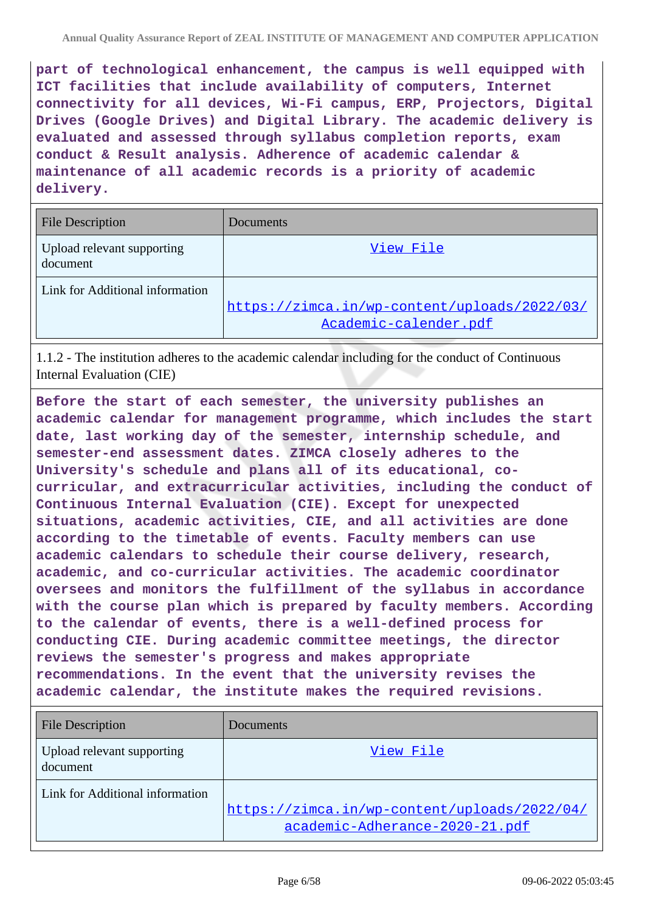**part of technological enhancement, the campus is well equipped with ICT facilities that include availability of computers, Internet connectivity for all devices, Wi-Fi campus, ERP, Projectors, Digital Drives (Google Drives) and Digital Library. The academic delivery is evaluated and assessed through syllabus completion reports, exam conduct & Result analysis. Adherence of academic calendar & maintenance of all academic records is a priority of academic delivery.**

| File Description | Documents |
|---|---|
| Upload relevant supporting document | View File |
| Link for Additional information | https://zimca.in/wp-content/uploads/2022/03/Academic-calender.pdf |

1.1.2 - The institution adheres to the academic calendar including for the conduct of Continuous Internal Evaluation (CIE)

**Before the start of each semester, the university publishes an academic calendar for management programme, which includes the start date, last working day of the semester, internship schedule, and semester-end assessment dates. ZIMCA closely adheres to the University's schedule and plans all of its educational, co-curricular, and extracurricular activities, including the conduct of Continuous Internal Evaluation (CIE). Except for unexpected situations, academic activities, CIE, and all activities are done according to the timetable of events. Faculty members can use academic calendars to schedule their course delivery, research, academic, and co-curricular activities. The academic coordinator oversees and monitors the fulfillment of the syllabus in accordance with the course plan which is prepared by faculty members. According to the calendar of events, there is a well-defined process for conducting CIE. During academic committee meetings, the director reviews the semester's progress and makes appropriate recommendations. In the event that the university revises the academic calendar, the institute makes the required revisions.**

| File Description | Documents |
|---|---|
| Upload relevant supporting document | View File |
| Link for Additional information | https://zimca.in/wp-content/uploads/2022/04/academic-Adherance-2020-21.pdf |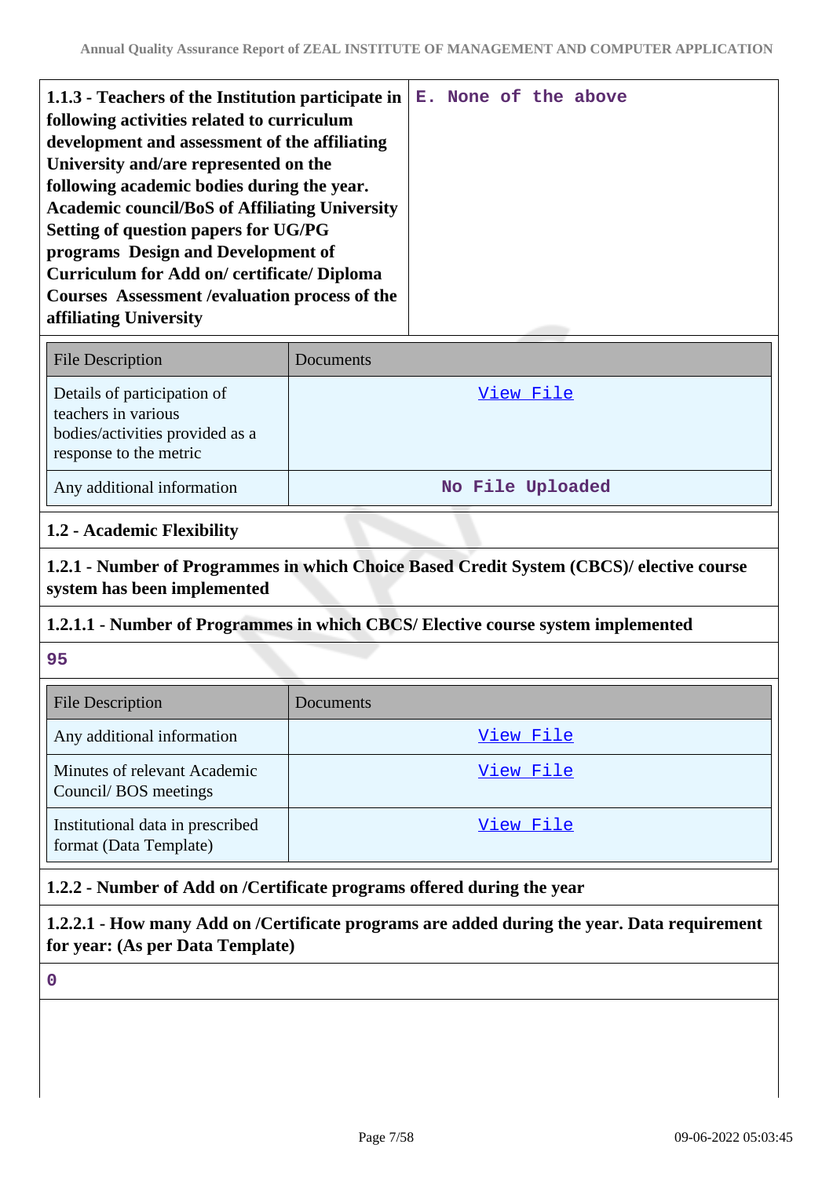| 1.1.3 - Teachers of the Institution participate in following activities related to curriculum development and assessment of the affiliating University and/are represented on the following academic bodies during the year. Academic council/BoS of Affiliating University Setting of question papers for UG/PG programs Design and Development of Curriculum for Add on/ certificate/ Diploma Courses Assessment /evaluation process of the affiliating University | E. None of the above |
|---|---|

| File Description | Documents |
|---|---|
| Details of participation of teachers in various bodies/activities provided as a response to the metric | View File |
| Any additional information | No File Uploaded |

**1.2 - Academic Flexibility**

**1.2.1 - Number of Programmes in which Choice Based Credit System (CBCS)/ elective course system has been implemented**

**1.2.1.1 - Number of Programmes in which CBCS/ Elective course system implemented**

95

| File Description | Documents |
|---|---|
| Any additional information | View File |
| Minutes of relevant Academic Council/ BOS meetings | View File |
| Institutional data in prescribed format (Data Template) | View File |

**1.2.2 - Number of Add on /Certificate programs offered during the year**

**1.2.2.1 - How many Add on /Certificate programs are added during the year. Data requirement for year: (As per Data Template)**

0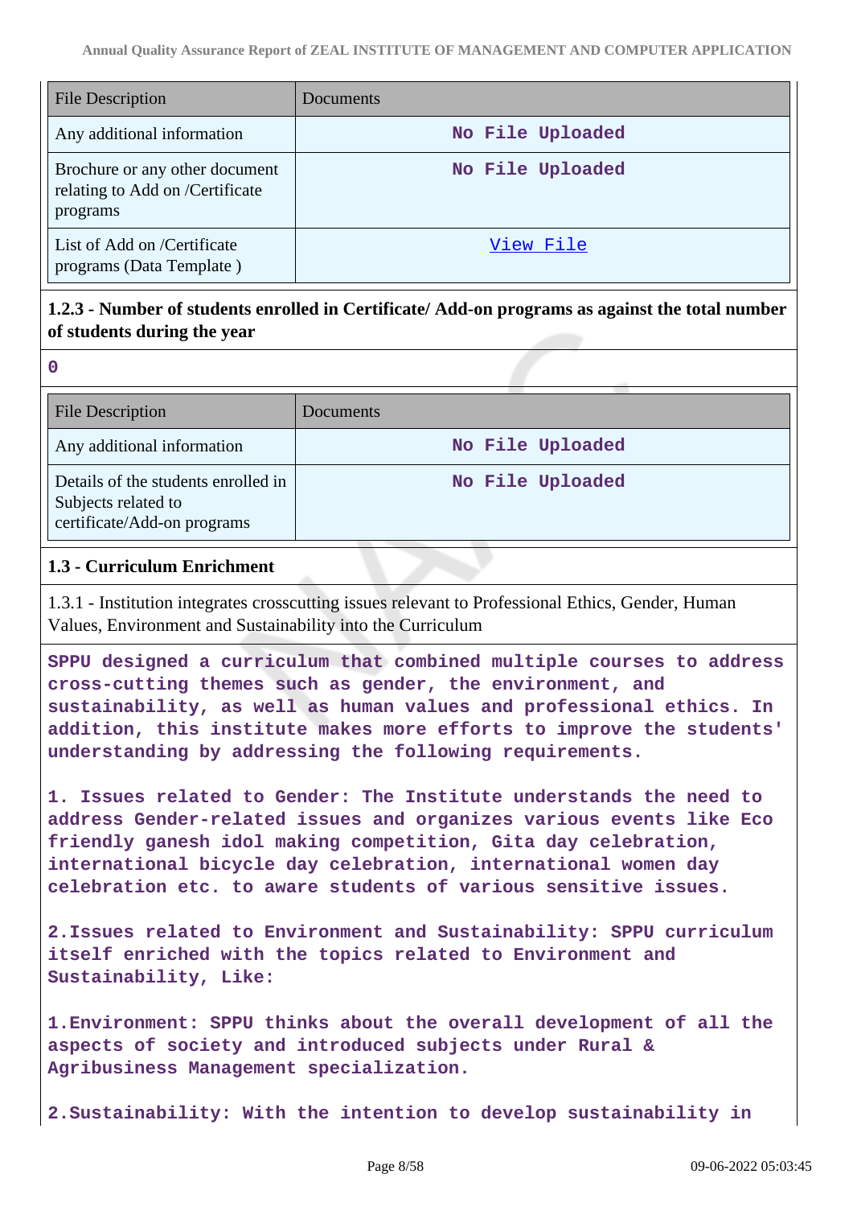| File Description | Documents |
| --- | --- |
| Any additional information | No File Uploaded |
| Brochure or any other document relating to Add on /Certificate programs | No File Uploaded |
| List of Add on /Certificate programs (Data Template ) | View File |

**1.2.3 - Number of students enrolled in Certificate/ Add-on programs as against the total number of students during the year**

0

| File Description | Documents |
| --- | --- |
| Any additional information | No File Uploaded |
| Details of the students enrolled in Subjects related to certificate/Add-on programs | No File Uploaded |

**1.3 - Curriculum Enrichment**

1.3.1 - Institution integrates crosscutting issues relevant to Professional Ethics, Gender, Human Values, Environment and Sustainability into the Curriculum

SPPU designed a curriculum that combined multiple courses to address cross-cutting themes such as gender, the environment, and sustainability, as well as human values and professional ethics. In addition, this institute makes more efforts to improve the students' understanding by addressing the following requirements.

1. Issues related to Gender: The Institute understands the need to address Gender-related issues and organizes various events like Eco friendly ganesh idol making competition, Gita day celebration, international bicycle day celebration, international women day celebration etc. to aware students of various sensitive issues.

2.Issues related to Environment and Sustainability: SPPU curriculum itself enriched with the topics related to Environment and Sustainability, Like:

1.Environment: SPPU thinks about the overall development of all the aspects of society and introduced subjects under Rural & Agribusiness Management specialization.

2.Sustainability: With the intention to develop sustainability in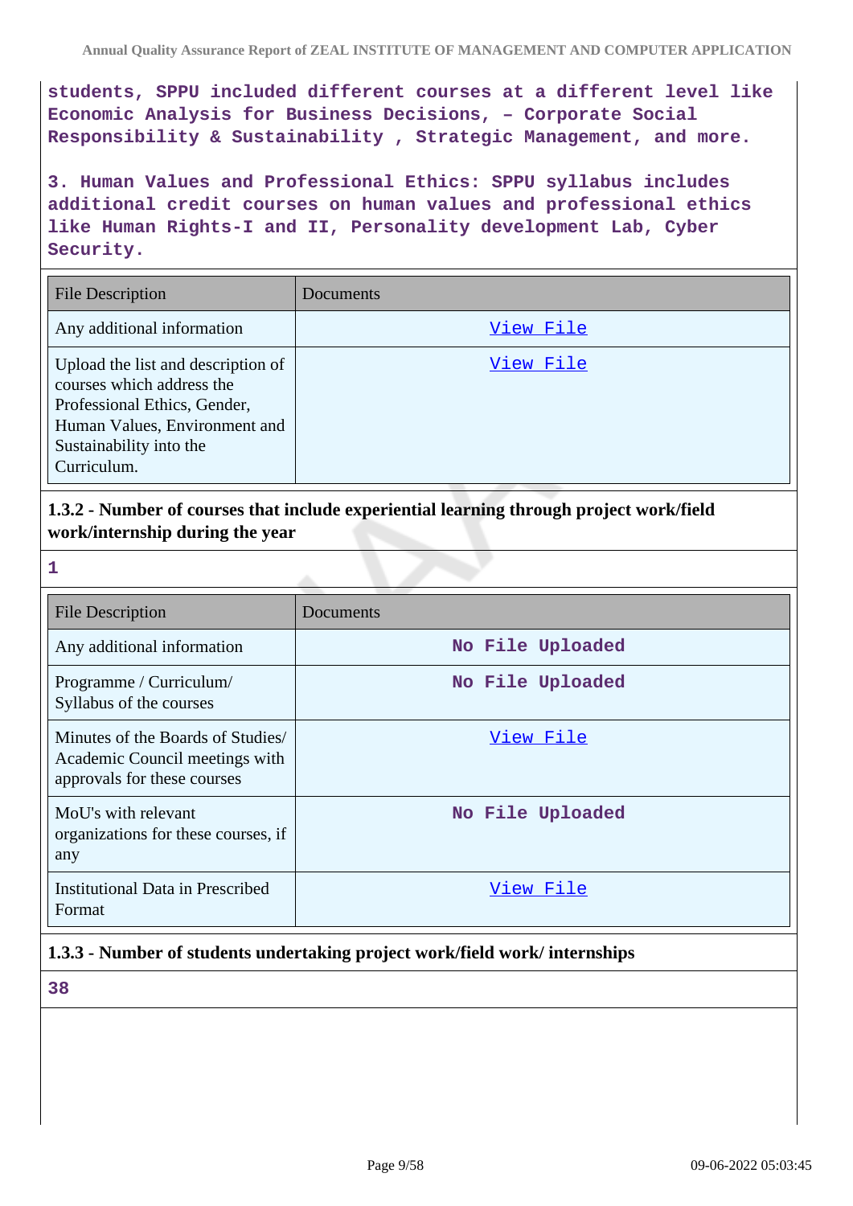students, SPPU included different courses at a different level like Economic Analysis for Business Decisions, – Corporate Social Responsibility & Sustainability , Strategic Management, and more.

3. Human Values and Professional Ethics: SPPU syllabus includes additional credit courses on human values and professional ethics like Human Rights-I and II, Personality development Lab, Cyber Security.

| File Description | Documents |
| --- | --- |
| Any additional information | View File |
| Upload the list and description of courses which address the Professional Ethics, Gender, Human Values, Environment and Sustainability into the Curriculum. | View File |

### 1.3.2 - Number of courses that include experiential learning through project work/field work/internship during the year

1

| File Description | Documents |
| --- | --- |
| Any additional information | No File Uploaded |
| Programme / Curriculum/ Syllabus of the courses | No File Uploaded |
| Minutes of the Boards of Studies/ Academic Council meetings with approvals for these courses | View File |
| MoU's with relevant organizations for these courses, if any | No File Uploaded |
| Institutional Data in Prescribed Format | View File |

### 1.3.3 - Number of students undertaking project work/field work/ internships

38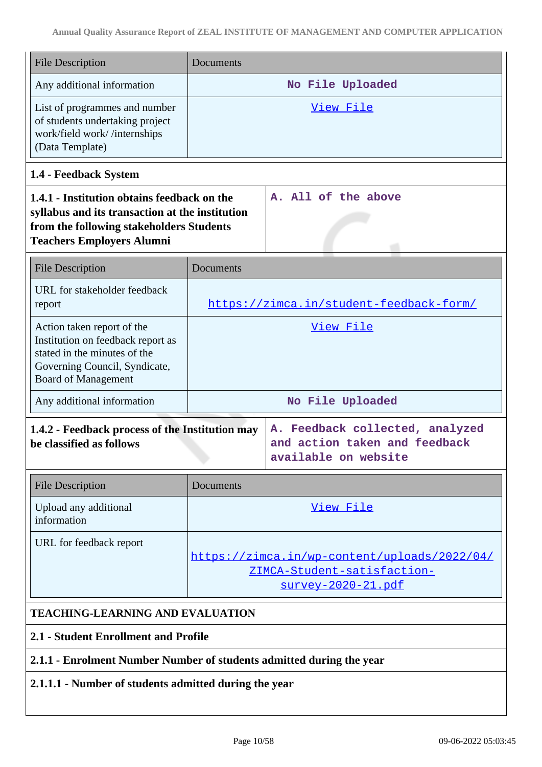| File Description | Documents |
|---|---|
| Any additional information | No File Uploaded |
| List of programmes and number of students undertaking project work/field work/ /internships (Data Template) | View File |

**1.4 - Feedback System**

| **1.4.1 - Institution obtains feedback on the syllabus and its transaction at the institution from the following stakeholders Students Teachers Employers Alumni** | A. All of the above |
|---|---|

| File Description | Documents |
|---|---|
| URL for stakeholder feedback report | https://zimca.in/student-feedback-form/ |
| Action taken report of the Institution on feedback report as stated in the minutes of the Governing Council, Syndicate, Board of Management | View File |
| Any additional information | No File Uploaded |

| **1.4.2 - Feedback process of the Institution may be classified as follows** | A. Feedback collected, analyzed and action taken and feedback available on website |
|---|---|

| File Description | Documents |
|---|---|
| Upload any additional information | View File |
| URL for feedback report | https://zimca.in/wp-content/uploads/2022/04/ZIMCA-Student-satisfaction-survey-2020-21.pdf |

**TEACHING-LEARNING AND EVALUATION**

**2.1 - Student Enrollment and Profile**

**2.1.1 - Enrolment Number Number of students admitted during the year**

**2.1.1.1 - Number of students admitted during the year**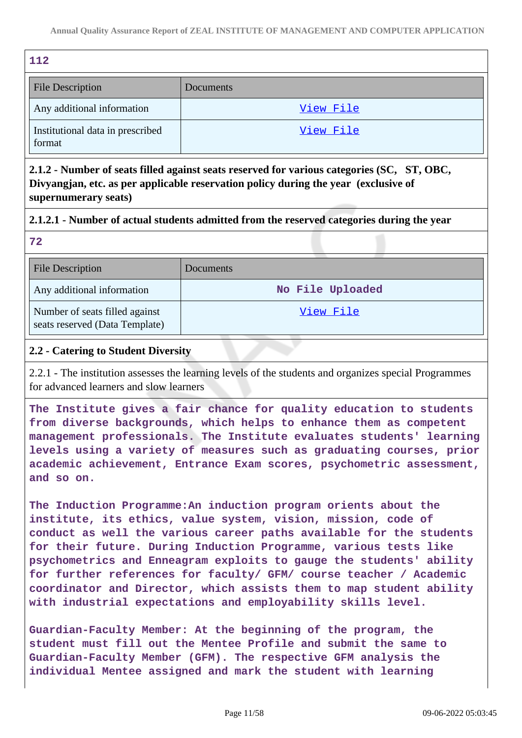112

| File Description | Documents |
| --- | --- |
| Any additional information | View File |
| Institutional data in prescribed format | View File |

**2.1.2 - Number of seats filled against seats reserved for various categories (SC, ST, OBC, Divyangjan, etc. as per applicable reservation policy during the year (exclusive of supernumerary seats)**

**2.1.2.1 - Number of actual students admitted from the reserved categories during the year**

72

| File Description | Documents |
| --- | --- |
| Any additional information | No File Uploaded |
| Number of seats filled against seats reserved (Data Template) | View File |

**2.2 - Catering to Student Diversity**

2.2.1 - The institution assesses the learning levels of the students and organizes special Programmes for advanced learners and slow learners

The Institute gives a fair chance for quality education to students from diverse backgrounds, which helps to enhance them as competent management professionals. The Institute evaluates students' learning levels using a variety of measures such as graduating courses, prior academic achievement, Entrance Exam scores, psychometric assessment, and so on.

The Induction Programme:An induction program orients about the institute, its ethics, value system, vision, mission, code of conduct as well the various career paths available for the students for their future. During Induction Programme, various tests like psychometrics and Enneagram exploits to gauge the students' ability for further references for faculty/ GFM/ course teacher / Academic coordinator and Director, which assists them to map student ability with industrial expectations and employability skills level.

Guardian-Faculty Member: At the beginning of the program, the student must fill out the Mentee Profile and submit the same to Guardian-Faculty Member (GFM). The respective GFM analysis the individual Mentee assigned and mark the student with learning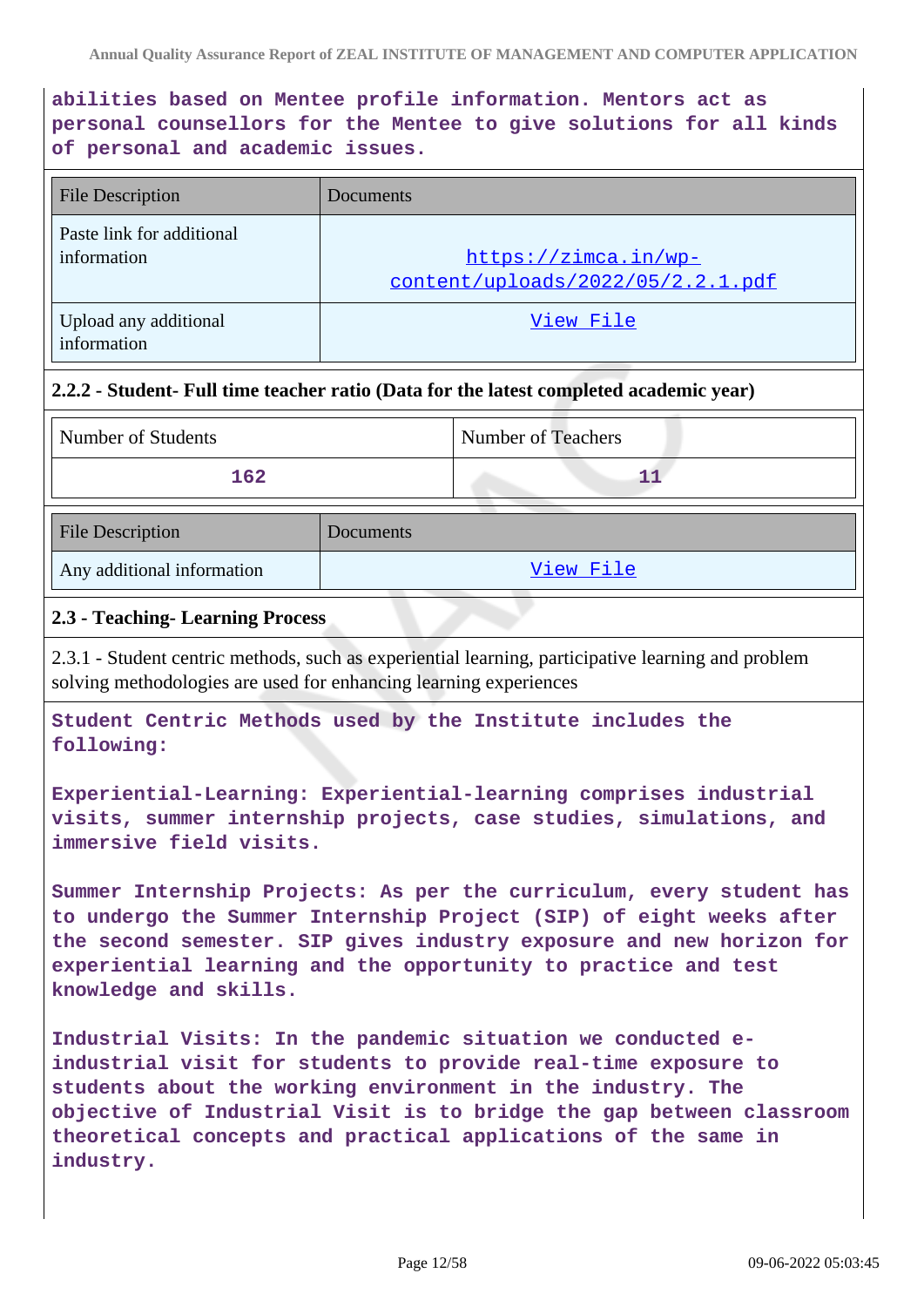**abilities based on Mentee profile information. Mentors act as personal counsellors for the Mentee to give solutions for all kinds of personal and academic issues.**

| File Description | Documents |
| --- | --- |
| Paste link for additional information | https://zimca.in/wp-content/uploads/2022/05/2.2.1.pdf |
| Upload any additional information | View File |

**2.2.2 - Student- Full time teacher ratio (Data for the latest completed academic year)**

| Number of Students | Number of Teachers |
| --- | --- |
| 162 | 11 |

| File Description | Documents |
| --- | --- |
| Any additional information | View File |

## 2.3 - Teaching- Learning Process

2.3.1 - Student centric methods, such as experiential learning, participative learning and problem solving methodologies are used for enhancing learning experiences

**Student Centric Methods used by the Institute includes the following:**

**Experiential-Learning: Experiential-learning comprises industrial visits, summer internship projects, case studies, simulations, and immersive field visits.**

**Summer Internship Projects: As per the curriculum, every student has to undergo the Summer Internship Project (SIP) of eight weeks after the second semester. SIP gives industry exposure and new horizon for experiential learning and the opportunity to practice and test knowledge and skills.**

**Industrial Visits: In the pandemic situation we conducted e-industrial visit for students to provide real-time exposure to students about the working environment in the industry. The objective of Industrial Visit is to bridge the gap between classroom theoretical concepts and practical applications of the same in industry.**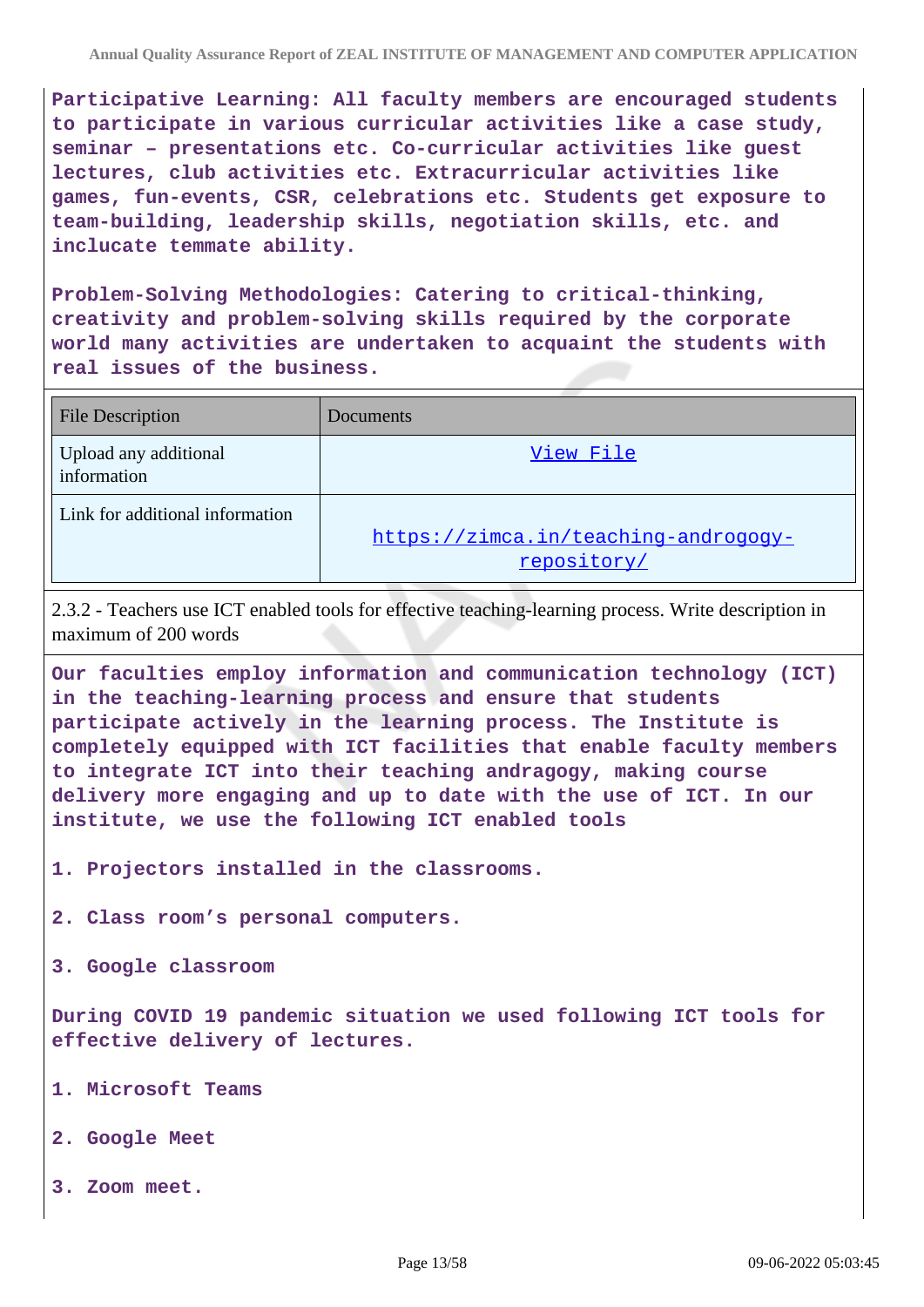**Participative Learning: All faculty members are encouraged students to participate in various curricular activities like a case study, seminar – presentations etc. Co-curricular activities like guest lectures, club activities etc. Extracurricular activities like games, fun-events, CSR, celebrations etc. Students get exposure to team-building, leadership skills, negotiation skills, etc. and inclucate temmate ability.**

**Problem-Solving Methodologies: Catering to critical-thinking, creativity and problem-solving skills required by the corporate world many activities are undertaken to acquaint the students with real issues of the business.**

| File Description | Documents |
| --- | --- |
| Upload any additional information | View File |
| Link for additional information | https://zimca.in/teaching-androgogy-repository/ |

2.3.2 - Teachers use ICT enabled tools for effective teaching-learning process. Write description in maximum of 200 words

**Our faculties employ information and communication technology (ICT) in the teaching-learning process and ensure that students participate actively in the learning process. The Institute is completely equipped with ICT facilities that enable faculty members to integrate ICT into their teaching andragogy, making course delivery more engaging and up to date with the use of ICT. In our institute, we use the following ICT enabled tools**

**1. Projectors installed in the classrooms.**

**2. Class room's personal computers.**

**3. Google classroom**

**During COVID 19 pandemic situation we used following ICT tools for effective delivery of lectures.**

**1. Microsoft Teams**

**2. Google Meet**

**3. Zoom meet.**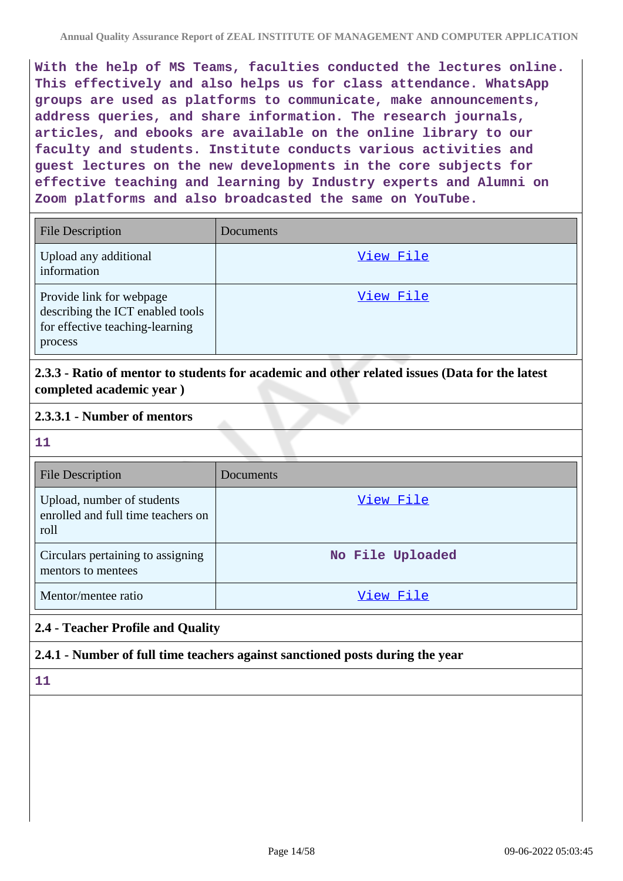With the help of MS Teams, faculties conducted the lectures online. This effectively and also helps us for class attendance. WhatsApp groups are used as platforms to communicate, make announcements, address queries, and share information. The research journals, articles, and ebooks are available on the online library to our faculty and students. Institute conducts various activities and guest lectures on the new developments in the core subjects for effective teaching and learning by Industry experts and Alumni on Zoom platforms and also broadcasted the same on YouTube.

| File Description | Documents |
| --- | --- |
| Upload any additional information | View File |
| Provide link for webpage describing the ICT enabled tools for effective teaching-learning process | View File |

**2.3.3 - Ratio of mentor to students for academic and other related issues (Data for the latest completed academic year )**

**2.3.3.1 - Number of mentors**

11

| File Description | Documents |
| --- | --- |
| Upload, number of students enrolled and full time teachers on roll | View File |
| Circulars pertaining to assigning mentors to mentees | No File Uploaded |
| Mentor/mentee ratio | View File |

## 2.4 - Teacher Profile and Quality

**2.4.1 - Number of full time teachers against sanctioned posts during the year**

11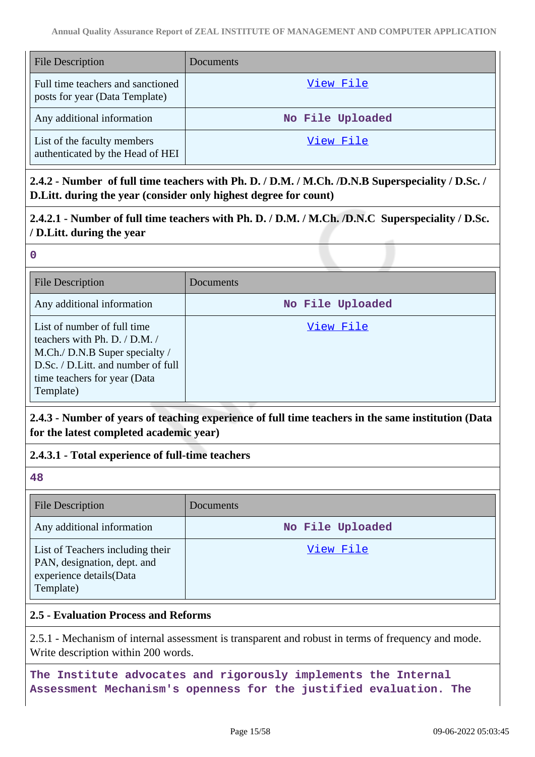| File Description | Documents |
| --- | --- |
| Full time teachers and sanctioned posts for year (Data Template) | View File |
| Any additional information | No File Uploaded |
| List of the faculty members authenticated by the Head of HEI | View File |

**2.4.2 - Number of full time teachers with Ph. D. / D.M. / M.Ch. /D.N.B Superspeciality / D.Sc. / D.Litt. during the year (consider only highest degree for count)**

**2.4.2.1 - Number of full time teachers with Ph. D. / D.M. / M.Ch. /D.N.C Superspeciality / D.Sc. / D.Litt. during the year**

0

| File Description | Documents |
| --- | --- |
| Any additional information | No File Uploaded |
| List of number of full time teachers with Ph. D. / D.M. / M.Ch./ D.N.B Super specialty / D.Sc. / D.Litt. and number of full time teachers for year (Data Template) | View File |

**2.4.3 - Number of years of teaching experience of full time teachers in the same institution (Data for the latest completed academic year)**

**2.4.3.1 - Total experience of full-time teachers**

48

| File Description | Documents |
| --- | --- |
| Any additional information | No File Uploaded |
| List of Teachers including their PAN, designation, dept. and experience details(Data Template) | View File |

**2.5 - Evaluation Process and Reforms**

2.5.1 - Mechanism of internal assessment is transparent and robust in terms of frequency and mode. Write description within 200 words.

The Institute advocates and rigorously implements the Internal Assessment Mechanism's openness for the justified evaluation. The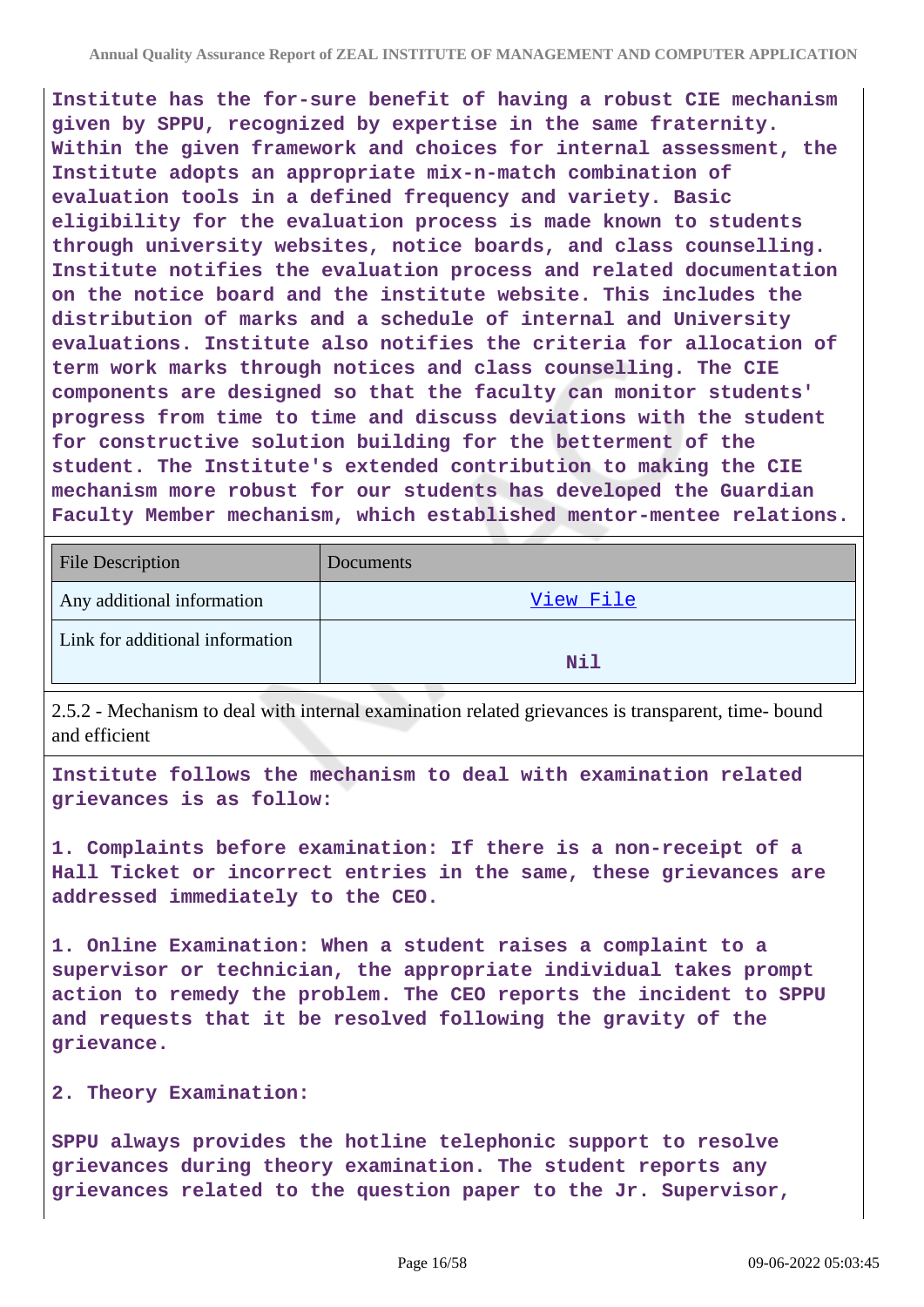**Institute has the for-sure benefit of having a robust CIE mechanism given by SPPU, recognized by expertise in the same fraternity. Within the given framework and choices for internal assessment, the Institute adopts an appropriate mix-n-match combination of evaluation tools in a defined frequency and variety. Basic eligibility for the evaluation process is made known to students through university websites, notice boards, and class counselling. Institute notifies the evaluation process and related documentation on the notice board and the institute website. This includes the distribution of marks and a schedule of internal and University evaluations. Institute also notifies the criteria for allocation of term work marks through notices and class counselling. The CIE components are designed so that the faculty can monitor students' progress from time to time and discuss deviations with the student for constructive solution building for the betterment of the student. The Institute's extended contribution to making the CIE mechanism more robust for our students has developed the Guardian Faculty Member mechanism, which established mentor-mentee relations.**

| File Description | Documents |
| --- | --- |
| Any additional information | View File |
| Link for additional information | Nil |

2.5.2 - Mechanism to deal with internal examination related grievances is transparent, time- bound and efficient

**Institute follows the mechanism to deal with examination related grievances is as follow:**

**1. Complaints before examination: If there is a non-receipt of a Hall Ticket or incorrect entries in the same, these grievances are addressed immediately to the CEO.**

**1. Online Examination: When a student raises a complaint to a supervisor or technician, the appropriate individual takes prompt action to remedy the problem. The CEO reports the incident to SPPU and requests that it be resolved following the gravity of the grievance.**

**2. Theory Examination:**

**SPPU always provides the hotline telephonic support to resolve grievances during theory examination. The student reports any grievances related to the question paper to the Jr. Supervisor,**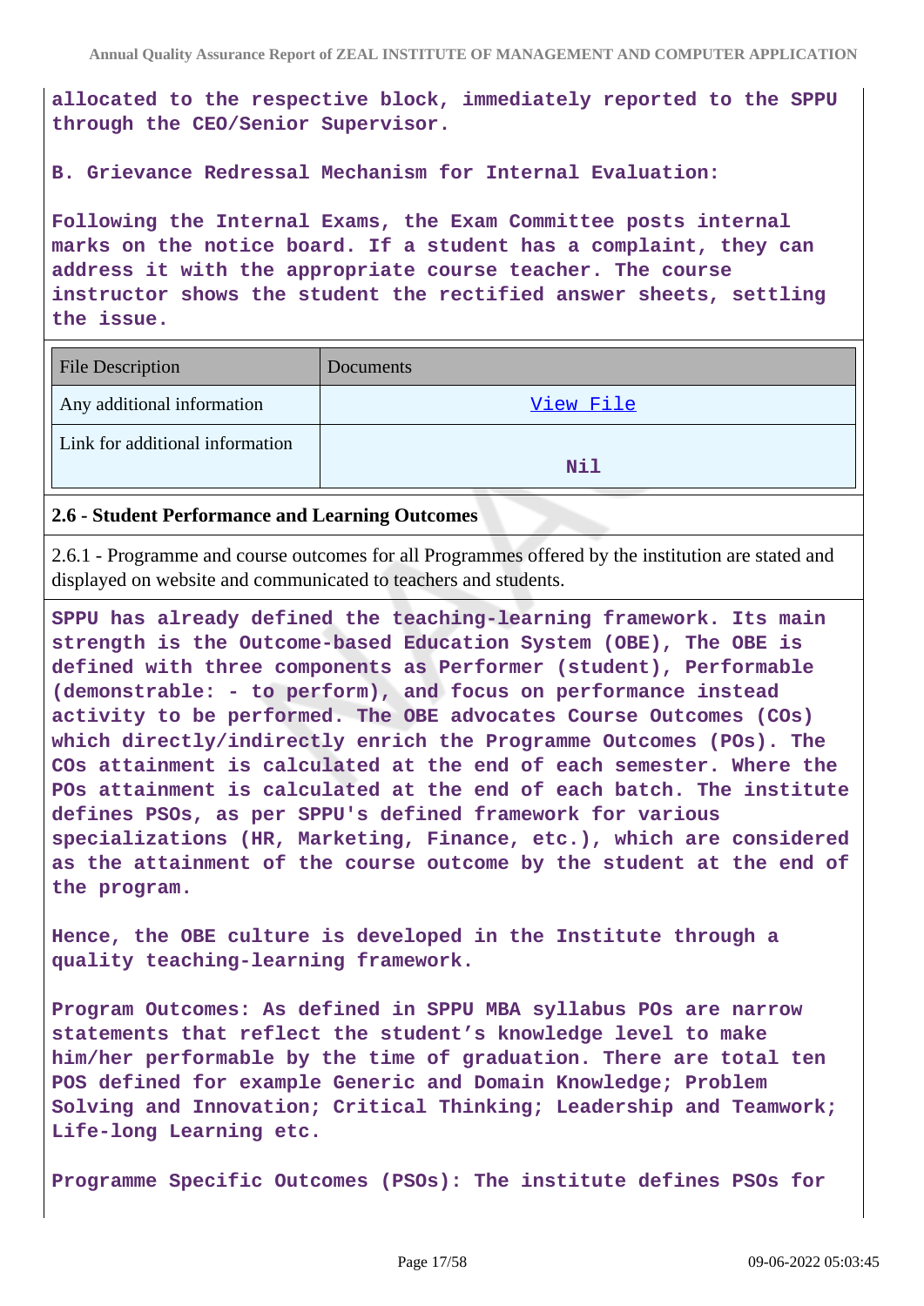allocated to the respective block, immediately reported to the SPPU through the CEO/Senior Supervisor.

B. Grievance Redressal Mechanism for Internal Evaluation:

Following the Internal Exams, the Exam Committee posts internal marks on the notice board. If a student has a complaint, they can address it with the appropriate course teacher. The course instructor shows the student the rectified answer sheets, settling the issue.

| File Description | Documents |
|---|---|
| Any additional information | View File |
| Link for additional information | Nil |

### 2.6 - Student Performance and Learning Outcomes

2.6.1 - Programme and course outcomes for all Programmes offered by the institution are stated and displayed on website and communicated to teachers and students.

SPPU has already defined the teaching-learning framework. Its main strength is the Outcome-based Education System (OBE), The OBE is defined with three components as Performer (student), Performable (demonstrable: - to perform), and focus on performance instead activity to be performed. The OBE advocates Course Outcomes (COs) which directly/indirectly enrich the Programme Outcomes (POs). The COs attainment is calculated at the end of each semester. Where the POs attainment is calculated at the end of each batch. The institute defines PSOs, as per SPPU's defined framework for various specializations (HR, Marketing, Finance, etc.), which are considered as the attainment of the course outcome by the student at the end of the program.

Hence, the OBE culture is developed in the Institute through a quality teaching-learning framework.

Program Outcomes: As defined in SPPU MBA syllabus POs are narrow statements that reflect the student's knowledge level to make him/her performable by the time of graduation. There are total ten POS defined for example Generic and Domain Knowledge; Problem Solving and Innovation; Critical Thinking; Leadership and Teamwork; Life-long Learning etc.

Programme Specific Outcomes (PSOs): The institute defines PSOs for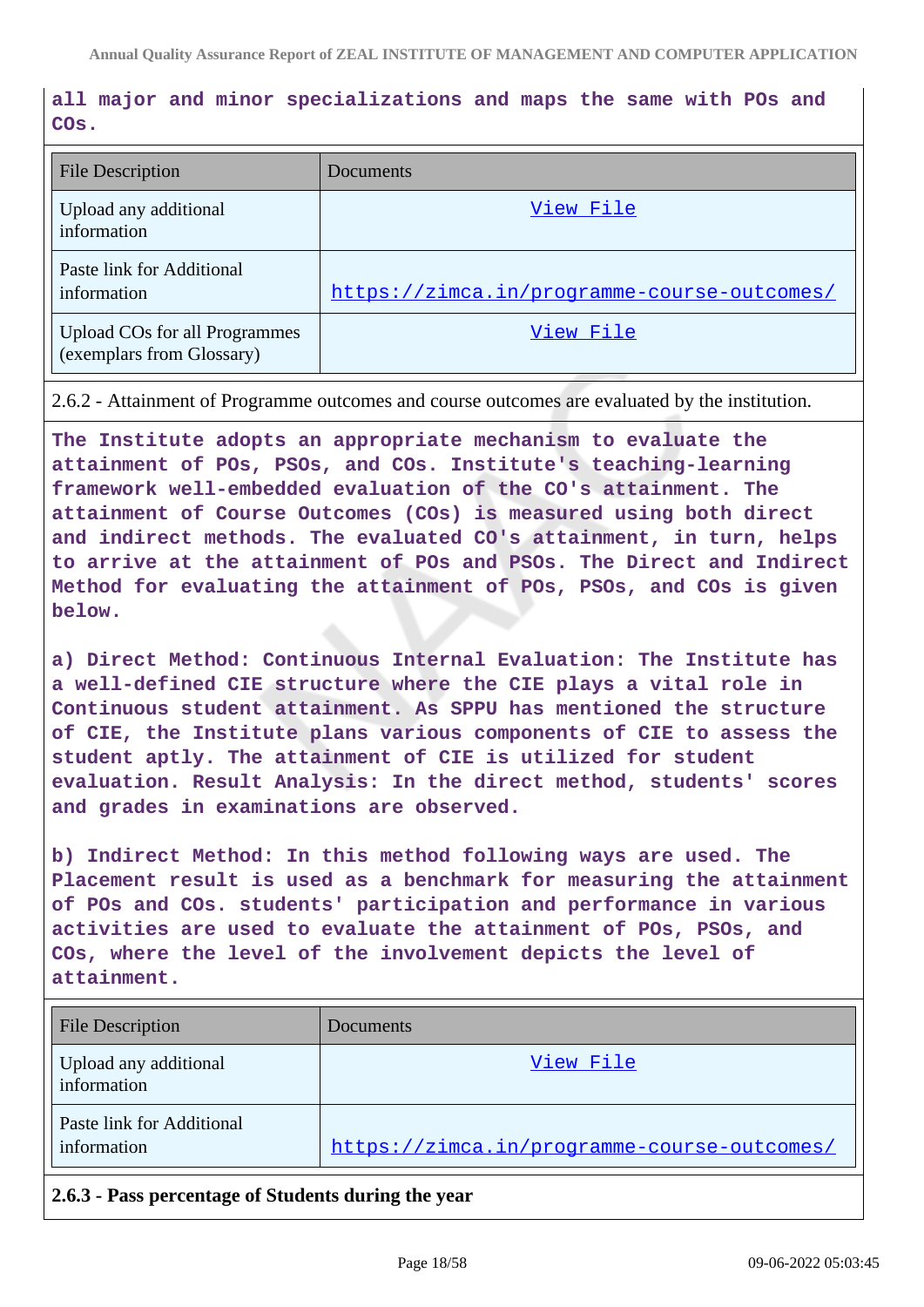all major and minor specializations and maps the same with POs and COs.

| File Description | Documents |
|---|---|
| Upload any additional information | View File |
| Paste link for Additional information | https://zimca.in/programme-course-outcomes/ |
| Upload COs for all Programmes (exemplars from Glossary) | View File |

2.6.2 - Attainment of Programme outcomes and course outcomes are evaluated by the institution.

The Institute adopts an appropriate mechanism to evaluate the attainment of POs, PSOs, and COs. Institute's teaching-learning framework well-embedded evaluation of the CO's attainment. The attainment of Course Outcomes (COs) is measured using both direct and indirect methods. The evaluated CO's attainment, in turn, helps to arrive at the attainment of POs and PSOs. The Direct and Indirect Method for evaluating the attainment of POs, PSOs, and COs is given below.

a) Direct Method: Continuous Internal Evaluation: The Institute has a well-defined CIE structure where the CIE plays a vital role in Continuous student attainment. As SPPU has mentioned the structure of CIE, the Institute plans various components of CIE to assess the student aptly. The attainment of CIE is utilized for student evaluation. Result Analysis: In the direct method, students' scores and grades in examinations are observed.

b) Indirect Method: In this method following ways are used. The Placement result is used as a benchmark for measuring the attainment of POs and COs. students' participation and performance in various activities are used to evaluate the attainment of POs, PSOs, and COs, where the level of the involvement depicts the level of attainment.

| File Description | Documents |
|---|---|
| Upload any additional information | View File |
| Paste link for Additional information | https://zimca.in/programme-course-outcomes/ |

**2.6.3 - Pass percentage of Students during the year**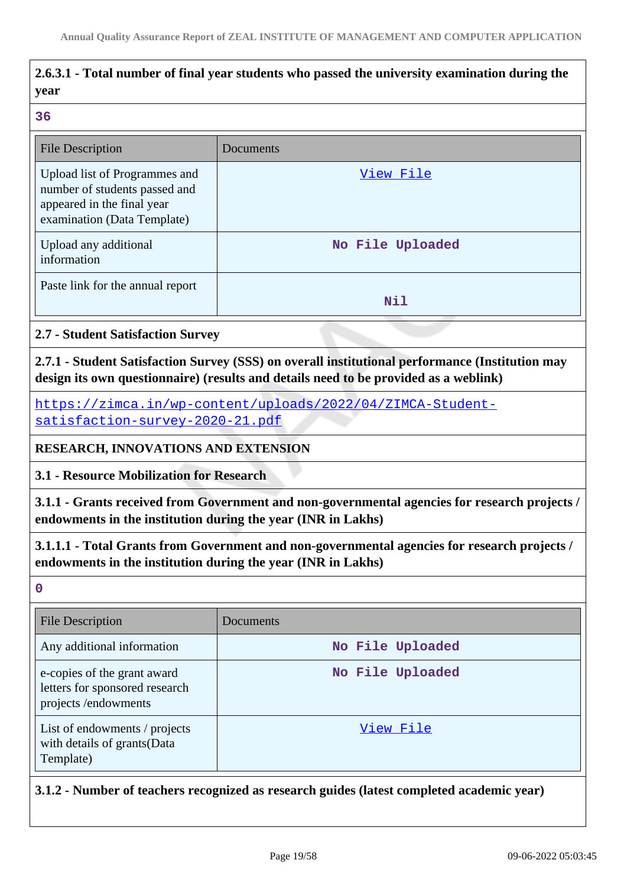**2.6.3.1 - Total number of final year students who passed the university examination during the year**

36

| File Description | Documents |
|---|---|
| Upload list of Programmes and number of students passed and appeared in the final year examination (Data Template) | View File |
| Upload any additional information | No File Uploaded |
| Paste link for the annual report | Nil |

**2.7 - Student Satisfaction Survey**

**2.7.1 - Student Satisfaction Survey (SSS) on overall institutional performance (Institution may design its own questionnaire) (results and details need to be provided as a weblink)**

https://zimca.in/wp-content/uploads/2022/04/ZIMCA-Student-satisfaction-survey-2020-21.pdf

**RESEARCH, INNOVATIONS AND EXTENSION**

**3.1 - Resource Mobilization for Research**

**3.1.1 - Grants received from Government and non-governmental agencies for research projects / endowments in the institution during the year (INR in Lakhs)**

**3.1.1.1 - Total Grants from Government and non-governmental agencies for research projects / endowments in the institution during the year (INR in Lakhs)**

0

| File Description | Documents |
|---|---|
| Any additional information | No File Uploaded |
| e-copies of the grant award letters for sponsored research projects /endowments | No File Uploaded |
| List of endowments / projects with details of grants(Data Template) | View File |

**3.1.2 - Number of teachers recognized as research guides (latest completed academic year)**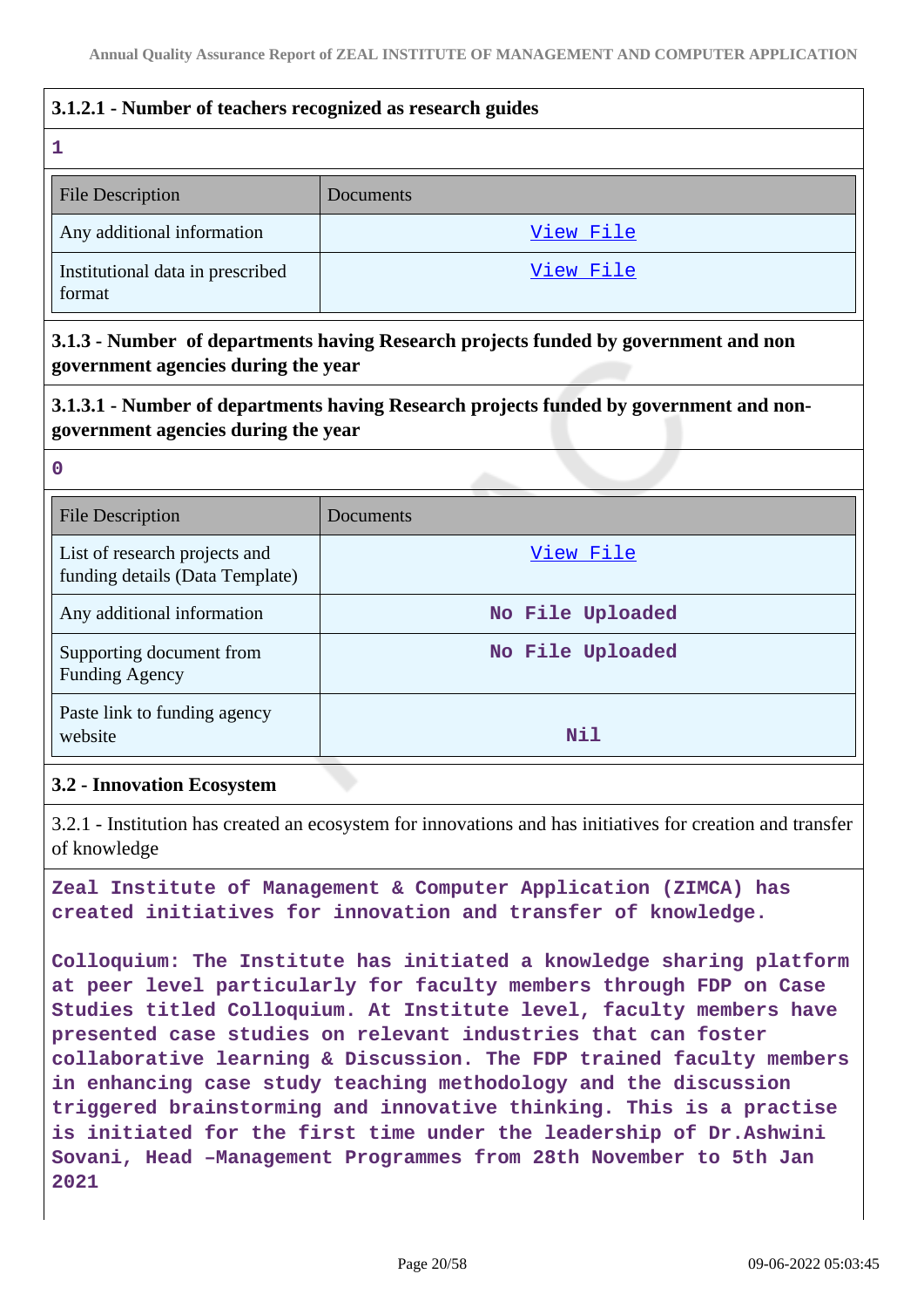### 3.1.2.1 - Number of teachers recognized as research guides

**1**

| File Description | Documents |
|---|---|
| Any additional information | View File |
| Institutional data in prescribed format | View File |

### 3.1.3 - Number of departments having Research projects funded by government and non government agencies during the year

### 3.1.3.1 - Number of departments having Research projects funded by government and non-government agencies during the year

**0**

| File Description | Documents |
|---|---|
| List of research projects and funding details (Data Template) | View File |
| Any additional information | No File Uploaded |
| Supporting document from Funding Agency | No File Uploaded |
| Paste link to funding agency website | Nil |

### 3.2 - Innovation Ecosystem

3.2.1 - Institution has created an ecosystem for innovations and has initiatives for creation and transfer of knowledge

**Zeal Institute of Management & Computer Application (ZIMCA) has created initiatives for innovation and transfer of knowledge.**

**Colloquium: The Institute has initiated a knowledge sharing platform at peer level particularly for faculty members through FDP on Case Studies titled Colloquium. At Institute level, faculty members have presented case studies on relevant industries that can foster collaborative learning & Discussion. The FDP trained faculty members in enhancing case study teaching methodology and the discussion triggered brainstorming and innovative thinking. This is a practise is initiated for the first time under the leadership of Dr.Ashwini Sovani, Head –Management Programmes from 28th November to 5th Jan 2021**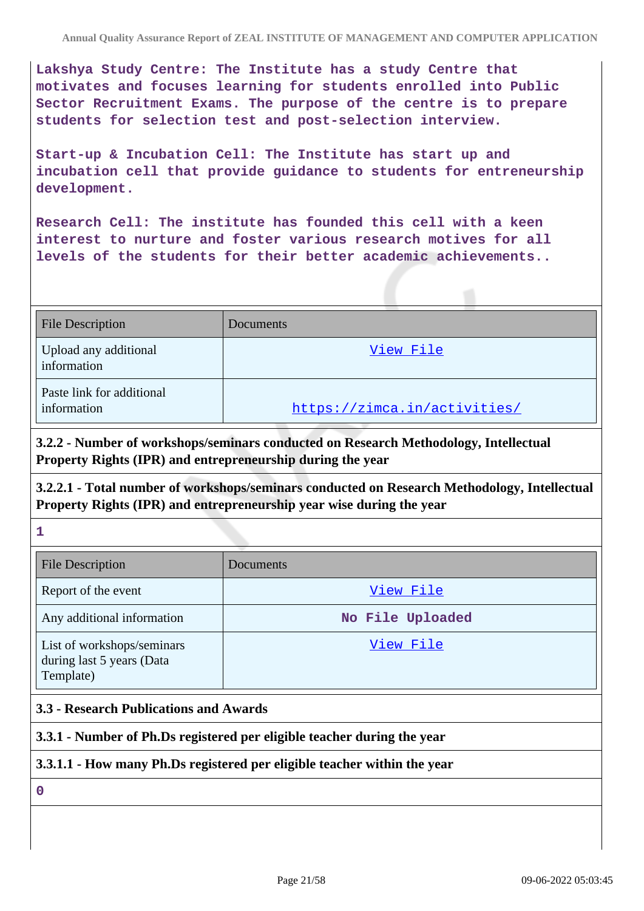Lakshya Study Centre: The Institute has a study Centre that motivates and focuses learning for students enrolled into Public Sector Recruitment Exams. The purpose of the centre is to prepare students for selection test and post-selection interview.

Start-up & Incubation Cell: The Institute has start up and incubation cell that provide guidance to students for entreneurship development.

Research Cell: The institute has founded this cell with a keen interest to nurture and foster various research motives for all levels of the students for their better academic achievements..

| File Description | Documents |
| --- | --- |
| Upload any additional information | View File |
| Paste link for additional information | https://zimca.in/activities/ |

**3.2.2 - Number of workshops/seminars conducted on Research Methodology, Intellectual Property Rights (IPR) and entrepreneurship during the year**

**3.2.2.1 - Total number of workshops/seminars conducted on Research Methodology, Intellectual Property Rights (IPR) and entrepreneurship year wise during the year**

1

| File Description | Documents |
| --- | --- |
| Report of the event | View File |
| Any additional information | No File Uploaded |
| List of workshops/seminars during last 5 years (Data Template) | View File |

**3.3 - Research Publications and Awards**

**3.3.1 - Number of Ph.Ds registered per eligible teacher during the year**

**3.3.1.1 - How many Ph.Ds registered per eligible teacher within the year**

0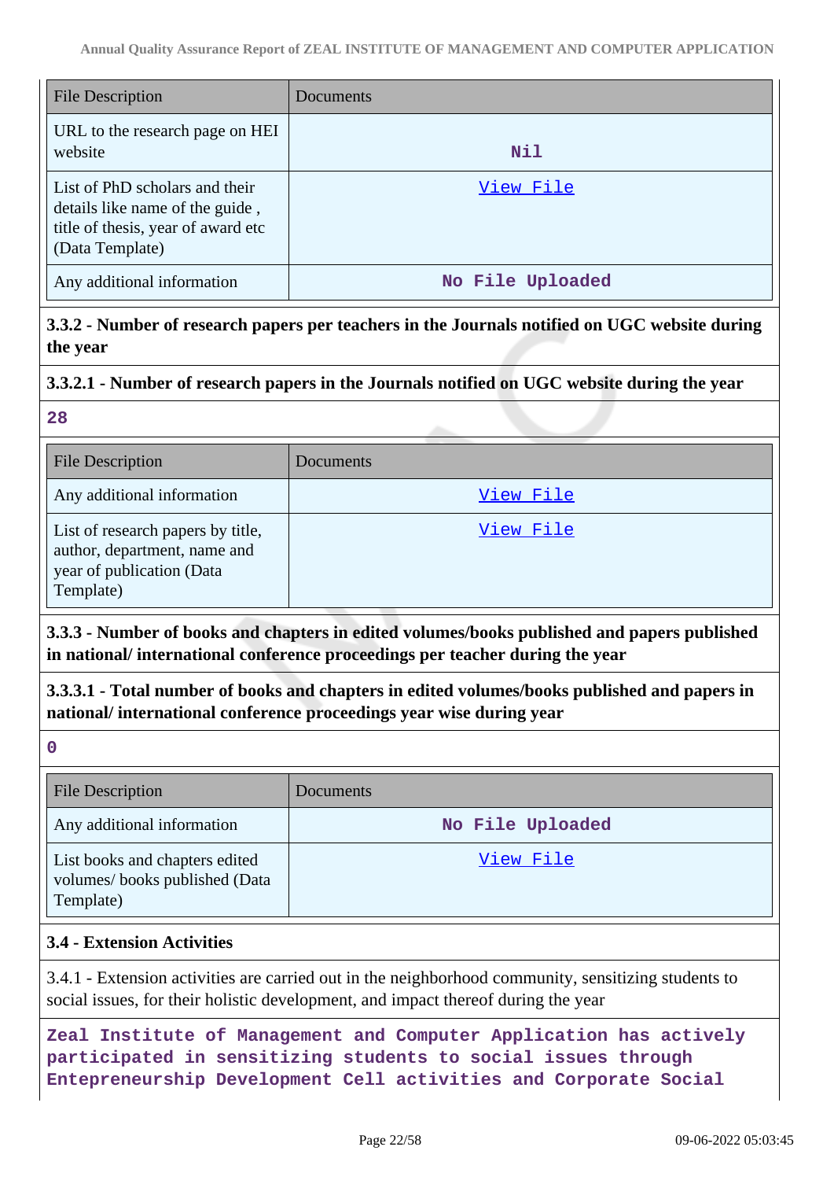| File Description | Documents |
| --- | --- |
| URL to the research page on HEI website | Nil |
| List of PhD scholars and their details like name of the guide , title of thesis, year of award etc (Data Template) | View File |
| Any additional information | No File Uploaded |

**3.3.2 - Number of research papers per teachers in the Journals notified on UGC website during the year**

**3.3.2.1 - Number of research papers in the Journals notified on UGC website during the year**

**28**

| File Description | Documents |
| --- | --- |
| Any additional information | View File |
| List of research papers by title, author, department, name and year of publication (Data Template) | View File |

**3.3.3 - Number of books and chapters in edited volumes/books published and papers published in national/ international conference proceedings per teacher during the year**

**3.3.3.1 - Total number of books and chapters in edited volumes/books published and papers in national/ international conference proceedings year wise during year**

**0**

| File Description | Documents |
| --- | --- |
| Any additional information | No File Uploaded |
| List books and chapters edited volumes/ books published (Data Template) | View File |

**3.4 - Extension Activities**

3.4.1 - Extension activities are carried out in the neighborhood community, sensitizing students to social issues, for their holistic development, and impact thereof during the year

**Zeal Institute of Management and Computer Application has actively participated in sensitizing students to social issues through Entepreneurship Development Cell activities and Corporate Social**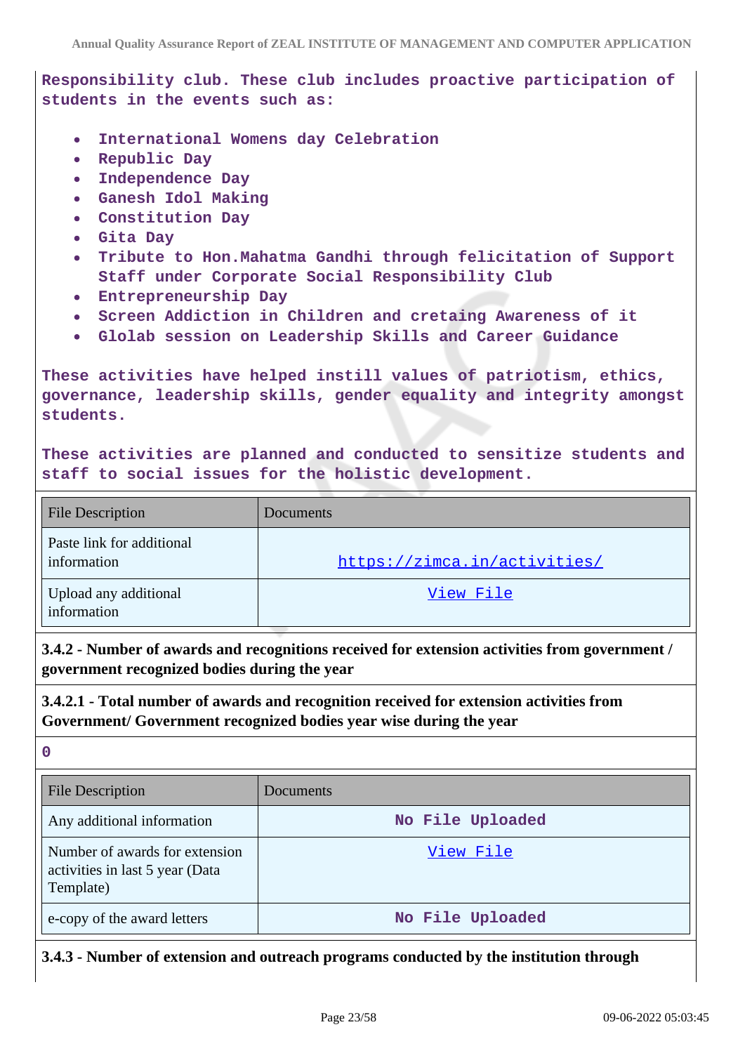Responsibility club. These club includes proactive participation of students in the events such as:

- International Womens day Celebration
- Republic Day
- Independence Day
- Ganesh Idol Making
- Constitution Day
- Gita Day
- Tribute to Hon.Mahatma Gandhi through felicitation of Support Staff under Corporate Social Responsibility Club
- Entrepreneurship Day
- Screen Addiction in Children and cretaing Awareness of it
- Glolab session on Leadership Skills and Career Guidance

These activities have helped instill values of patriotism, ethics, governance, leadership skills, gender equality and integrity amongst students.

These activities are planned and conducted to sensitize students and staff to social issues for the holistic development.

| File Description | Documents |
|---|---|
| Paste link for additional information | https://zimca.in/activities/ |
| Upload any additional information | View File |

**3.4.2 - Number of awards and recognitions received for extension activities from government / government recognized bodies during the year**

**3.4.2.1 - Total number of awards and recognition received for extension activities from Government/ Government recognized bodies year wise during the year**

0

| File Description | Documents |
|---|---|
| Any additional information | No File Uploaded |
| Number of awards for extension activities in last 5 year (Data Template) | View File |
| e-copy of the award letters | No File Uploaded |

**3.4.3 - Number of extension and outreach programs conducted by the institution through**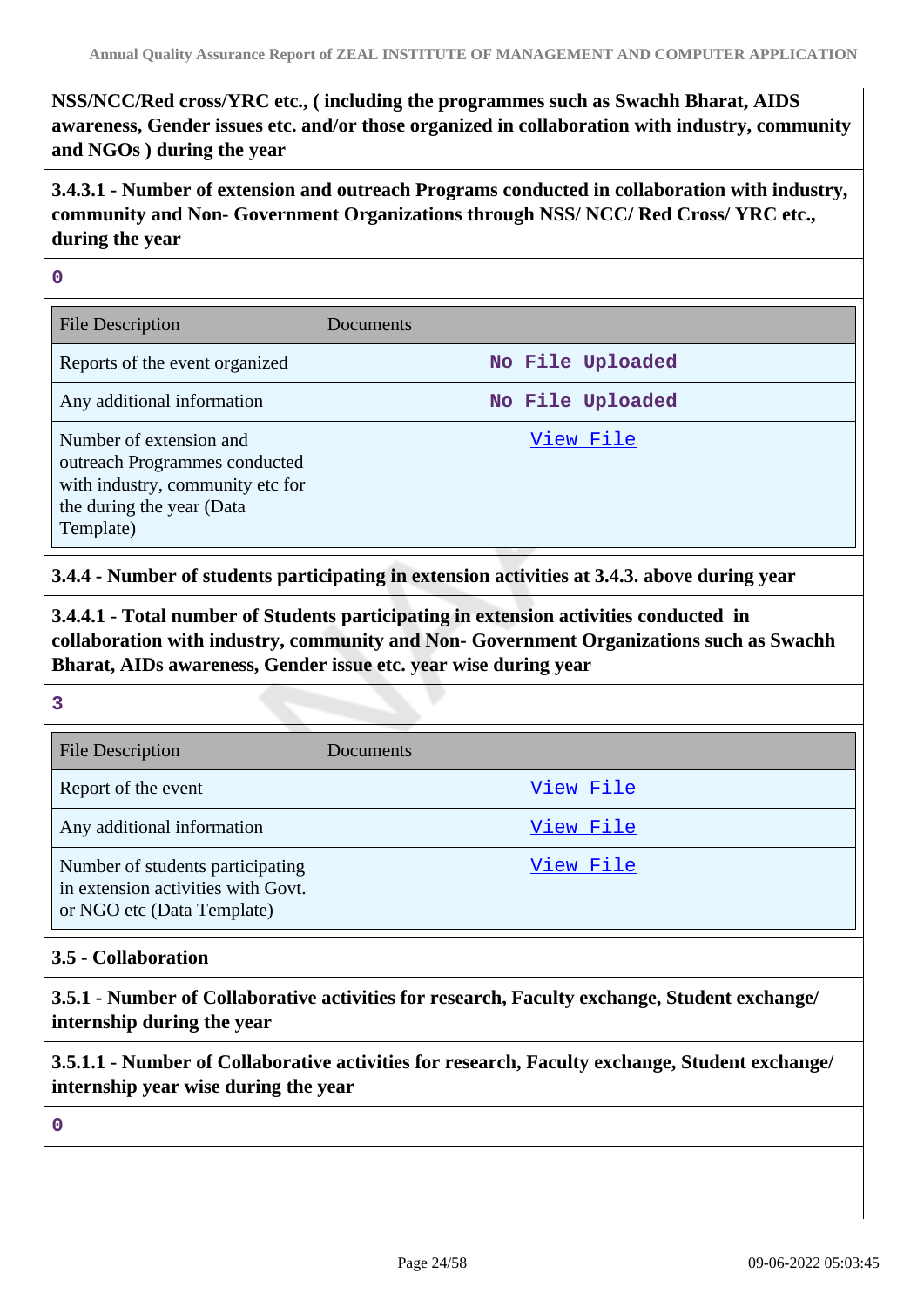**NSS/NCC/Red cross/YRC etc., ( including the programmes such as Swachh Bharat, AIDS awareness, Gender issues etc. and/or those organized in collaboration with industry, community and NGOs ) during the year**

**3.4.3.1 - Number of extension and outreach Programs conducted in collaboration with industry, community and Non- Government Organizations through NSS/ NCC/ Red Cross/ YRC etc., during the year**

0

| File Description | Documents |
|---|---|
| Reports of the event organized | No File Uploaded |
| Any additional information | No File Uploaded |
| Number of extension and outreach Programmes conducted with industry, community etc for the during the year (Data Template) | View File |

**3.4.4 - Number of students participating in extension activities at 3.4.3. above during year**

**3.4.4.1 - Total number of Students participating in extension activities conducted in collaboration with industry, community and Non- Government Organizations such as Swachh Bharat, AIDs awareness, Gender issue etc. year wise during year**

3

| File Description | Documents |
|---|---|
| Report of the event | View File |
| Any additional information | View File |
| Number of students participating in extension activities with Govt. or NGO etc (Data Template) | View File |

**3.5 - Collaboration**

**3.5.1 - Number of Collaborative activities for research, Faculty exchange, Student exchange/ internship during the year**

**3.5.1.1 - Number of Collaborative activities for research, Faculty exchange, Student exchange/ internship year wise during the year**

0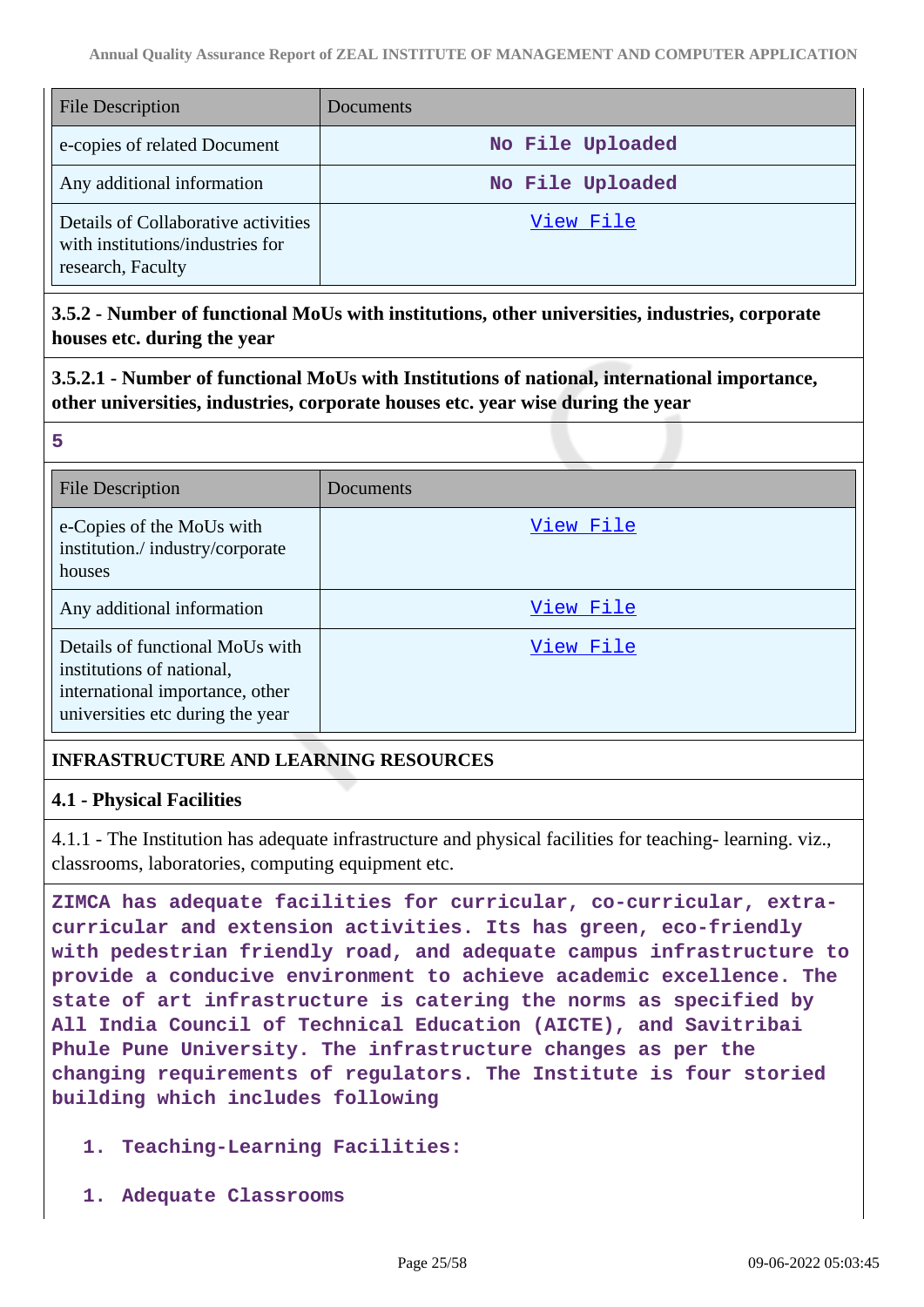| File Description | Documents |
| --- | --- |
| e-copies of related Document | No File Uploaded |
| Any additional information | No File Uploaded |
| Details of Collaborative activities with institutions/industries for research, Faculty | View File |

**3.5.2 - Number of functional MoUs with institutions, other universities, industries, corporate houses etc. during the year**

**3.5.2.1 - Number of functional MoUs with Institutions of national, international importance, other universities, industries, corporate houses etc. year wise during the year**

**5**

| File Description | Documents |
| --- | --- |
| e-Copies of the MoUs with institution./ industry/corporate houses | View File |
| Any additional information | View File |
| Details of functional MoUs with institutions of national, international importance, other universities etc during the year | View File |

**INFRASTRUCTURE AND LEARNING RESOURCES**

**4.1 - Physical Facilities**

4.1.1 - The Institution has adequate infrastructure and physical facilities for teaching- learning. viz., classrooms, laboratories, computing equipment etc.

ZIMCA has adequate facilities for curricular, co-curricular, extra-curricular and extension activities. Its has green, eco-friendly with pedestrian friendly road, and adequate campus infrastructure to provide a conducive environment to achieve academic excellence. The state of art infrastructure is catering the norms as specified by All India Council of Technical Education (AICTE), and Savitribai Phule Pune University. The infrastructure changes as per the changing requirements of regulators. The Institute is four storied building which includes following

1. Teaching-Learning Facilities:

1. Adequate Classrooms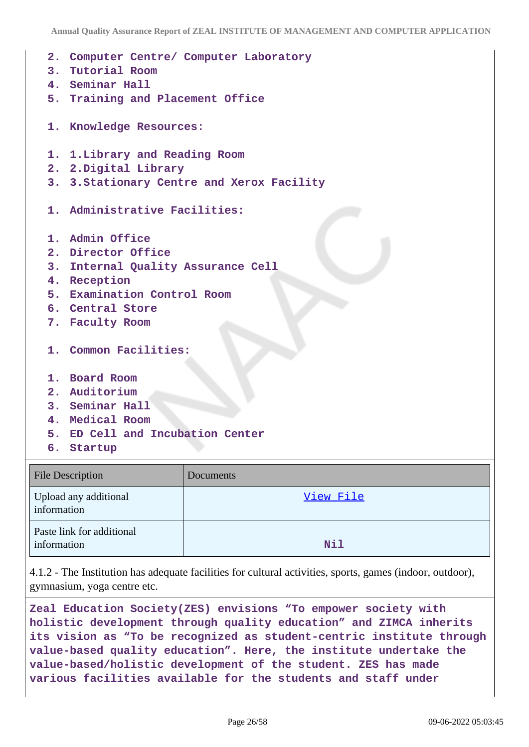2. Computer Centre/ Computer Laboratory
3. Tutorial Room
4. Seminar Hall
5. Training and Placement Office

1. Knowledge Resources:

1. 1.Library and Reading Room
2. 2.Digital Library
3. 3.Stationary Centre and Xerox Facility

1. Administrative Facilities:

1. Admin Office
2. Director Office
3. Internal Quality Assurance Cell
4. Reception
5. Examination Control Room
6. Central Store
7. Faculty Room

1. Common Facilities:

1. Board Room
2. Auditorium
3. Seminar Hall
4. Medical Room
5. ED Cell and Incubation Center
6. Startup

| File Description | Documents |
| --- | --- |
| Upload any additional information | View File |
| Paste link for additional information | Nil |

4.1.2 - The Institution has adequate facilities for cultural activities, sports, games (indoor, outdoor), gymnasium, yoga centre etc.

**Zeal Education Society(ZES) envisions "To empower society with holistic development through quality education" and ZIMCA inherits its vision as "To be recognized as student-centric institute through value-based quality education". Here, the institute undertake the value-based/holistic development of the student. ZES has made various facilities available for the students and staff under**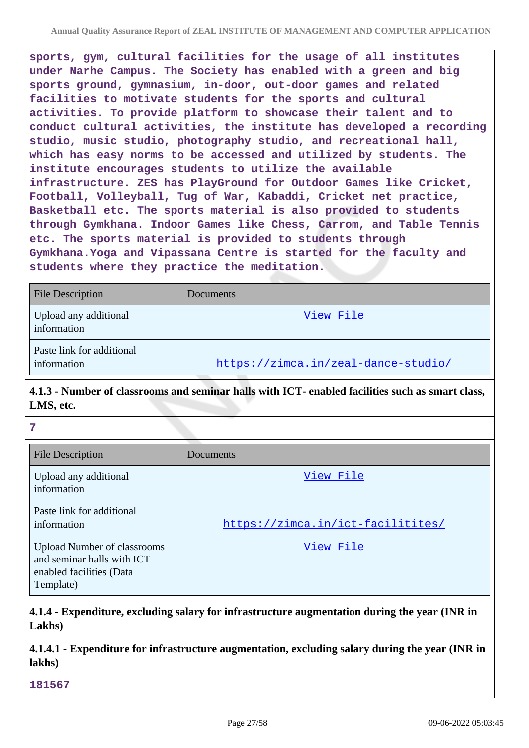**sports, gym, cultural facilities for the usage of all institutes under Narhe Campus. The Society has enabled with a green and big sports ground, gymnasium, in-door, out-door games and related facilities to motivate students for the sports and cultural activities. To provide platform to showcase their talent and to conduct cultural activities, the institute has developed a recording studio, music studio, photography studio, and recreational hall, which has easy norms to be accessed and utilized by students. The institute encourages students to utilize the available infrastructure. ZES has PlayGround for Outdoor Games like Cricket, Football, Volleyball, Tug of War, Kabaddi, Cricket net practice, Basketball etc. The sports material is also provided to students through Gymkhana. Indoor Games like Chess, Carrom, and Table Tennis etc. The sports material is provided to students through Gymkhana.Yoga and Vipassana Centre is started for the faculty and students where they practice the meditation.**

| File Description | Documents |
|---|---|
| Upload any additional information | View File |
| Paste link for additional information | https://zimca.in/zeal-dance-studio/ |

**4.1.3 - Number of classrooms and seminar halls with ICT- enabled facilities such as smart class, LMS, etc.**

**7**

| File Description | Documents |
|---|---|
| Upload any additional information | View File |
| Paste link for additional information | https://zimca.in/ict-facilitites/ |
| Upload Number of classrooms and seminar halls with ICT enabled facilities (Data Template) | View File |

**4.1.4 - Expenditure, excluding salary for infrastructure augmentation during the year (INR in Lakhs)**

**4.1.4.1 - Expenditure for infrastructure augmentation, excluding salary during the year (INR in lakhs)**

**181567**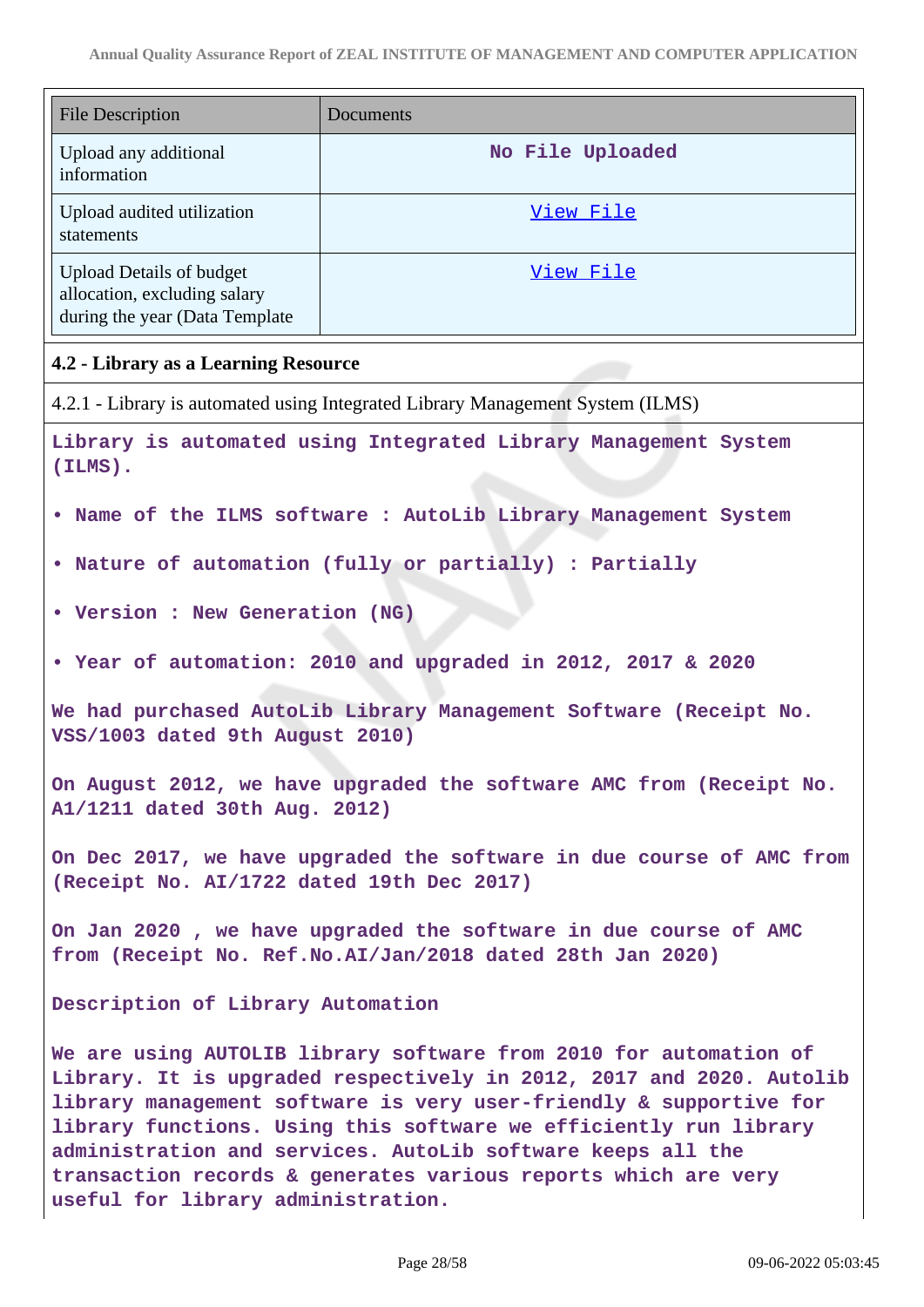| File Description | Documents |
|---|---|
| Upload any additional information | No File Uploaded |
| Upload audited utilization statements | View File |
| Upload Details of budget allocation, excluding salary during the year (Data Template | View File |

**4.2 - Library as a Learning Resource**

4.2.1 - Library is automated using Integrated Library Management System (ILMS)

Library is automated using Integrated Library Management System (ILMS).

- Name of the ILMS software : AutoLib Library Management System
- Nature of automation (fully or partially) : Partially
- Version : New Generation (NG)
- Year of automation: 2010 and upgraded in 2012, 2017 & 2020

We had purchased AutoLib Library Management Software (Receipt No. VSS/1003 dated 9th August 2010)

On August 2012, we have upgraded the software AMC from (Receipt No. A1/1211 dated 30th Aug. 2012)

On Dec 2017, we have upgraded the software in due course of AMC from (Receipt No. AI/1722 dated 19th Dec 2017)

On Jan 2020 , we have upgraded the software in due course of AMC from (Receipt No. Ref.No.AI/Jan/2018 dated 28th Jan 2020)

Description of Library Automation

We are using AUTOLIB library software from 2010 for automation of Library. It is upgraded respectively in 2012, 2017 and 2020. Autolib library management software is very user-friendly & supportive for library functions. Using this software we efficiently run library administration and services. AutoLib software keeps all the transaction records & generates various reports which are very useful for library administration.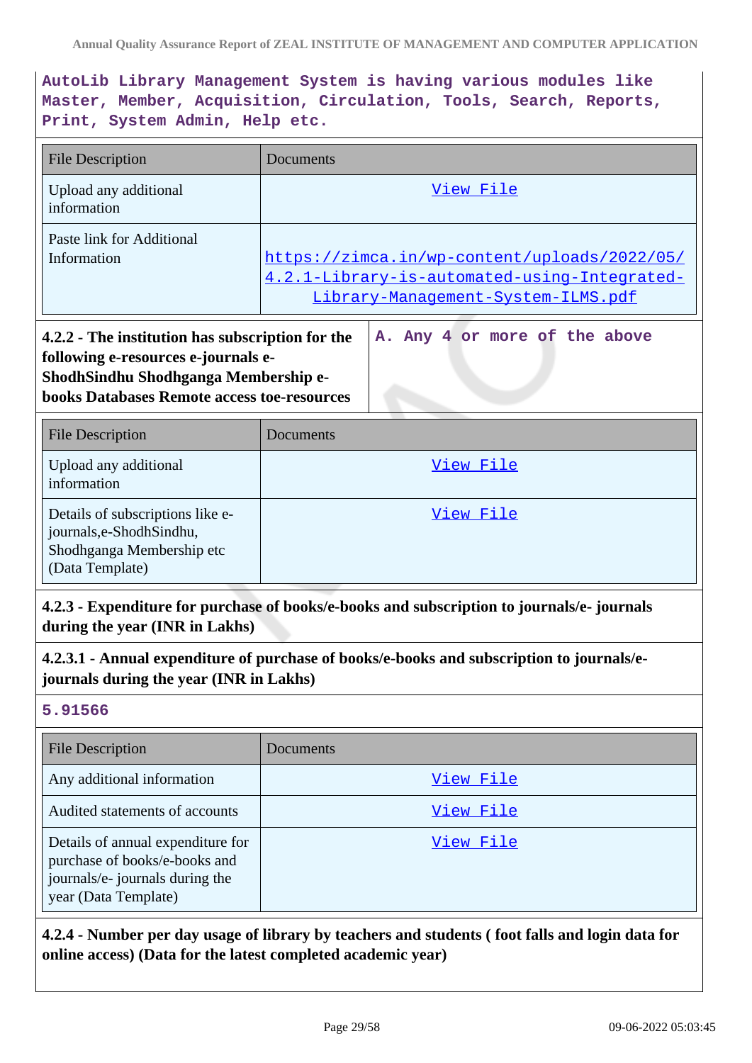AutoLib Library Management System is having various modules like Master, Member, Acquisition, Circulation, Tools, Search, Reports, Print, System Admin, Help etc.

| File Description | Documents |
|---|---|
| Upload any additional information | View File |
| Paste link for Additional Information | https://zimca.in/wp-content/uploads/2022/05/4.2.1-Library-is-automated-using-Integrated-Library-Management-System-ILMS.pdf |

**4.2.2 - The institution has subscription for the following e-resources e-journals e-ShodhSindhu Shodhganga Membership e-books Databases Remote access toe-resources**

A. Any 4 or more of the above

| File Description | Documents |
|---|---|
| Upload any additional information | View File |
| Details of subscriptions like e-journals,e-ShodhSindhu, Shodhganga Membership etc (Data Template) | View File |

**4.2.3 - Expenditure for purchase of books/e-books and subscription to journals/e- journals during the year (INR in Lakhs)**

**4.2.3.1 - Annual expenditure of purchase of books/e-books and subscription to journals/e-journals during the year (INR in Lakhs)**

5.91566

| File Description | Documents |
|---|---|
| Any additional information | View File |
| Audited statements of accounts | View File |
| Details of annual expenditure for purchase of books/e-books and journals/e- journals during the year (Data Template) | View File |

**4.2.4 - Number per day usage of library by teachers and students ( foot falls and login data for online access) (Data for the latest completed academic year)**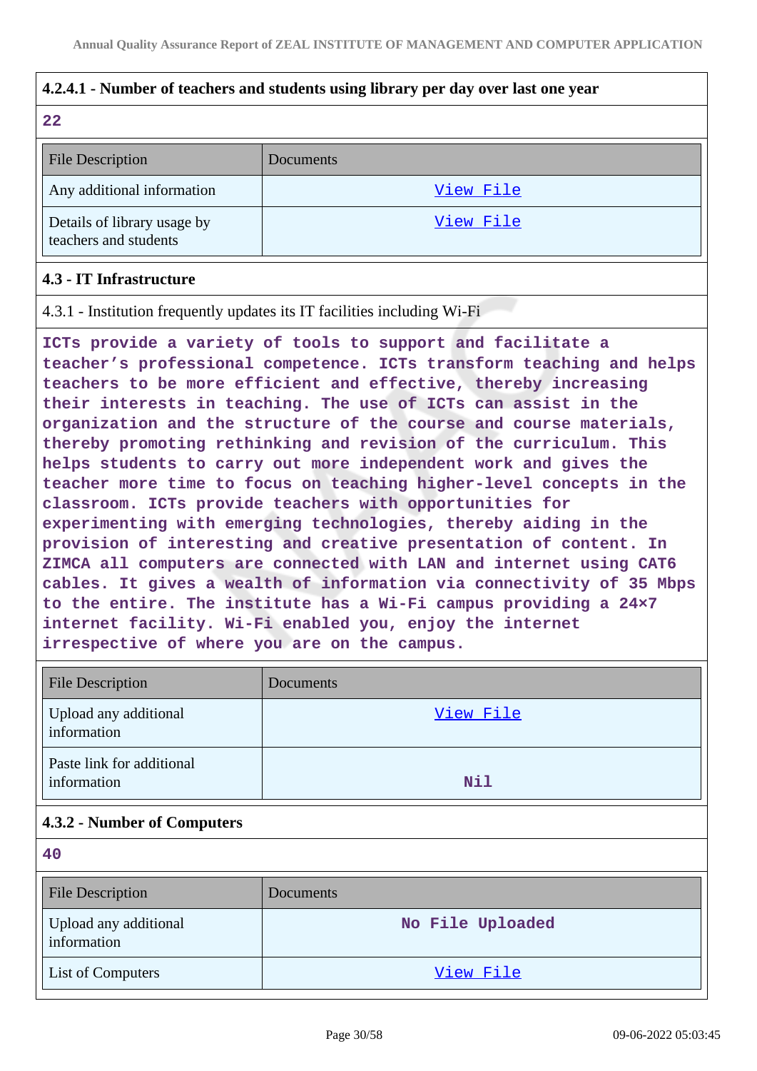**4.2.4.1 - Number of teachers and students using library per day over last one year**

**22**

| File Description | Documents |
|---|---|
| Any additional information | View File |
| Details of library usage by teachers and students | View File |

**4.3 - IT Infrastructure**

4.3.1 - Institution frequently updates its IT facilities including Wi-Fi

**ICTs provide a variety of tools to support and facilitate a teacher's professional competence. ICTs transform teaching and helps teachers to be more efficient and effective, thereby increasing their interests in teaching. The use of ICTs can assist in the organization and the structure of the course and course materials, thereby promoting rethinking and revision of the curriculum. This helps students to carry out more independent work and gives the teacher more time to focus on teaching higher-level concepts in the classroom. ICTs provide teachers with opportunities for experimenting with emerging technologies, thereby aiding in the provision of interesting and creative presentation of content. In ZIMCA all computers are connected with LAN and internet using CAT6 cables. It gives a wealth of information via connectivity of 35 Mbps to the entire. The institute has a Wi-Fi campus providing a 24×7 internet facility. Wi-Fi enabled you, enjoy the internet irrespective of where you are on the campus.**

| File Description | Documents |
|---|---|
| Upload any additional information | View File |
| Paste link for additional information | Nil |

**4.3.2 - Number of Computers**

**40**

| File Description | Documents |
|---|---|
| Upload any additional information | No File Uploaded |
| List of Computers | View File |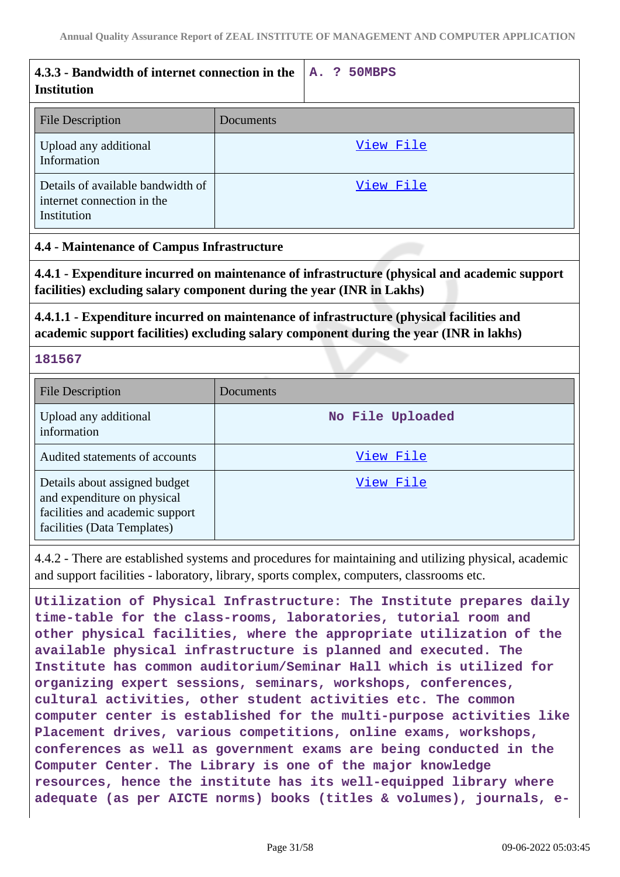| **4.3.3 - Bandwidth of internet connection in the Institution** | A. ? 50MBPS |
|---|---|

| File Description | Documents |
|---|---|
| Upload any additional Information | View File |
| Details of available bandwidth of internet connection in the Institution | View File |

**4.4 - Maintenance of Campus Infrastructure**

**4.4.1 - Expenditure incurred on maintenance of infrastructure (physical and academic support facilities) excluding salary component during the year (INR in Lakhs)**

**4.4.1.1 - Expenditure incurred on maintenance of infrastructure (physical facilities and academic support facilities) excluding salary component during the year (INR in lakhs)**

181567

| File Description | Documents |
|---|---|
| Upload any additional information | No File Uploaded |
| Audited statements of accounts | View File |
| Details about assigned budget and expenditure on physical facilities and academic support facilities (Data Templates) | View File |

4.4.2 - There are established systems and procedures for maintaining and utilizing physical, academic and support facilities - laboratory, library, sports complex, computers, classrooms etc.

Utilization of Physical Infrastructure: The Institute prepares daily time-table for the class-rooms, laboratories, tutorial room and other physical facilities, where the appropriate utilization of the available physical infrastructure is planned and executed. The Institute has common auditorium/Seminar Hall which is utilized for organizing expert sessions, seminars, workshops, conferences, cultural activities, other student activities etc. The common computer center is established for the multi-purpose activities like Placement drives, various competitions, online exams, workshops, conferences as well as government exams are being conducted in the Computer Center. The Library is one of the major knowledge resources, hence the institute has its well-equipped library where adequate (as per AICTE norms) books (titles & volumes), journals, e-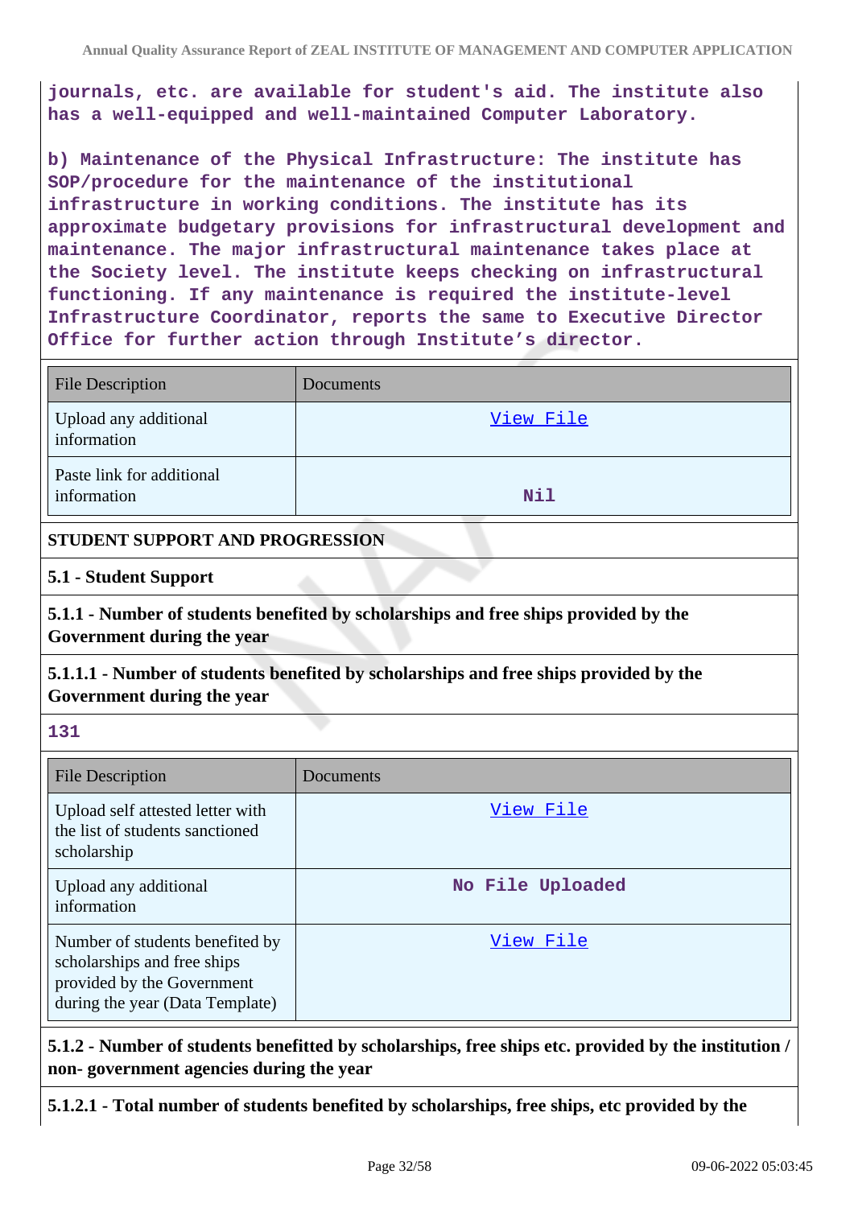journals, etc. are available for student's aid. The institute also has a well-equipped and well-maintained Computer Laboratory.

b) Maintenance of the Physical Infrastructure: The institute has SOP/procedure for the maintenance of the institutional infrastructure in working conditions. The institute has its approximate budgetary provisions for infrastructural development and maintenance. The major infrastructural maintenance takes place at the Society level. The institute keeps checking on infrastructural functioning. If any maintenance is required the institute-level Infrastructure Coordinator, reports the same to Executive Director Office for further action through Institute's director.

| File Description | Documents |
|---|---|
| Upload any additional information | View File |
| Paste link for additional information | Nil |

**STUDENT SUPPORT AND PROGRESSION**

**5.1 - Student Support**

**5.1.1 - Number of students benefited by scholarships and free ships provided by the Government during the year**

**5.1.1.1 - Number of students benefited by scholarships and free ships provided by the Government during the year**

131

| File Description | Documents |
|---|---|
| Upload self attested letter with the list of students sanctioned scholarship | View File |
| Upload any additional information | No File Uploaded |
| Number of students benefited by scholarships and free ships provided by the Government during the year (Data Template) | View File |

**5.1.2 - Number of students benefitted by scholarships, free ships etc. provided by the institution / non- government agencies during the year**

**5.1.2.1 - Total number of students benefited by scholarships, free ships, etc provided by the**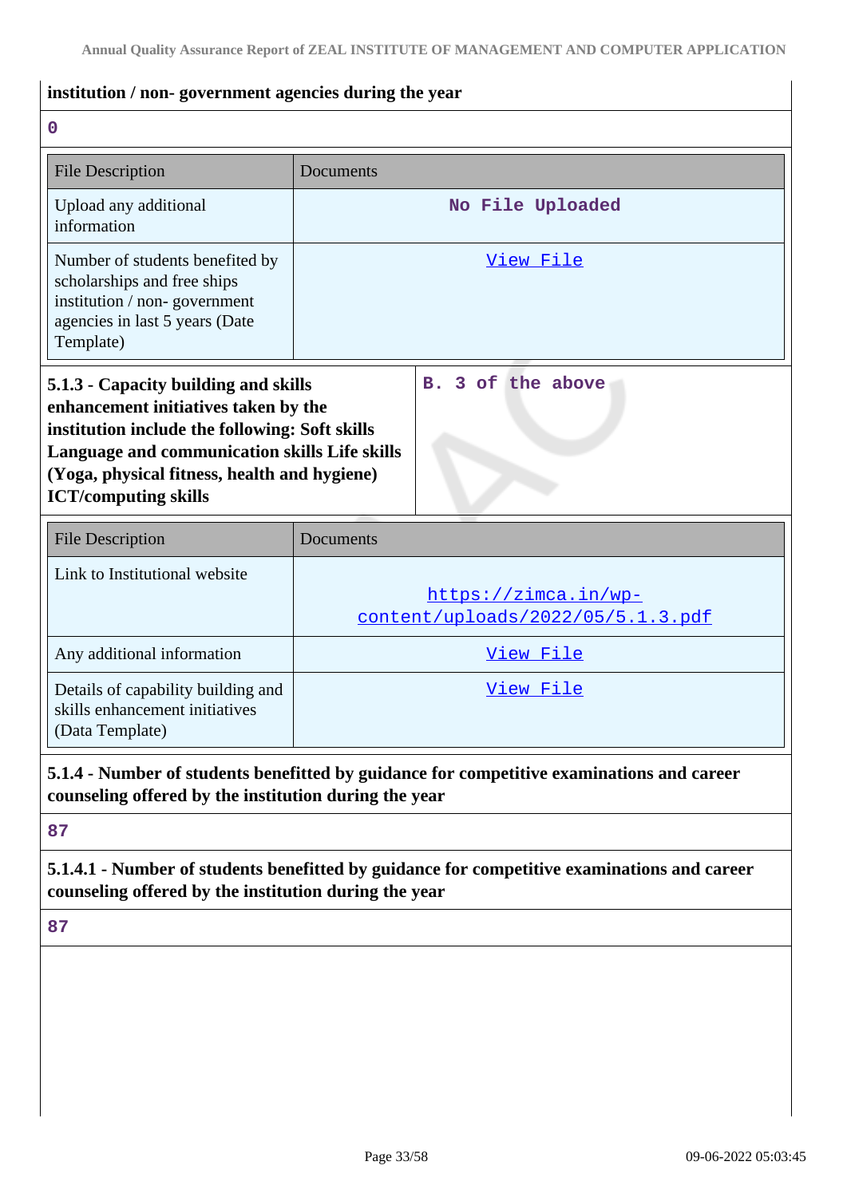**institution / non- government agencies during the year**

0

| File Description | Documents |
|---|---|
| Upload any additional information | No File Uploaded |
| Number of students benefited by scholarships and free ships institution / non- government agencies in last 5 years (Date Template) | View File |

| **5.1.3 - Capacity building and skills enhancement initiatives taken by the institution include the following: Soft skills Language and communication skills Life skills (Yoga, physical fitness, health and hygiene) ICT/computing skills** | B. 3 of the above |
|---|---|

| File Description | Documents |
|---|---|
| Link to Institutional website | https://zimca.in/wp-content/uploads/2022/05/5.1.3.pdf |
| Any additional information | View File |
| Details of capability building and skills enhancement initiatives (Data Template) | View File |

**5.1.4 - Number of students benefitted by guidance for competitive examinations and career counseling offered by the institution during the year**

87

**5.1.4.1 - Number of students benefitted by guidance for competitive examinations and career counseling offered by the institution during the year**

87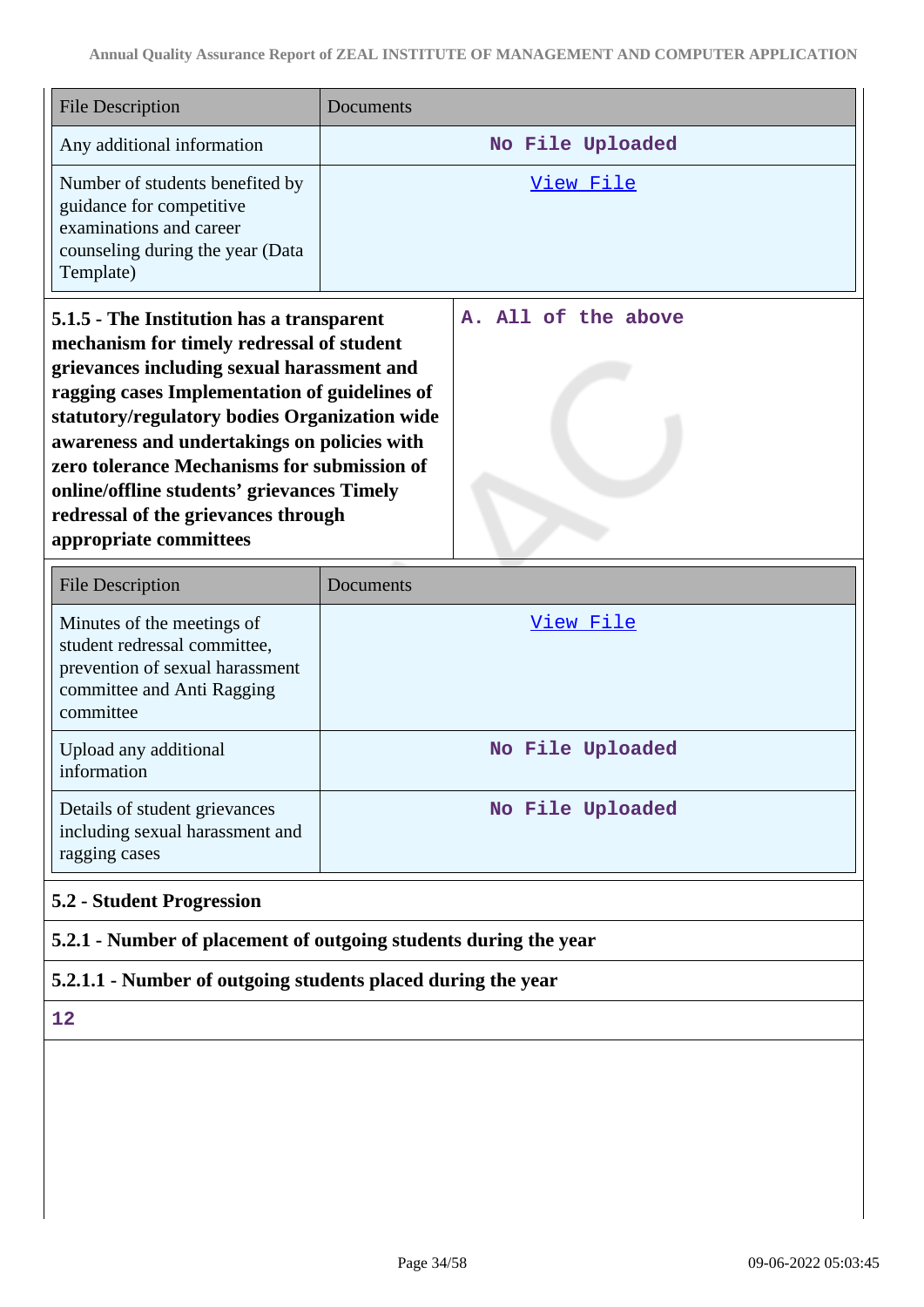| File Description | Documents |
|---|---|
| Any additional information | No File Uploaded |
| Number of students benefited by guidance for competitive examinations and career counseling during the year (Data Template) | View File |

| **5.1.5 - The Institution has a transparent mechanism for timely redressal of student grievances including sexual harassment and ragging cases Implementation of guidelines of statutory/regulatory bodies Organization wide awareness and undertakings on policies with zero tolerance Mechanisms for submission of online/offline students' grievances Timely redressal of the grievances through appropriate committees** | A. All of the above |
|---|---|

| File Description | Documents |
|---|---|
| Minutes of the meetings of student redressal committee, prevention of sexual harassment committee and Anti Ragging committee | View File |
| Upload any additional information | No File Uploaded |
| Details of student grievances including sexual harassment and ragging cases | No File Uploaded |

### 5.2 - Student Progression

**5.2.1 - Number of placement of outgoing students during the year**

**5.2.1.1 - Number of outgoing students placed during the year**

12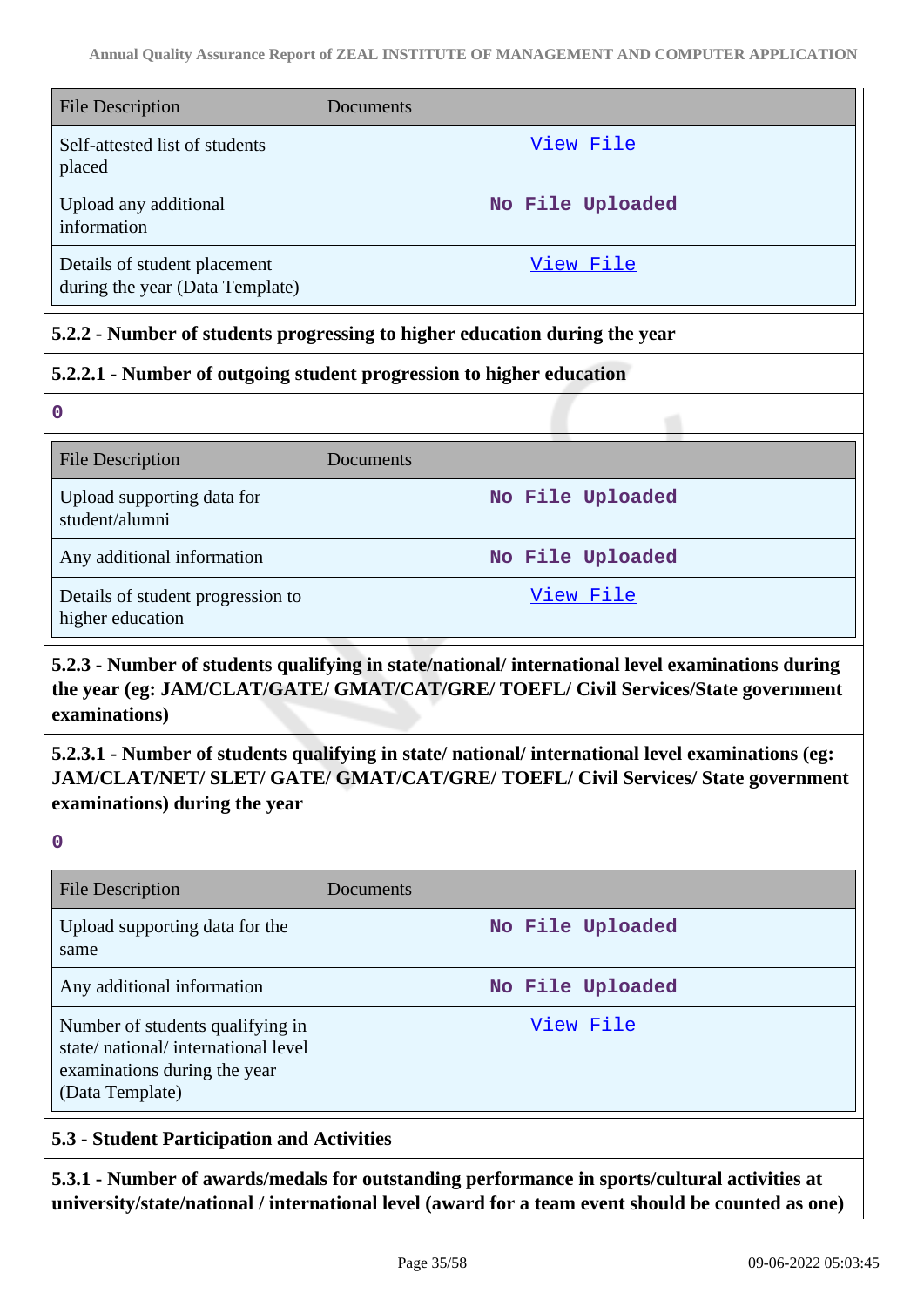| File Description | Documents |
| --- | --- |
| Self-attested list of students placed | View File |
| Upload any additional information | No File Uploaded |
| Details of student placement during the year (Data Template) | View File |

**5.2.2 - Number of students progressing to higher education during the year**

**5.2.2.1 - Number of outgoing student progression to higher education**

0

| File Description | Documents |
| --- | --- |
| Upload supporting data for student/alumni | No File Uploaded |
| Any additional information | No File Uploaded |
| Details of student progression to higher education | View File |

**5.2.3 - Number of students qualifying in state/national/ international level examinations during the year (eg: JAM/CLAT/GATE/ GMAT/CAT/GRE/ TOEFL/ Civil Services/State government examinations)**

**5.2.3.1 - Number of students qualifying in state/ national/ international level examinations (eg: JAM/CLAT/NET/ SLET/ GATE/ GMAT/CAT/GRE/ TOEFL/ Civil Services/ State government examinations) during the year**

0

| File Description | Documents |
| --- | --- |
| Upload supporting data for the same | No File Uploaded |
| Any additional information | No File Uploaded |
| Number of students qualifying in state/ national/ international level examinations during the year (Data Template) | View File |

**5.3 - Student Participation and Activities**

**5.3.1 - Number of awards/medals for outstanding performance in sports/cultural activities at university/state/national / international level (award for a team event should be counted as one)**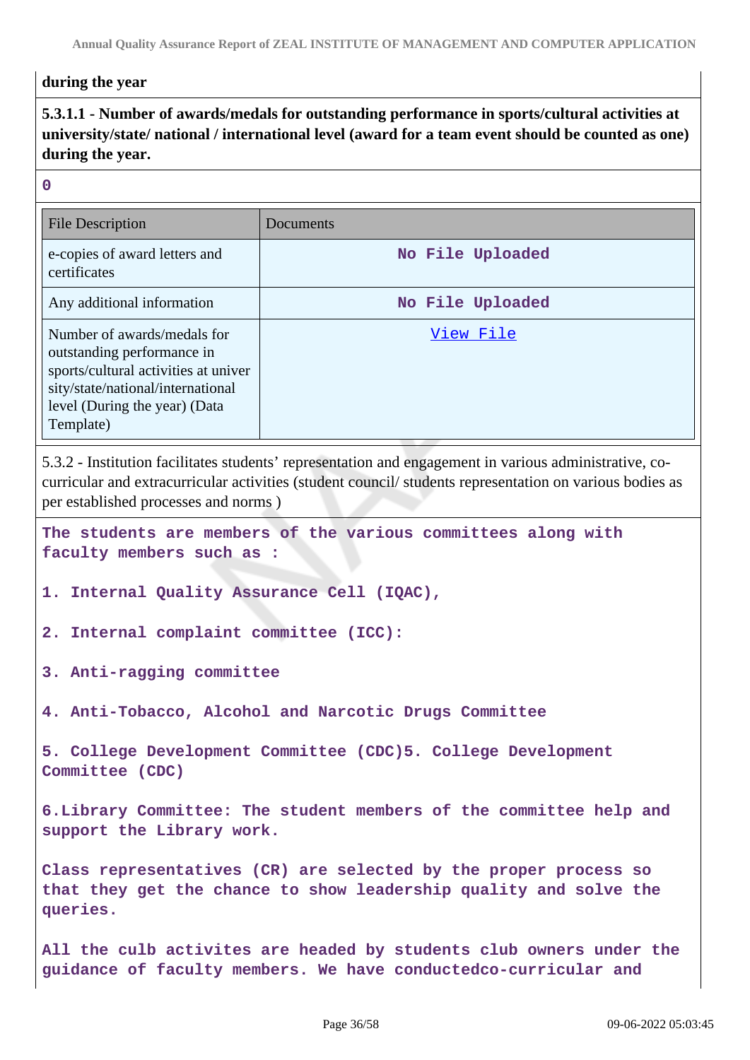**during the year**

**5.3.1.1 - Number of awards/medals for outstanding performance in sports/cultural activities at university/state/ national / international level (award for a team event should be counted as one) during the year.**

**0**

| File Description | Documents |
|---|---|
| e-copies of award letters and certificates | No File Uploaded |
| Any additional information | No File Uploaded |
| Number of awards/medals for outstanding performance in sports/cultural activities at university/state/national/international level (During the year) (Data Template) | View File |

5.3.2 - Institution facilitates students' representation and engagement in various administrative, co-curricular and extracurricular activities (student council/ students representation on various bodies as per established processes and norms )

**The students are members of the various committees along with faculty members such as :**

**1. Internal Quality Assurance Cell (IQAC),**

**2. Internal complaint committee (ICC):**

**3. Anti-ragging committee**

**4. Anti-Tobacco, Alcohol and Narcotic Drugs Committee**

**5. College Development Committee (CDC)5. College Development Committee (CDC)**

**6.Library Committee: The student members of the committee help and support the Library work.**

**Class representatives (CR) are selected by the proper process so that they get the chance to show leadership quality and solve the queries.**

**All the culb activites are headed by students club owners under the guidance of faculty members. We have conductedco-curricular and**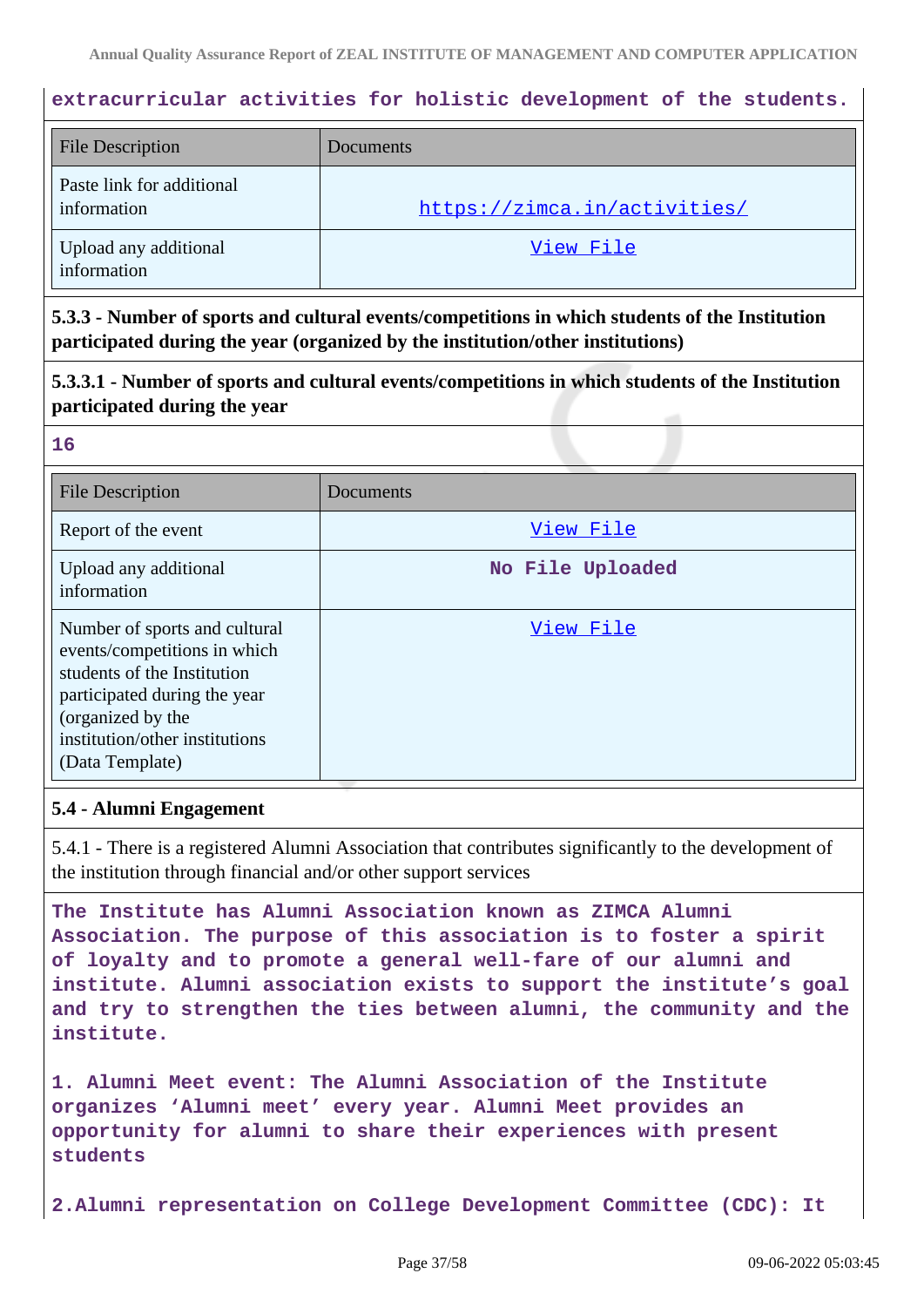extracurricular activities for holistic development of the students.

| File Description | Documents |
| --- | --- |
| Paste link for additional information | https://zimca.in/activities/ |
| Upload any additional information | View File |

**5.3.3 - Number of sports and cultural events/competitions in which students of the Institution participated during the year (organized by the institution/other institutions)**

**5.3.3.1 - Number of sports and cultural events/competitions in which students of the Institution participated during the year**

**16**

| File Description | Documents |
| --- | --- |
| Report of the event | View File |
| Upload any additional information | No File Uploaded |
| Number of sports and cultural events/competitions in which students of the Institution participated during the year (organized by the institution/other institutions) (Data Template) | View File |

**5.4 - Alumni Engagement**

5.4.1 - There is a registered Alumni Association that contributes significantly to the development of the institution through financial and/or other support services

**The Institute has Alumni Association known as ZIMCA Alumni Association. The purpose of this association is to foster a spirit of loyalty and to promote a general well-fare of our alumni and institute. Alumni association exists to support the institute's goal and try to strengthen the ties between alumni, the community and the institute.**

**1. Alumni Meet event: The Alumni Association of the Institute organizes 'Alumni meet' every year. Alumni Meet provides an opportunity for alumni to share their experiences with present students**

**2.Alumni representation on College Development Committee (CDC): It**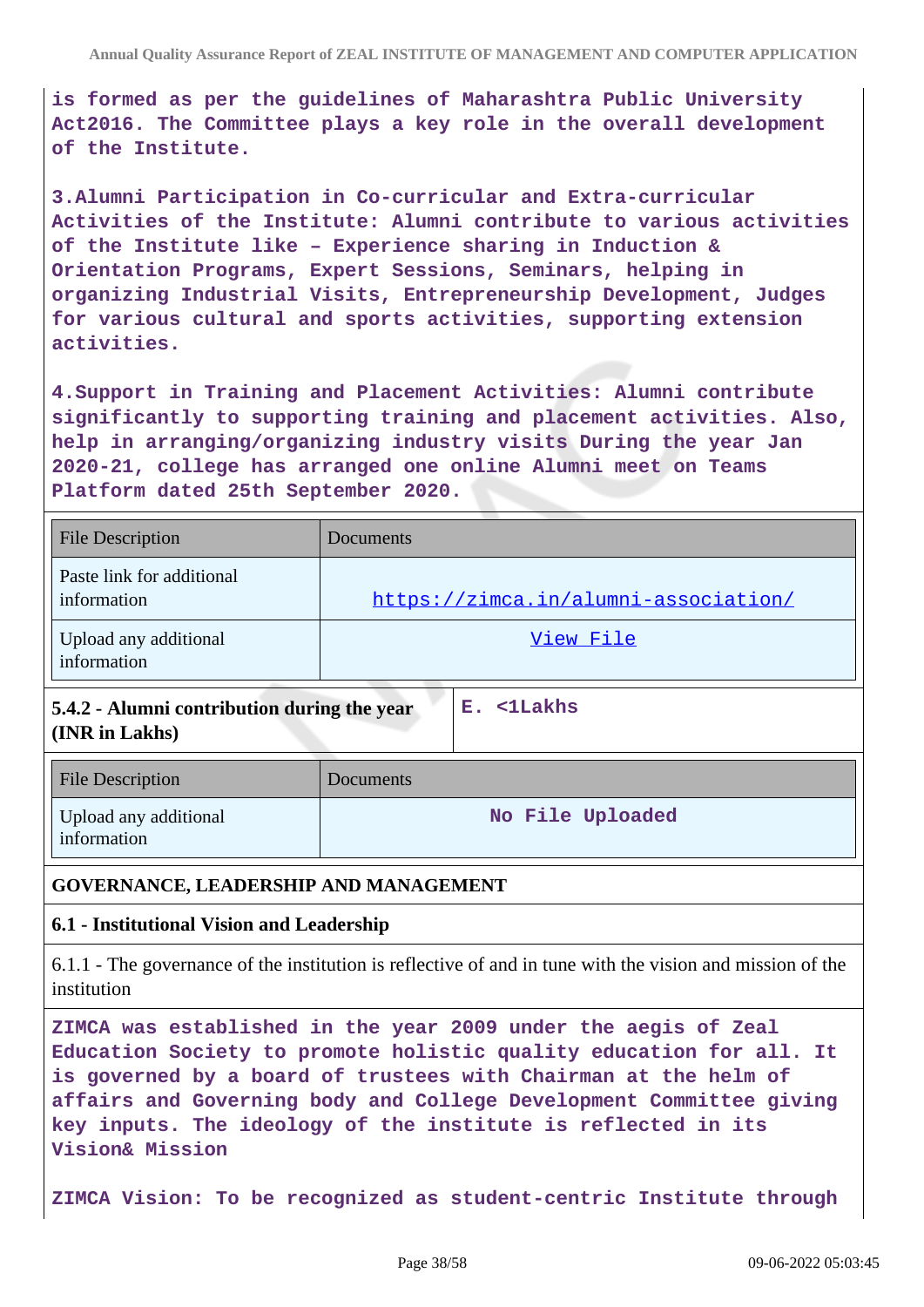is formed as per the guidelines of Maharashtra Public University Act2016. The Committee plays a key role in the overall development of the Institute.

3.Alumni Participation in Co-curricular and Extra-curricular Activities of the Institute: Alumni contribute to various activities of the Institute like – Experience sharing in Induction & Orientation Programs, Expert Sessions, Seminars, helping in organizing Industrial Visits, Entrepreneurship Development, Judges for various cultural and sports activities, supporting extension activities.

4.Support in Training and Placement Activities: Alumni contribute significantly to supporting training and placement activities. Also, help in arranging/organizing industry visits During the year Jan 2020-21, college has arranged one online Alumni meet on Teams Platform dated 25th September 2020.

| File Description | Documents |
|---|---|
| Paste link for additional information | https://zimca.in/alumni-association/ |
| Upload any additional information | View File |

| **5.4.2 - Alumni contribution during the year (INR in Lakhs)** | E. <1Lakhs |
|---|---|

| File Description | Documents |
|---|---|
| Upload any additional information | No File Uploaded |

## GOVERNANCE, LEADERSHIP AND MANAGEMENT

### 6.1 - Institutional Vision and Leadership

6.1.1 - The governance of the institution is reflective of and in tune with the vision and mission of the institution

ZIMCA was established in the year 2009 under the aegis of Zeal Education Society to promote holistic quality education for all. It is governed by a board of trustees with Chairman at the helm of affairs and Governing body and College Development Committee giving key inputs. The ideology of the institute is reflected in its Vision& Mission

ZIMCA Vision: To be recognized as student-centric Institute through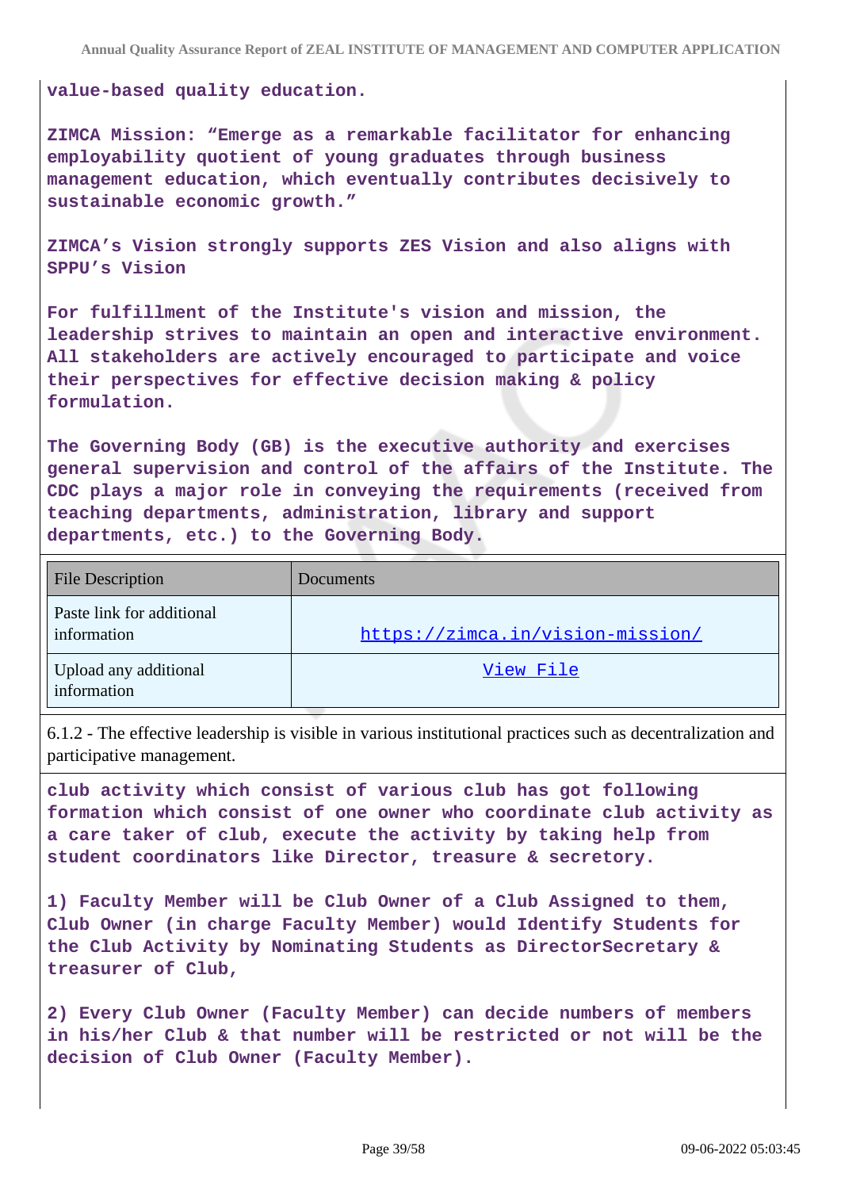**value-based quality education.**

**ZIMCA Mission: “Emerge as a remarkable facilitator for enhancing employability quotient of young graduates through business management education, which eventually contributes decisively to sustainable economic growth.”**

**ZIMCA’s Vision strongly supports ZES Vision and also aligns with SPPU’s Vision**

**For fulfillment of the Institute's vision and mission, the leadership strives to maintain an open and interactive environment. All stakeholders are actively encouraged to participate and voice their perspectives for effective decision making & policy formulation.**

**The Governing Body (GB) is the executive authority and exercises general supervision and control of the affairs of the Institute. The CDC plays a major role in conveying the requirements (received from teaching departments, administration, library and support departments, etc.) to the Governing Body.**

| File Description | Documents |
|---|---|
| Paste link for additional information | https://zimca.in/vision-mission/ |
| Upload any additional information | View File |

6.1.2 - The effective leadership is visible in various institutional practices such as decentralization and participative management.

**club activity which consist of various club has got following formation which consist of one owner who coordinate club activity as a care taker of club, execute the activity by taking help from student coordinators like Director, treasure & secretory.**

**1) Faculty Member will be Club Owner of a Club Assigned to them, Club Owner (in charge Faculty Member) would Identify Students for the Club Activity by Nominating Students as DirectorSecretary & treasurer of Club,**

**2) Every Club Owner (Faculty Member) can decide numbers of members in his/her Club & that number will be restricted or not will be the decision of Club Owner (Faculty Member).**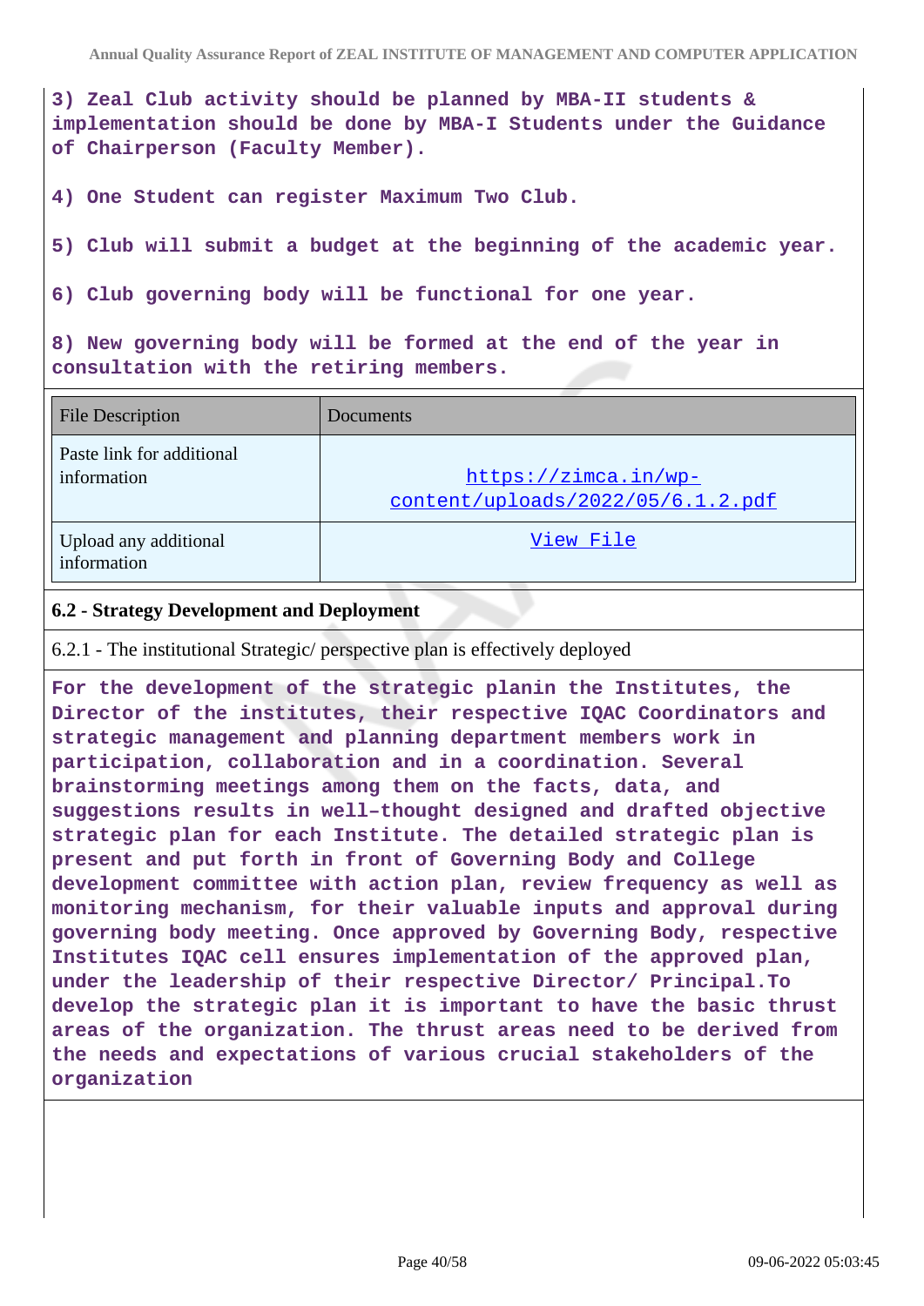**3) Zeal Club activity should be planned by MBA-II students & implementation should be done by MBA-I Students under the Guidance of Chairperson (Faculty Member).**

**4) One Student can register Maximum Two Club.**

**5) Club will submit a budget at the beginning of the academic year.**

**6) Club governing body will be functional for one year.**

**8) New governing body will be formed at the end of the year in consultation with the retiring members.**

| File Description | Documents |
| --- | --- |
| Paste link for additional information | https://zimca.in/wp-content/uploads/2022/05/6.1.2.pdf |
| Upload any additional information | View File |

**6.2 - Strategy Development and Deployment**

6.2.1 - The institutional Strategic/ perspective plan is effectively deployed

**For the development of the strategic planin the Institutes, the Director of the institutes, their respective IQAC Coordinators and strategic management and planning department members work in participation, collaboration and in a coordination. Several brainstorming meetings among them on the facts, data, and suggestions results in well-thought designed and drafted objective strategic plan for each Institute. The detailed strategic plan is present and put forth in front of Governing Body and College development committee with action plan, review frequency as well as monitoring mechanism, for their valuable inputs and approval during governing body meeting. Once approved by Governing Body, respective Institutes IQAC cell ensures implementation of the approved plan, under the leadership of their respective Director/ Principal.To develop the strategic plan it is important to have the basic thrust areas of the organization. The thrust areas need to be derived from the needs and expectations of various crucial stakeholders of the organization**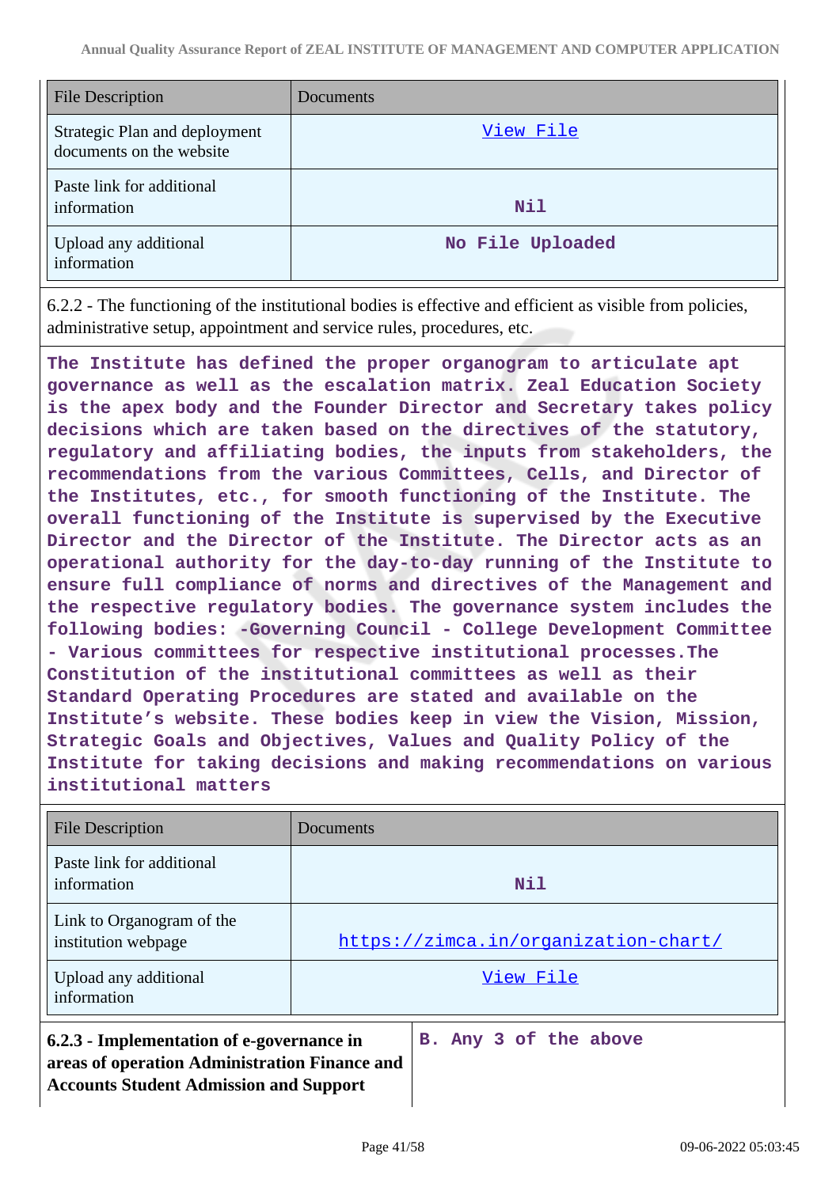| File Description | Documents |
|---|---|
| Strategic Plan and deployment documents on the website | View File |
| Paste link for additional information | Nil |
| Upload any additional information | No File Uploaded |

6.2.2 - The functioning of the institutional bodies is effective and efficient as visible from policies, administrative setup, appointment and service rules, procedures, etc.

The Institute has defined the proper organogram to articulate apt governance as well as the escalation matrix. Zeal Education Society is the apex body and the Founder Director and Secretary takes policy decisions which are taken based on the directives of the statutory, regulatory and affiliating bodies, the inputs from stakeholders, the recommendations from the various Committees, Cells, and Director of the Institutes, etc., for smooth functioning of the Institute. The overall functioning of the Institute is supervised by the Executive Director and the Director of the Institute. The Director acts as an operational authority for the day-to-day running of the Institute to ensure full compliance of norms and directives of the Management and the respective regulatory bodies. The governance system includes the following bodies: -Governing Council - College Development Committee - Various committees for respective institutional processes.The Constitution of the institutional committees as well as their Standard Operating Procedures are stated and available on the Institute's website. These bodies keep in view the Vision, Mission, Strategic Goals and Objectives, Values and Quality Policy of the Institute for taking decisions and making recommendations on various institutional matters

| File Description | Documents |
|---|---|
| Paste link for additional information | Nil |
| Link to Organogram of the institution webpage | https://zimca.in/organization-chart/ |
| Upload any additional information | View File |

| **6.2.3 - Implementation of e-governance in areas of operation Administration Finance and Accounts Student Admission and Support** | B. Any 3 of the above |
|---|---|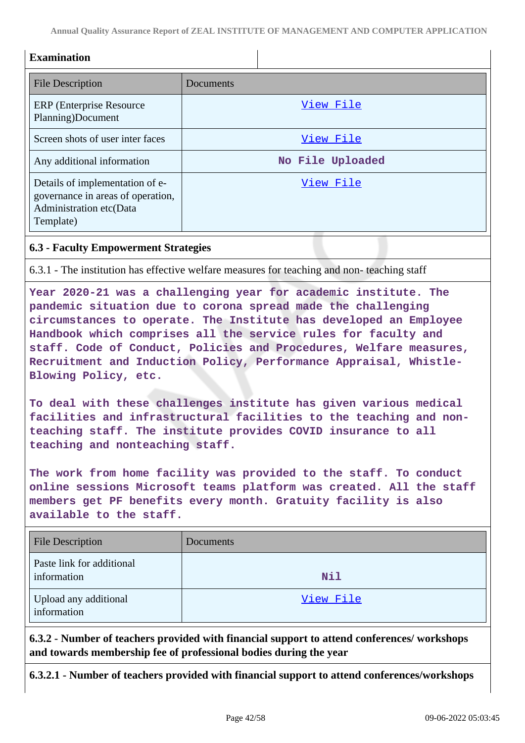**Examination**

| File Description | Documents |
|---|---|
| ERP (Enterprise Resource Planning)Document | View File |
| Screen shots of user inter faces | View File |
| Any additional information | No File Uploaded |
| Details of implementation of e-governance in areas of operation, Administration etc(Data Template) | View File |

**6.3 - Faculty Empowerment Strategies**

6.3.1 - The institution has effective welfare measures for teaching and non- teaching staff

Year 2020-21 was a challenging year for academic institute. The pandemic situation due to corona spread made the challenging circumstances to operate. The Institute has developed an Employee Handbook which comprises all the service rules for faculty and staff. Code of Conduct, Policies and Procedures, Welfare measures, Recruitment and Induction Policy, Performance Appraisal, Whistle-Blowing Policy, etc.

To deal with these challenges institute has given various medical facilities and infrastructural facilities to the teaching and non-teaching staff. The institute provides COVID insurance to all teaching and nonteaching staff.

The work from home facility was provided to the staff. To conduct online sessions Microsoft teams platform was created. All the staff members get PF benefits every month. Gratuity facility is also available to the staff.

| File Description | Documents |
|---|---|
| Paste link for additional information | Nil |
| Upload any additional information | View File |

**6.3.2 - Number of teachers provided with financial support to attend conferences/ workshops and towards membership fee of professional bodies during the year**

**6.3.2.1 - Number of teachers provided with financial support to attend conferences/workshops**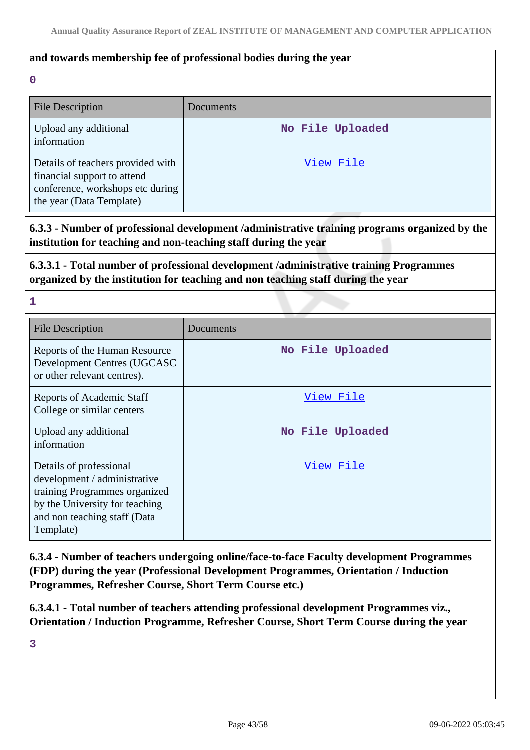**and towards membership fee of professional bodies during the year**

0

| File Description | Documents |
|---|---|
| Upload any additional information | No File Uploaded |
| Details of teachers provided with financial support to attend conference, workshops etc during the year (Data Template) | View File |

**6.3.3 - Number of professional development /administrative training programs organized by the institution for teaching and non-teaching staff during the year**

**6.3.3.1 - Total number of professional development /administrative training Programmes organized by the institution for teaching and non teaching staff during the year**

1

| File Description | Documents |
|---|---|
| Reports of the Human Resource Development Centres (UGCASC or other relevant centres). | No File Uploaded |
| Reports of Academic Staff College or similar centers | View File |
| Upload any additional information | No File Uploaded |
| Details of professional development / administrative training Programmes organized by the University for teaching and non teaching staff (Data Template) | View File |

**6.3.4 - Number of teachers undergoing online/face-to-face Faculty development Programmes (FDP) during the year (Professional Development Programmes, Orientation / Induction Programmes, Refresher Course, Short Term Course etc.)**

**6.3.4.1 - Total number of teachers attending professional development Programmes viz., Orientation / Induction Programme, Refresher Course, Short Term Course during the year**

3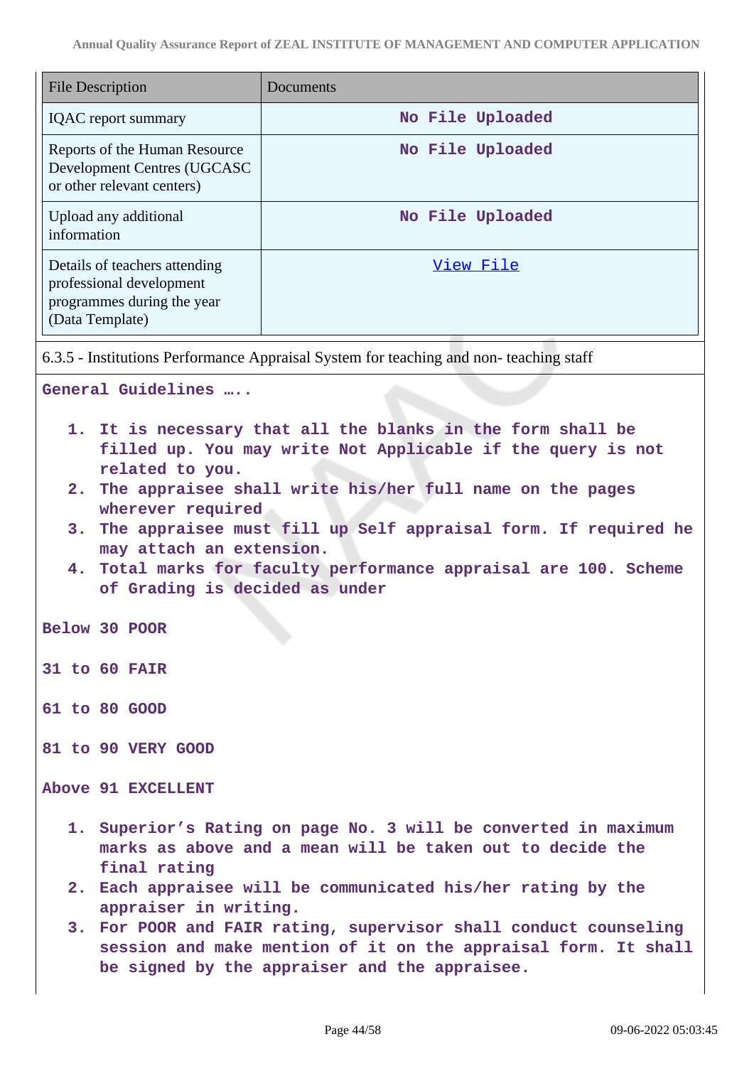| File Description | Documents |
|---|---|
| IQAC report summary | No File Uploaded |
| Reports of the Human Resource Development Centres (UGCASC or other relevant centers) | No File Uploaded |
| Upload any additional information | No File Uploaded |
| Details of teachers attending professional development programmes during the year (Data Template) | View File |

6.3.5 - Institutions Performance Appraisal System for teaching and non- teaching staff

**General Guidelines …..**

1. **It is necessary that all the blanks in the form shall be filled up. You may write Not Applicable if the query is not related to you.**
2. **The appraisee shall write his/her full name on the pages wherever required**
3. **The appraisee must fill up Self appraisal form. If required he may attach an extension.**
4. **Total marks for faculty performance appraisal are 100. Scheme of Grading is decided as under**

**Below 30 POOR**

**31 to 60 FAIR**

**61 to 80 GOOD**

**81 to 90 VERY GOOD**

**Above 91 EXCELLENT**

1. **Superior's Rating on page No. 3 will be converted in maximum marks as above and a mean will be taken out to decide the final rating**
2. **Each appraisee will be communicated his/her rating by the appraiser in writing.**
3. **For POOR and FAIR rating, supervisor shall conduct counseling session and make mention of it on the appraisal form. It shall be signed by the appraiser and the appraisee.**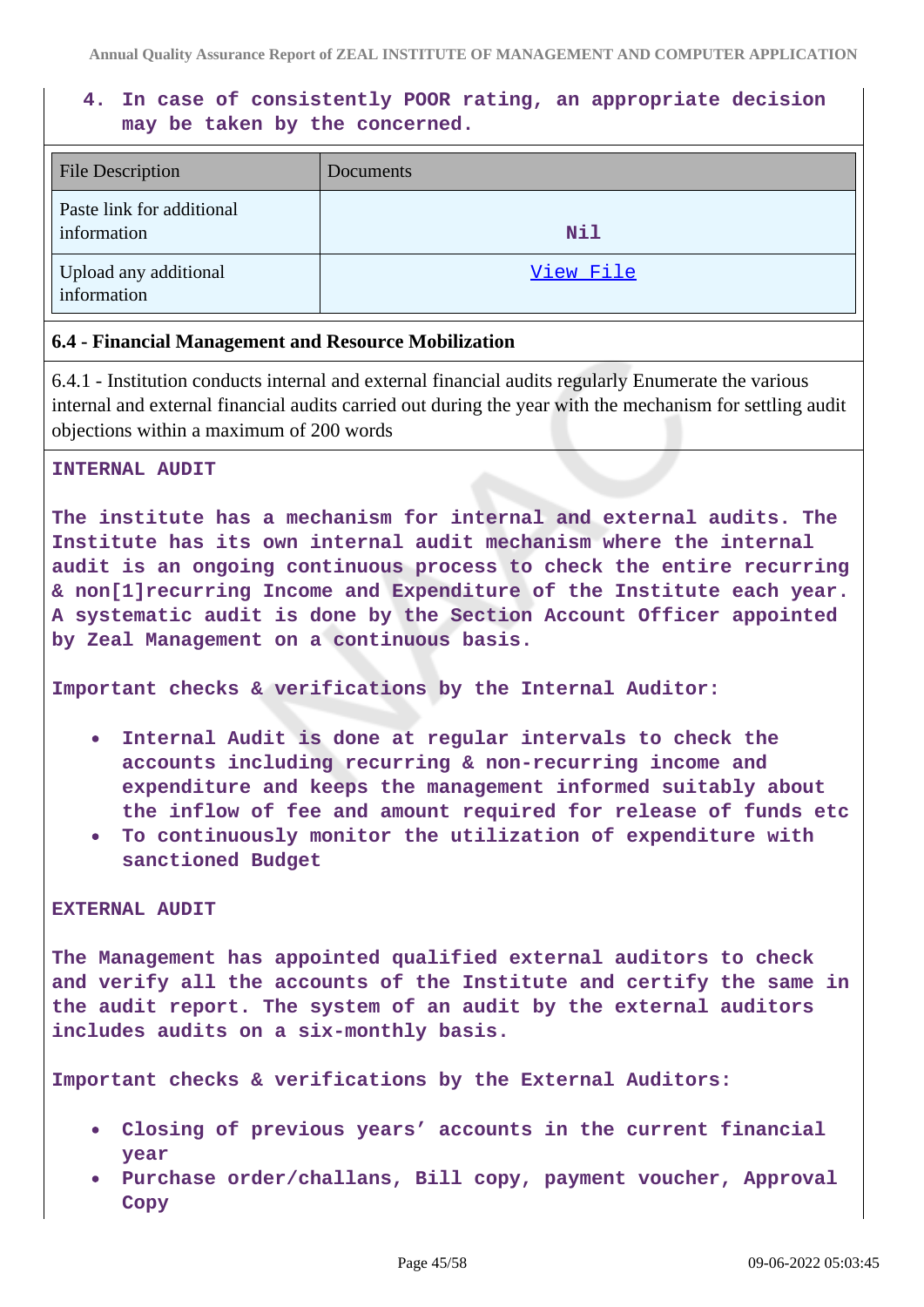4. **In case of consistently POOR rating, an appropriate decision may be taken by the concerned.**

| File Description | Documents |
| --- | --- |
| Paste link for additional information | Nil |
| Upload any additional information | View File |

**6.4 - Financial Management and Resource Mobilization**

6.4.1 - Institution conducts internal and external financial audits regularly Enumerate the various internal and external financial audits carried out during the year with the mechanism for settling audit objections within a maximum of 200 words

**INTERNAL AUDIT**

**The institute has a mechanism for internal and external audits. The Institute has its own internal audit mechanism where the internal audit is an ongoing continuous process to check the entire recurring & non[1]recurring Income and Expenditure of the Institute each year. A systematic audit is done by the Section Account Officer appointed by Zeal Management on a continuous basis.**

**Important checks & verifications by the Internal Auditor:**

- **Internal Audit is done at regular intervals to check the accounts including recurring & non-recurring income and expenditure and keeps the management informed suitably about the inflow of fee and amount required for release of funds etc**
- **To continuously monitor the utilization of expenditure with sanctioned Budget**

**EXTERNAL AUDIT**

**The Management has appointed qualified external auditors to check and verify all the accounts of the Institute and certify the same in the audit report. The system of an audit by the external auditors includes audits on a six-monthly basis.**

**Important checks & verifications by the External Auditors:**

- **Closing of previous years' accounts in the current financial year**
- **Purchase order/challans, Bill copy, payment voucher, Approval Copy**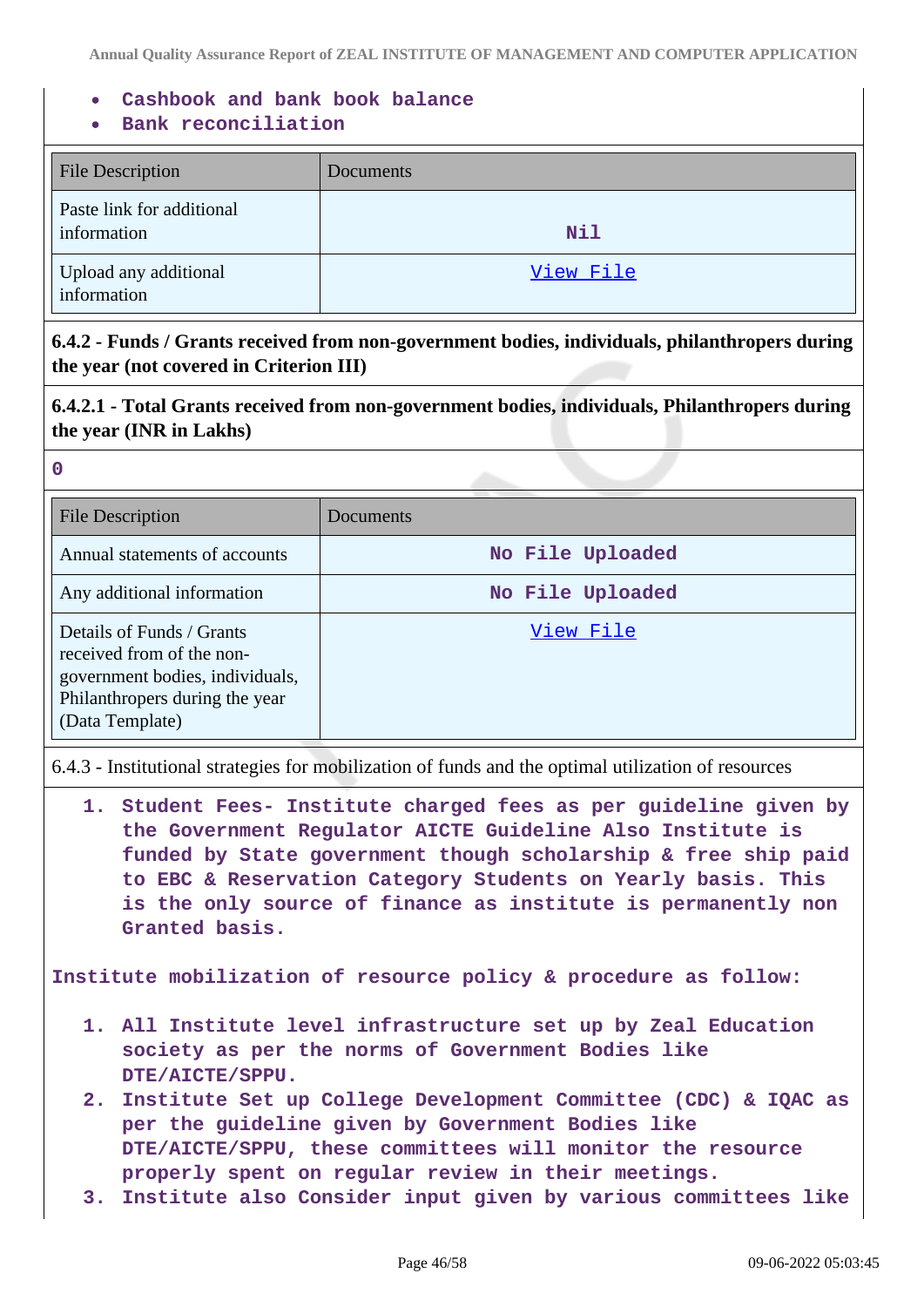- **Cashbook and bank book balance**
- **Bank reconciliation**

| File Description | Documents |
|---|---|
| Paste link for additional information | Nil |
| Upload any additional information | View File |

**6.4.2 - Funds / Grants received from non-government bodies, individuals, philanthropers during the year (not covered in Criterion III)**

**6.4.2.1 - Total Grants received from non-government bodies, individuals, Philanthropers during the year (INR in Lakhs)**

0

| File Description | Documents |
|---|---|
| Annual statements of accounts | No File Uploaded |
| Any additional information | No File Uploaded |
| Details of Funds / Grants received from of the non-government bodies, individuals, Philanthropers during the year (Data Template) | View File |

6.4.3 - Institutional strategies for mobilization of funds and the optimal utilization of resources

1. **Student Fees- Institute charged fees as per guideline given by the Government Regulator AICTE Guideline Also Institute is funded by State government though scholarship & free ship paid to EBC & Reservation Category Students on Yearly basis. This is the only source of finance as institute is permanently non Granted basis.**

**Institute mobilization of resource policy & procedure as follow:**

1. **All Institute level infrastructure set up by Zeal Education society as per the norms of Government Bodies like DTE/AICTE/SPPU.**
2. **Institute Set up College Development Committee (CDC) & IQAC as per the guideline given by Government Bodies like DTE/AICTE/SPPU, these committees will monitor the resource properly spent on regular review in their meetings.**
3. **Institute also Consider input given by various committees like**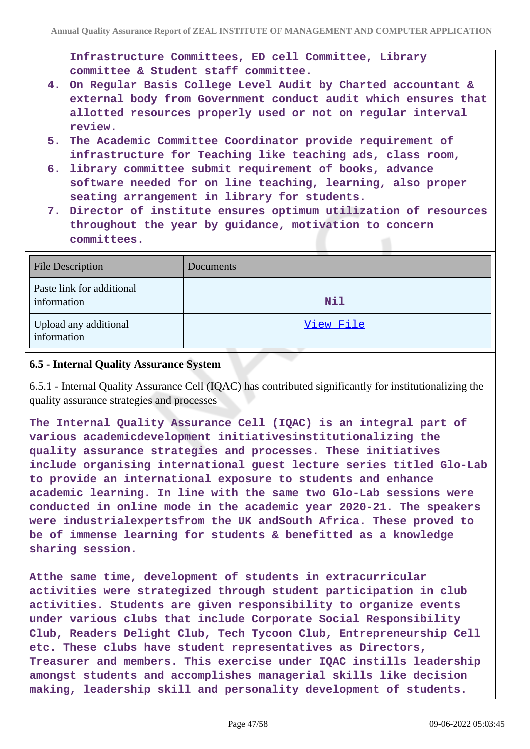Infrastructure Committees, ED cell Committee, Library committee & Student staff committee.

4. On Regular Basis College Level Audit by Charted accountant & external body from Government conduct audit which ensures that allotted resources properly used or not on regular interval review.
5. The Academic Committee Coordinator provide requirement of infrastructure for Teaching like teaching ads, class room,
6. library committee submit requirement of books, advance software needed for on line teaching, learning, also proper seating arrangement in library for students.
7. Director of institute ensures optimum utilization of resources throughout the year by guidance, motivation to concern committees.

| File Description | Documents |
|---|---|
| Paste link for additional information | Nil |
| Upload any additional information | View File |

**6.5 - Internal Quality Assurance System**

6.5.1 - Internal Quality Assurance Cell (IQAC) has contributed significantly for institutionalizing the quality assurance strategies and processes

The Internal Quality Assurance Cell (IQAC) is an integral part of various academicdevelopment initiativesinstitutionalizing the quality assurance strategies and processes. These initiatives include organising international guest lecture series titled Glo-Lab to provide an international exposure to students and enhance academic learning. In line with the same two Glo-Lab sessions were conducted in online mode in the academic year 2020-21. The speakers were industrialexpertsfrom the UK andSouth Africa. These proved to be of immense learning for students & benefitted as a knowledge sharing session.

Atthe same time, development of students in extracurricular activities were strategized through student participation in club activities. Students are given responsibility to organize events under various clubs that include Corporate Social Responsibility Club, Readers Delight Club, Tech Tycoon Club, Entrepreneurship Cell etc. These clubs have student representatives as Directors, Treasurer and members. This exercise under IQAC instills leadership amongst students and accomplishes managerial skills like decision making, leadership skill and personality development of students.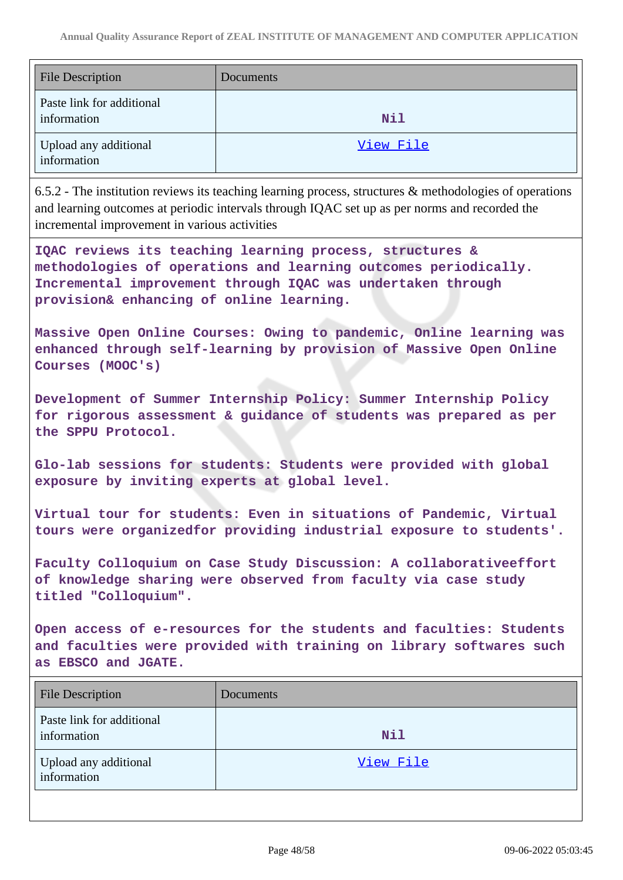| File Description | Documents |
| --- | --- |
| Paste link for additional information | Nil |
| Upload any additional information | View File |

6.5.2 - The institution reviews its teaching learning process, structures & methodologies of operations and learning outcomes at periodic intervals through IQAC set up as per norms and recorded the incremental improvement in various activities

**IQAC reviews its teaching learning process, structures & methodologies of operations and learning outcomes periodically. Incremental improvement through IQAC was undertaken through provision& enhancing of online learning.**

**Massive Open Online Courses: Owing to pandemic, Online learning was enhanced through self-learning by provision of Massive Open Online Courses (MOOC's)**

**Development of Summer Internship Policy: Summer Internship Policy for rigorous assessment & guidance of students was prepared as per the SPPU Protocol.**

**Glo-lab sessions for students: Students were provided with global exposure by inviting experts at global level.**

**Virtual tour for students: Even in situations of Pandemic, Virtual tours were organizedfor providing industrial exposure to students'.**

**Faculty Colloquium on Case Study Discussion: A collaborativeeffort of knowledge sharing were observed from faculty via case study titled "Colloquium".**

**Open access of e-resources for the students and faculties: Students and faculties were provided with training on library softwares such as EBSCO and JGATE.**

| File Description | Documents |
| --- | --- |
| Paste link for additional information | Nil |
| Upload any additional information | View File |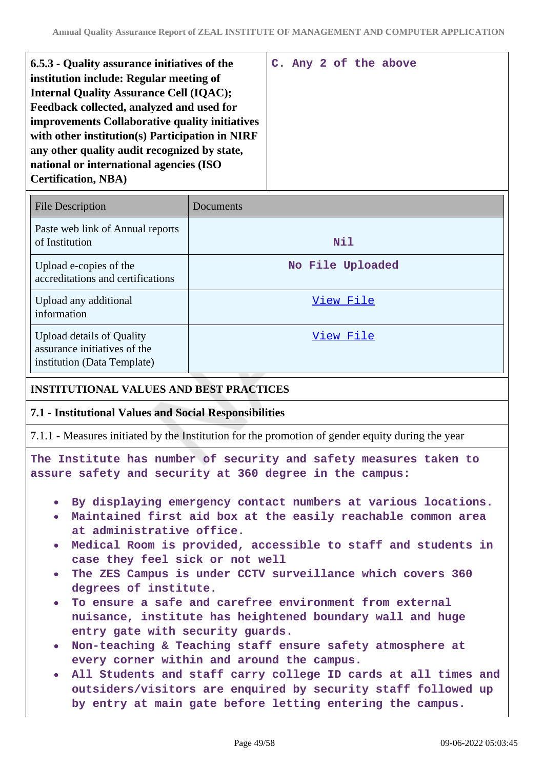| 6.5.3 - Quality assurance initiatives of the institution include: Regular meeting of Internal Quality Assurance Cell (IQAC); Feedback collected, analyzed and used for improvements Collaborative quality initiatives with other institution(s) Participation in NIRF any other quality audit recognized by state, national or international agencies (ISO Certification, NBA) | C. Any 2 of the above |
|---|---|

| File Description | Documents |
|---|---|
| Paste web link of Annual reports of Institution | Nil |
| Upload e-copies of the accreditations and certifications | No File Uploaded |
| Upload any additional information | View File |
| Upload details of Quality assurance initiatives of the institution (Data Template) | View File |

## INSTITUTIONAL VALUES AND BEST PRACTICES

### 7.1 - Institutional Values and Social Responsibilities

7.1.1 - Measures initiated by the Institution for the promotion of gender equity during the year

The Institute has number of security and safety measures taken to assure safety and security at 360 degree in the campus:

- By displaying emergency contact numbers at various locations.
- Maintained first aid box at the easily reachable common area at administrative office.
- Medical Room is provided, accessible to staff and students in case they feel sick or not well
- The ZES Campus is under CCTV surveillance which covers 360 degrees of institute.
- To ensure a safe and carefree environment from external nuisance, institute has heightened boundary wall and huge entry gate with security guards.
- Non-teaching & Teaching staff ensure safety atmosphere at every corner within and around the campus.
- All Students and staff carry college ID cards at all times and outsiders/visitors are enquired by security staff followed up by entry at main gate before letting entering the campus.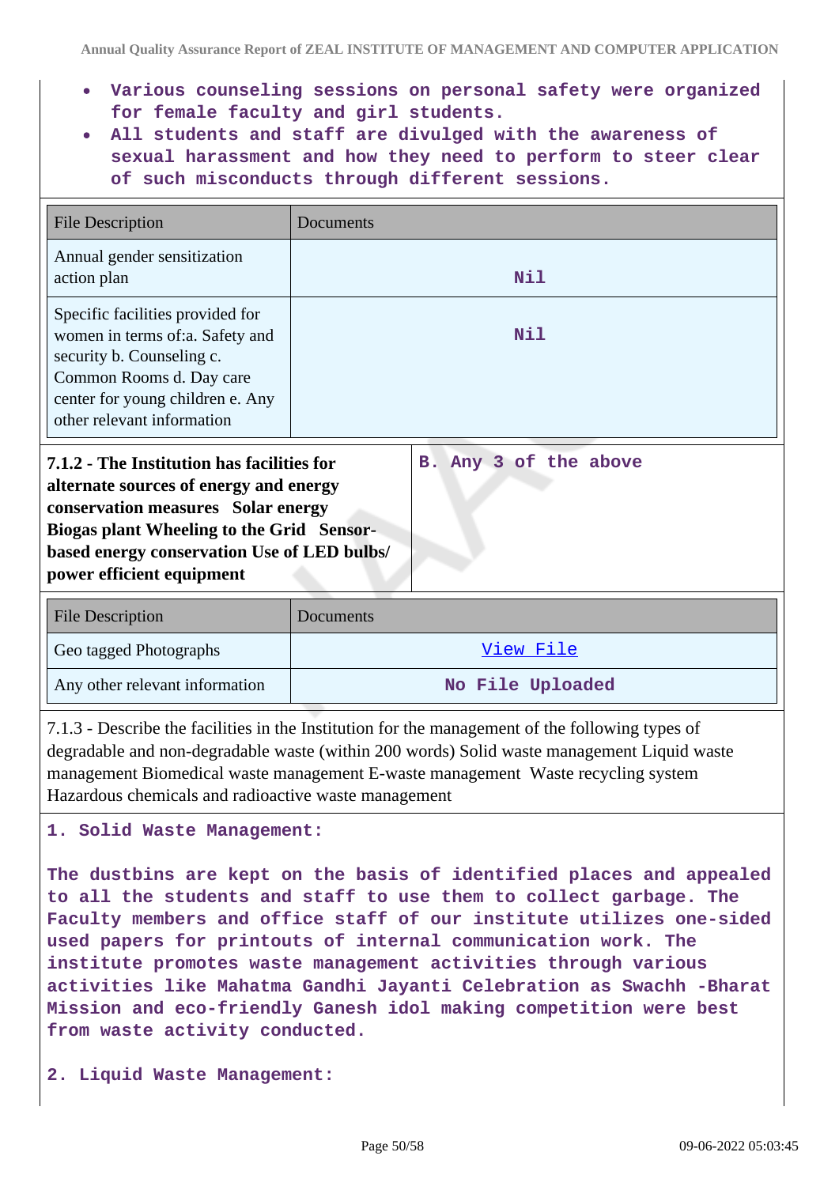- Various counseling sessions on personal safety were organized for female faculty and girl students.
- All students and staff are divulged with the awareness of sexual harassment and how they need to perform to steer clear of such misconducts through different sessions.

| File Description | Documents |
| --- | --- |
| Annual gender sensitization action plan | Nil |
| Specific facilities provided for women in terms of:a. Safety and security b. Counseling c. Common Rooms d. Day care center for young children e. Any other relevant information | Nil |

| **7.1.2 - The Institution has facilities for alternate sources of energy and energy conservation measures Solar energy Biogas plant Wheeling to the Grid Sensor-based energy conservation Use of LED bulbs/ power efficient equipment** | B. Any 3 of the above |
| --- | --- |

| File Description | Documents |
| --- | --- |
| Geo tagged Photographs | View File |
| Any other relevant information | No File Uploaded |

7.1.3 - Describe the facilities in the Institution for the management of the following types of degradable and non-degradable waste (within 200 words) Solid waste management Liquid waste management Biomedical waste management E-waste management Waste recycling system Hazardous chemicals and radioactive waste management

**1. Solid Waste Management:**

**The dustbins are kept on the basis of identified places and appealed to all the students and staff to use them to collect garbage. The Faculty members and office staff of our institute utilizes one-sided used papers for printouts of internal communication work. The institute promotes waste management activities through various activities like Mahatma Gandhi Jayanti Celebration as Swachh -Bharat Mission and eco-friendly Ganesh idol making competition were best from waste activity conducted.**

**2. Liquid Waste Management:**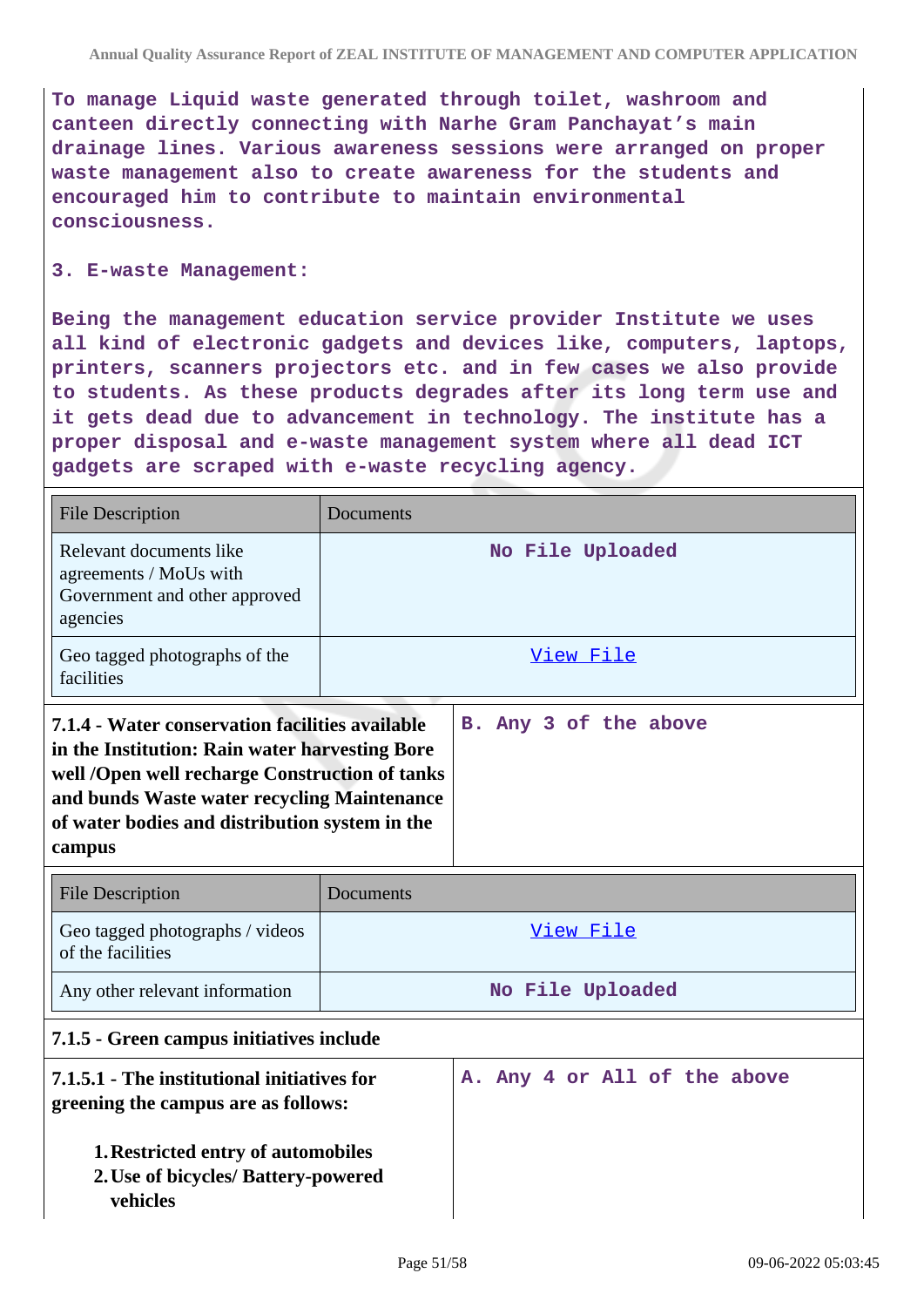To manage Liquid waste generated through toilet, washroom and canteen directly connecting with Narhe Gram Panchayat's main drainage lines. Various awareness sessions were arranged on proper waste management also to create awareness for the students and encouraged him to contribute to maintain environmental consciousness.

3. E-waste Management:

Being the management education service provider Institute we uses all kind of electronic gadgets and devices like, computers, laptops, printers, scanners projectors etc. and in few cases we also provide to students. As these products degrades after its long term use and it gets dead due to advancement in technology. The institute has a proper disposal and e-waste management system where all dead ICT gadgets are scraped with e-waste recycling agency.

| File Description | Documents |
|---|---|
| Relevant documents like agreements / MoUs with Government and other approved agencies | No File Uploaded |
| Geo tagged photographs of the facilities | View File |

| **7.1.4 - Water conservation facilities available in the Institution: Rain water harvesting Bore well /Open well recharge Construction of tanks and bunds Waste water recycling Maintenance of water bodies and distribution system in the campus** | B. Any 3 of the above |
|---|---|

| File Description | Documents |
|---|---|
| Geo tagged photographs / videos of the facilities | View File |
| Any other relevant information | No File Uploaded |

**7.1.5 - Green campus initiatives include**

| **7.1.5.1 - The institutional initiatives for greening the campus are as follows:**<br><br>1. **Restricted entry of automobiles**<br>2. **Use of bicycles/ Battery-powered vehicles** | A. Any 4 or All of the above |
|---|---|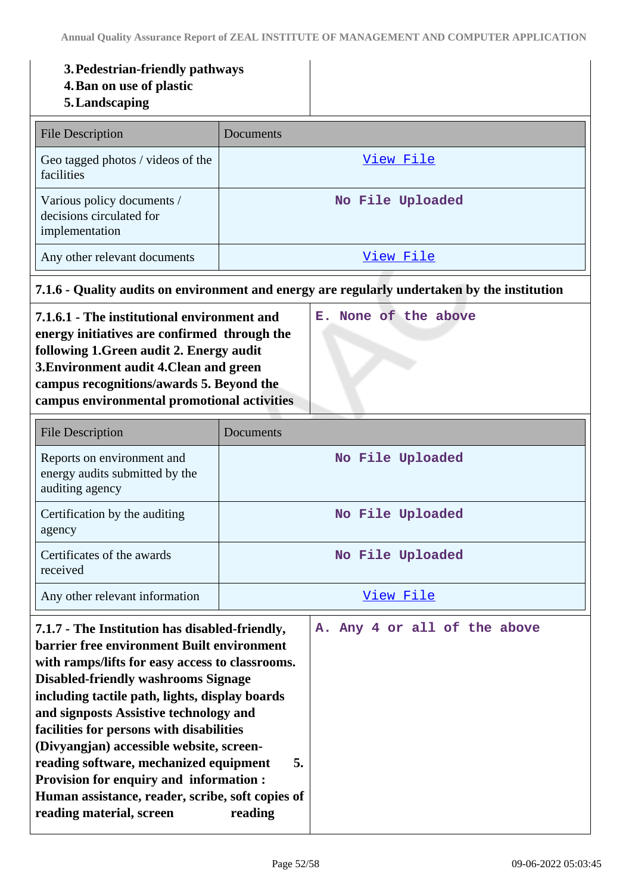**3. Pedestrian-friendly pathways**
**4. Ban on use of plastic**
**5. Landscaping**

| File Description | Documents |
|---|---|
| Geo tagged photos / videos of the facilities | View File |
| Various policy documents / decisions circulated for implementation | No File Uploaded |
| Any other relevant documents | View File |

**7.1.6 - Quality audits on environment and energy are regularly undertaken by the institution**

| | |
|---|---|
| **7.1.6.1 - The institutional environment and energy initiatives are confirmed through the following 1.Green audit 2. Energy audit 3.Environment audit 4.Clean and green campus recognitions/awards 5. Beyond the campus environmental promotional activities** | E. None of the above |

| File Description | Documents |
|---|---|
| Reports on environment and energy audits submitted by the auditing agency | No File Uploaded |
| Certification by the auditing agency | No File Uploaded |
| Certificates of the awards received | No File Uploaded |
| Any other relevant information | View File |

| | |
|---|---|
| **7.1.7 - The Institution has disabled-friendly, barrier free environment Built environment with ramps/lifts for easy access to classrooms. Disabled-friendly washrooms Signage including tactile path, lights, display boards and signposts Assistive technology and facilities for persons with disabilities (Divyangjan) accessible website, screen-reading software, mechanized equipment 5. Provision for enquiry and information : Human assistance, reader, scribe, soft copies of reading material, screen reading** | A. Any 4 or all of the above |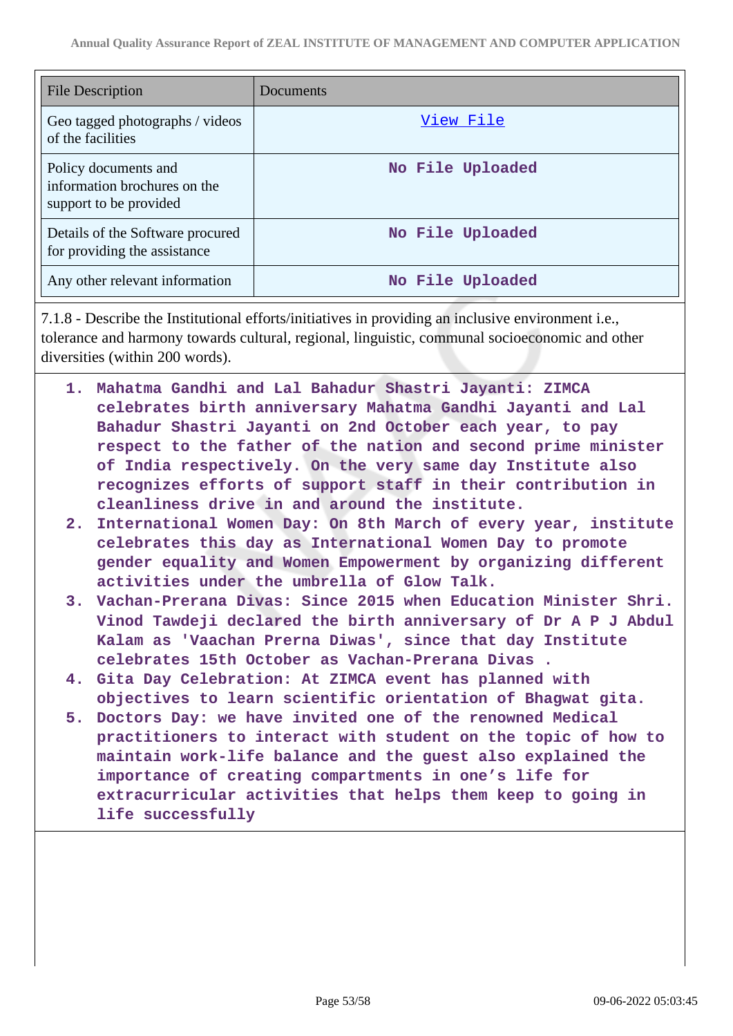| File Description | Documents |
|---|---|
| Geo tagged photographs / videos of the facilities | View File |
| Policy documents and information brochures on the support to be provided | No File Uploaded |
| Details of the Software procured for providing the assistance | No File Uploaded |
| Any other relevant information | No File Uploaded |

7.1.8 - Describe the Institutional efforts/initiatives in providing an inclusive environment i.e., tolerance and harmony towards cultural, regional, linguistic, communal socioeconomic and other diversities (within 200 words).

1. Mahatma Gandhi and Lal Bahadur Shastri Jayanti: ZIMCA celebrates birth anniversary Mahatma Gandhi Jayanti and Lal Bahadur Shastri Jayanti on 2nd October each year, to pay respect to the father of the nation and second prime minister of India respectively. On the very same day Institute also recognizes efforts of support staff in their contribution in cleanliness drive in and around the institute.
2. International Women Day: On 8th March of every year, institute celebrates this day as International Women Day to promote gender equality and Women Empowerment by organizing different activities under the umbrella of Glow Talk.
3. Vachan-Prerana Divas: Since 2015 when Education Minister Shri. Vinod Tawdeji declared the birth anniversary of Dr A P J Abdul Kalam as 'Vaachan Prerna Diwas', since that day Institute celebrates 15th October as Vachan-Prerana Divas .
4. Gita Day Celebration: At ZIMCA event has planned with objectives to learn scientific orientation of Bhagwat gita.
5. Doctors Day: we have invited one of the renowned Medical practitioners to interact with student on the topic of how to maintain work-life balance and the guest also explained the importance of creating compartments in one's life for extracurricular activities that helps them keep to going in life successfully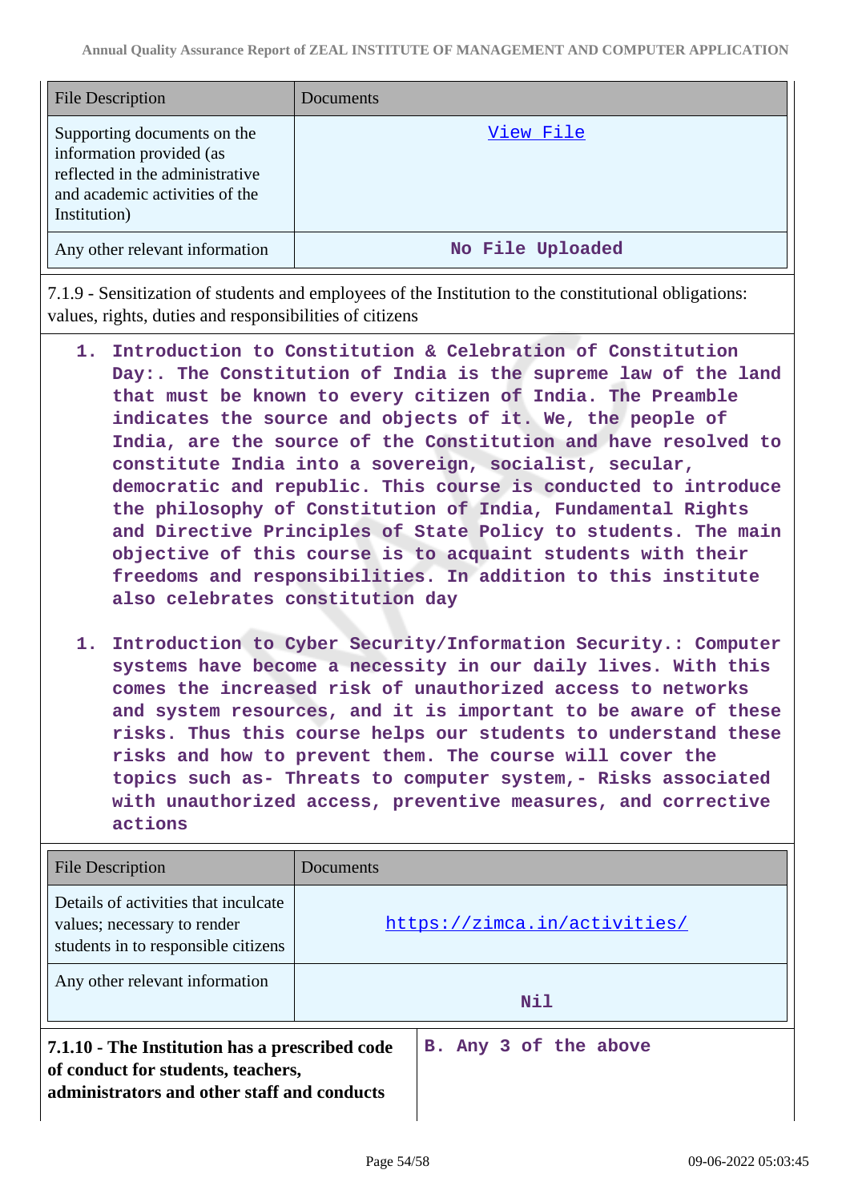| File Description | Documents |
| --- | --- |
| Supporting documents on the information provided (as reflected in the administrative and academic activities of the Institution) | View File |
| Any other relevant information | No File Uploaded |

7.1.9 - Sensitization of students and employees of the Institution to the constitutional obligations: values, rights, duties and responsibilities of citizens

1. Introduction to Constitution & Celebration of Constitution Day:. The Constitution of India is the supreme law of the land that must be known to every citizen of India. The Preamble indicates the source and objects of it. We, the people of India, are the source of the Constitution and have resolved to constitute India into a sovereign, socialist, secular, democratic and republic. This course is conducted to introduce the philosophy of Constitution of India, Fundamental Rights and Directive Principles of State Policy to students. The main objective of this course is to acquaint students with their freedoms and responsibilities. In addition to this institute also celebrates constitution day

1. Introduction to Cyber Security/Information Security.: Computer systems have become a necessity in our daily lives. With this comes the increased risk of unauthorized access to networks and system resources, and it is important to be aware of these risks. Thus this course helps our students to understand these risks and how to prevent them. The course will cover the topics such as- Threats to computer system,- Risks associated with unauthorized access, preventive measures, and corrective actions

| File Description | Documents |
| --- | --- |
| Details of activities that inculcate values; necessary to render students in to responsible citizens | https://zimca.in/activities/ |
| Any other relevant information | Nil |

| **7.1.10 - The Institution has a prescribed code of conduct for students, teachers, administrators and other staff and conducts** | B. Any 3 of the above |
| --- | --- |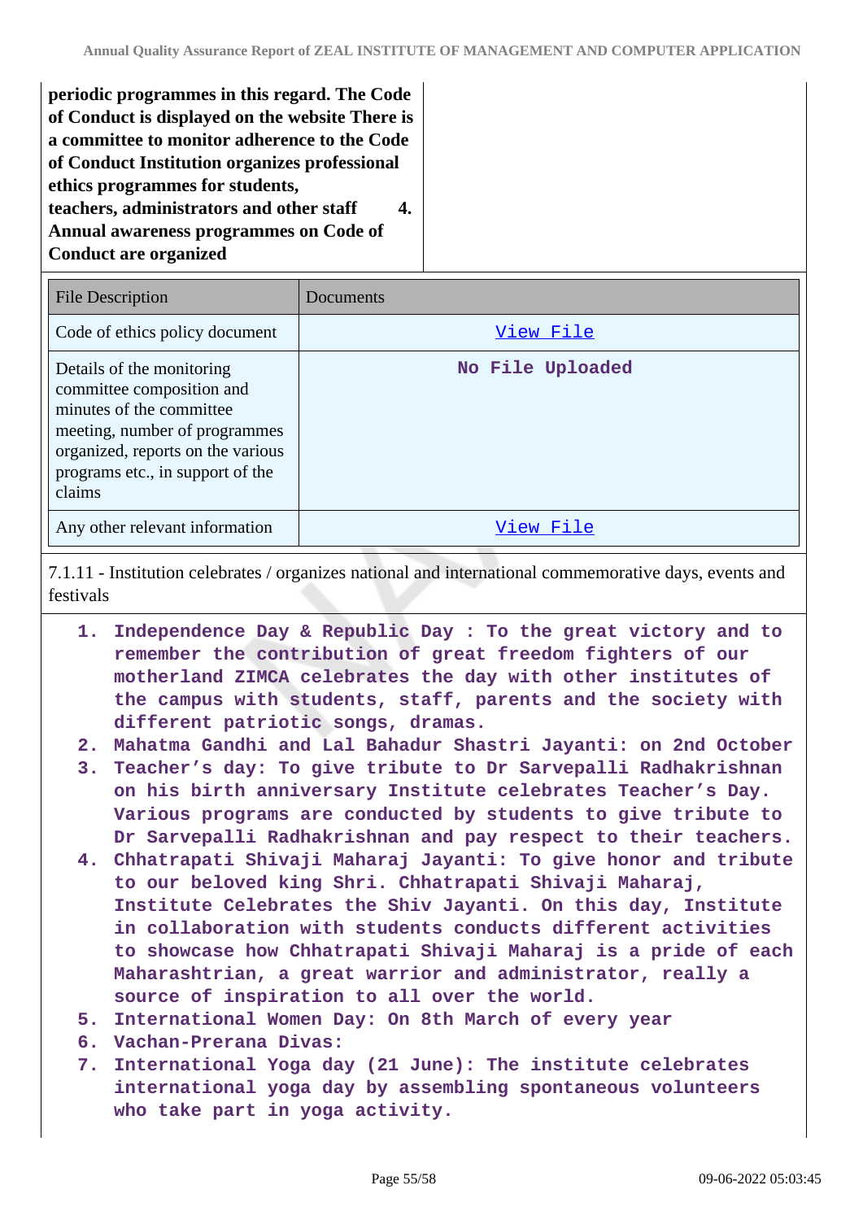**periodic programmes in this regard. The Code of Conduct is displayed on the website There is a committee to monitor adherence to the Code of Conduct Institution organizes professional ethics programmes for students, teachers, administrators and other staff 4. Annual awareness programmes on Code of Conduct are organized**

| File Description | Documents |
|---|---|
| Code of ethics policy document | View File |
| Details of the monitoring committee composition and minutes of the committee meeting, number of programmes organized, reports on the various programs etc., in support of the claims | No File Uploaded |
| Any other relevant information | View File |

7.1.11 - Institution celebrates / organizes national and international commemorative days, events and festivals

1. **Independence Day & Republic Day : To the great victory and to remember the contribution of great freedom fighters of our motherland ZIMCA celebrates the day with other institutes of the campus with students, staff, parents and the society with different patriotic songs, dramas.**
2. **Mahatma Gandhi and Lal Bahadur Shastri Jayanti: on 2nd October**
3. **Teacher's day: To give tribute to Dr Sarvepalli Radhakrishnan on his birth anniversary Institute celebrates Teacher's Day. Various programs are conducted by students to give tribute to Dr Sarvepalli Radhakrishnan and pay respect to their teachers.**
4. **Chhatrapati Shivaji Maharaj Jayanti: To give honor and tribute to our beloved king Shri. Chhatrapati Shivaji Maharaj, Institute Celebrates the Shiv Jayanti. On this day, Institute in collaboration with students conducts different activities to showcase how Chhatrapati Shivaji Maharaj is a pride of each Maharashtrian, a great warrior and administrator, really a source of inspiration to all over the world.**
5. **International Women Day: On 8th March of every year**
6. **Vachan-Prerana Divas:**
7. **International Yoga day (21 June): The institute celebrates international yoga day by assembling spontaneous volunteers who take part in yoga activity.**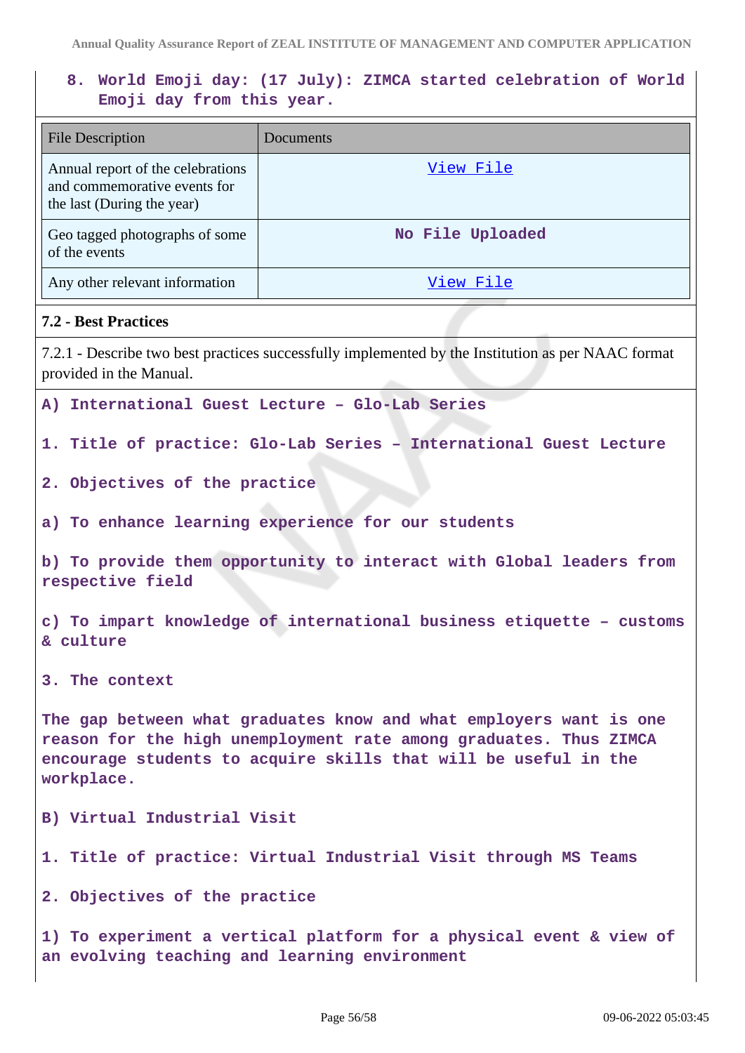8. **World Emoji day: (17 July): ZIMCA started celebration of World Emoji day from this year.**

| File Description | Documents |
|---|---|
| Annual report of the celebrations and commemorative events for the last (During the year) | View File |
| Geo tagged photographs of some of the events | No File Uploaded |
| Any other relevant information | View File |

### 7.2 - Best Practices

7.2.1 - Describe two best practices successfully implemented by the Institution as per NAAC format provided in the Manual.

A) International Guest Lecture – Glo-Lab Series

1. Title of practice: Glo-Lab Series – International Guest Lecture

2. Objectives of the practice

a) To enhance learning experience for our students

b) To provide them opportunity to interact with Global leaders from respective field

c) To impart knowledge of international business etiquette – customs & culture

3. The context

The gap between what graduates know and what employers want is one reason for the high unemployment rate among graduates. Thus ZIMCA encourage students to acquire skills that will be useful in the workplace.

B) Virtual Industrial Visit

1. Title of practice: Virtual Industrial Visit through MS Teams

2. Objectives of the practice

1) To experiment a vertical platform for a physical event & view of an evolving teaching and learning environment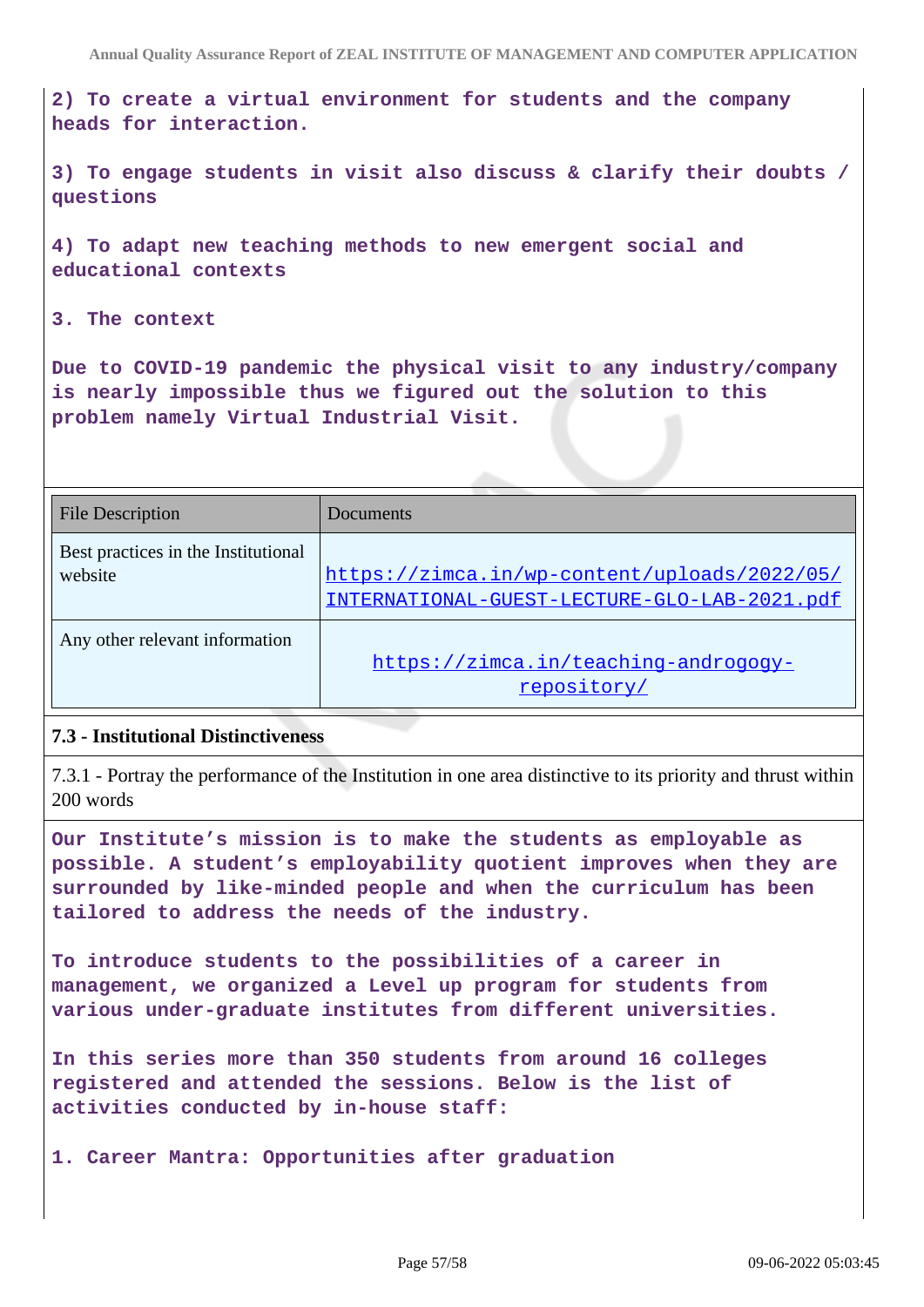2) To create a virtual environment for students and the company heads for interaction.

3) To engage students in visit also discuss & clarify their doubts / questions

4) To adapt new teaching methods to new emergent social and educational contexts

3. The context

Due to COVID-19 pandemic the physical visit to any industry/company is nearly impossible thus we figured out the solution to this problem namely Virtual Industrial Visit.

| File Description | Documents |
|---|---|
| Best practices in the Institutional website | https://zimca.in/wp-content/uploads/2022/05/INTERNATIONAL-GUEST-LECTURE-GLO-LAB-2021.pdf |
| Any other relevant information | https://zimca.in/teaching-androgogy-repository/ |

### 7.3 - Institutional Distinctiveness

7.3.1 - Portray the performance of the Institution in one area distinctive to its priority and thrust within 200 words

Our Institute's mission is to make the students as employable as possible. A student's employability quotient improves when they are surrounded by like-minded people and when the curriculum has been tailored to address the needs of the industry.

To introduce students to the possibilities of a career in management, we organized a Level up program for students from various under-graduate institutes from different universities.

In this series more than 350 students from around 16 colleges registered and attended the sessions. Below is the list of activities conducted by in-house staff:

1. Career Mantra: Opportunities after graduation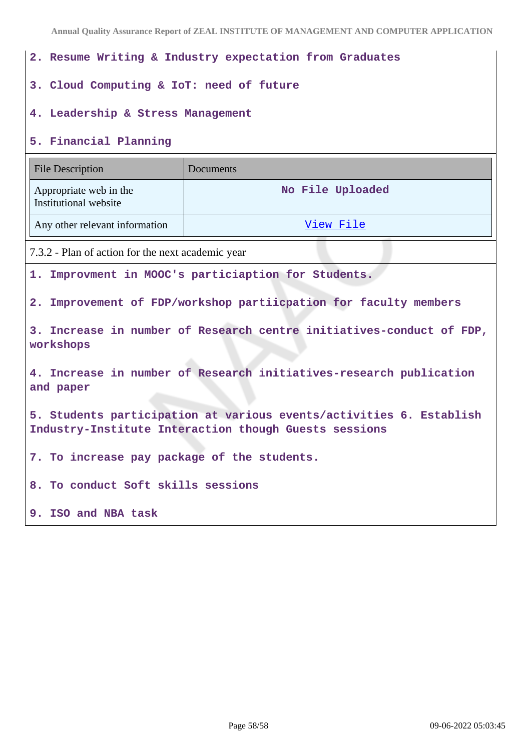2. Resume Writing & Industry expectation from Graduates

3. Cloud Computing & IoT: need of future

4. Leadership & Stress Management

5. Financial Planning

| File Description | Documents |
|---|---|
| Appropriate web in the Institutional website | No File Uploaded |
| Any other relevant information | View File |

7.3.2 - Plan of action for the next academic year

1. Improvment in MOOC's particiaption for Students.

2. Improvement of FDP/workshop partiicpation for faculty members

3. Increase in number of Research centre initiatives-conduct of FDP, workshops

4. Increase in number of Research initiatives-research publication and paper

5. Students participation at various events/activities 6. Establish Industry-Institute Interaction though Guests sessions

7. To increase pay package of the students.

8. To conduct Soft skills sessions

9. ISO and NBA task